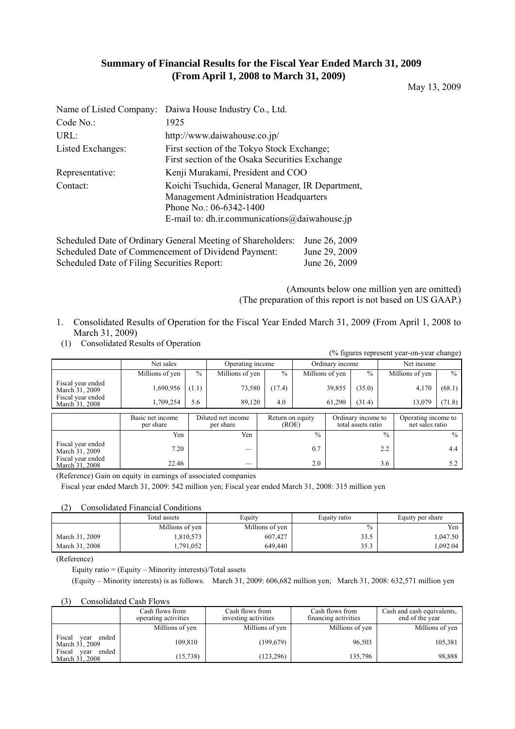# Summary of Financial Results for the Fiscal Year Ended March 31, 2009
## (From April 1, 2008 to March 31, 2009)

May 13, 2009

| | |
|---|---|
| Name of Listed Company: | Daiwa House Industry Co., Ltd. |
| Code No.: | 1925 |
| URL: | http://www.daiwahouse.co.jp/ |
| Listed Exchanges: | First section of the Tokyo Stock Exchange; First section of the Osaka Securities Exchange |
| Representative: | Kenji Murakami, President and COO |
| Contact: | Koichi Tsuchida, General Manager, IR Department, Management Administration Headquarters<br>Phone No.: 06-6342-1400<br>E-mail to: dh.ir.communications@daiwahouse.jp |

| | |
|---|---|
| Scheduled Date of Ordinary General Meeting of Shareholders: | June 26, 2009 |
| Scheduled Date of Commencement of Dividend Payment: | June 29, 2009 |
| Scheduled Date of Filing Securities Report: | June 26, 2009 |

(Amounts below one million yen are omitted)
(The preparation of this report is not based on US GAAP.)

1. Consolidated Results of Operation for the Fiscal Year Ended March 31, 2009 (From April 1, 2008 to March 31, 2009)

(1) Consolidated Results of Operation

(% figures represent year-on-year change)

| | Net sales | | Operating income | | Ordinary income | | Net income | |
|---|---|---|---|---|---|---|---|---|
| | Millions of yen | % | Millions of yen | % | Millions of yen | % | Millions of yen | % |
| Fiscal year ended March 31, 2009 | 1,690,956 | (1.1) | 73,580 | (17.4) | 39,855 | (35.0) | 4,170 | (68.1) |
| Fiscal year ended March 31, 2008 | 1,709,254 | 5.6 | 89,120 | 4.0 | 61,290 | (31.4) | 13,079 | (71.8) |

| | Basic net income per share | Diluted net income per share | Return on equity (ROE) | Ordinary income to total assets ratio | Operating income to net sales ratio |
|---|---|---|---|---|---|
| | Yen | Yen | % | % | % |
| Fiscal year ended March 31, 2009 | 7.20 | — | 0.7 | 2.2 | 4.4 |
| Fiscal year ended March 31, 2008 | 22.46 | — | 2.0 | 3.6 | 5.2 |

(Reference) Gain on equity in earnings of associated companies

Fiscal year ended March 31, 2009: 542 million yen; Fiscal year ended March 31, 2008: 315 million yen

(2) Consolidated Financial Conditions

| | Total assets | Equity | Equity ratio | Equity per share |
|---|---|---|---|---|
| | Millions of yen | Millions of yen | % | Yen |
| March 31, 2009 | 1,810,573 | 607,427 | 33.5 | 1,047.50 |
| March 31, 2008 | 1,791,052 | 649,440 | 35.3 | 1,092.04 |

(Reference)

Equity ratio = (Equity – Minority interests)/Total assets

(Equity – Minority interests) is as follows. March 31, 2009: 606,682 million yen; March 31, 2008: 632,571 million yen

(3) Consolidated Cash Flows

| | Cash flows from operating activities | Cash flows from investing activities | Cash flows from financing activities | Cash and cash equivalents, end of the year |
|---|---|---|---|---|
| | Millions of yen | Millions of yen | Millions of yen | Millions of yen |
| Fiscal year ended March 31, 2009 | 109,810 | (199,679) | 96,503 | 105,381 |
| Fiscal year ended March 31, 2008 | (15,738) | (123,296) | 135,796 | 98,888 |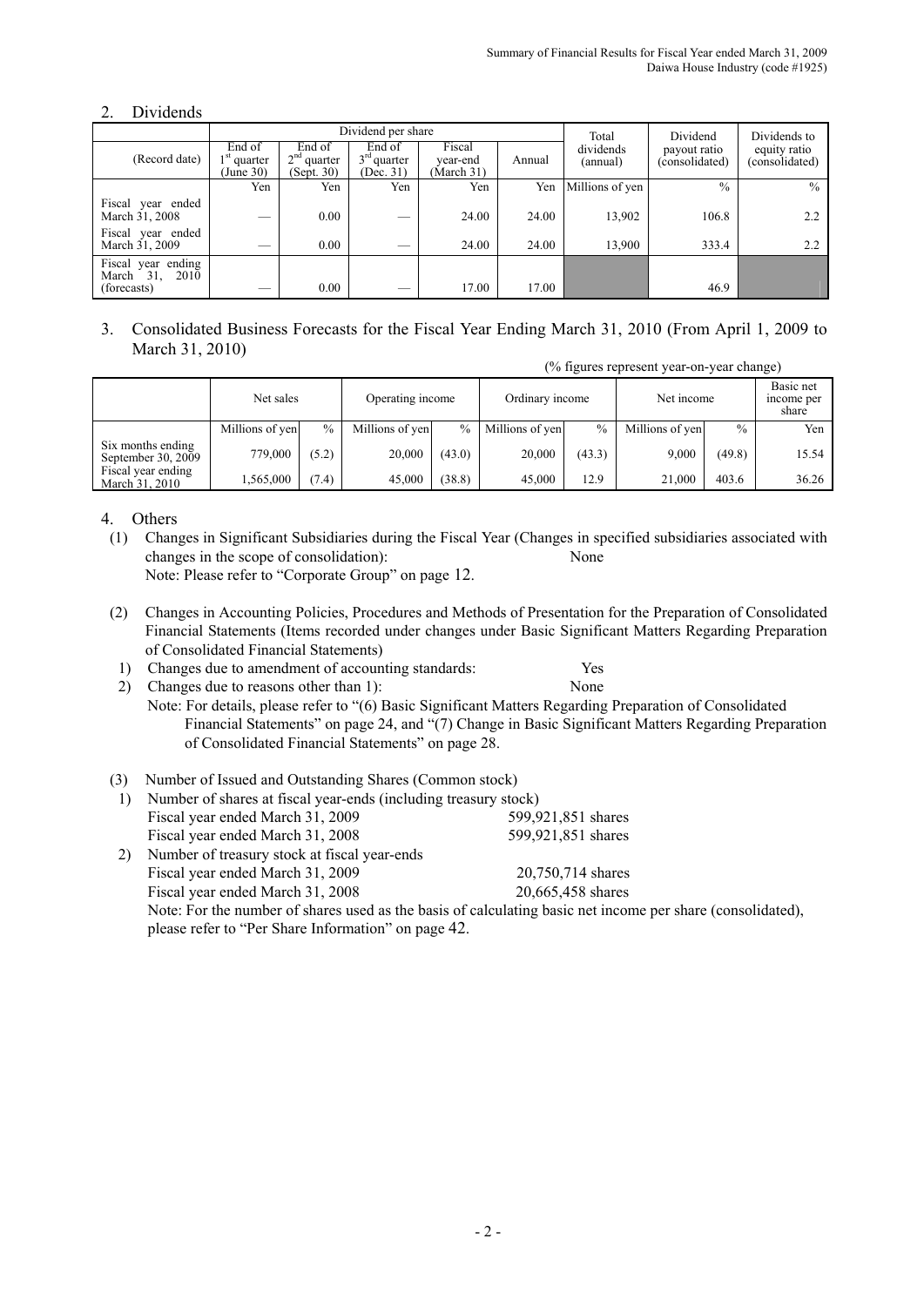## 2. Dividends

| (Record date) | Dividend per share | | | | | Total dividends (annual) | Dividend payout ratio (consolidated) | Dividends to equity ratio (consolidated) |
|---|---|---|---|---|---|---|---|---|
| | End of 1st quarter (June 30) | End of 2nd quarter (Sept. 30) | End of 3rd quarter (Dec. 31) | Fiscal year-end (March 31) | Annual | | | |
| | Yen | Yen | Yen | Yen | Yen | Millions of yen | % | % |
| Fiscal year ended March 31, 2008 | — | 0.00 | — | 24.00 | 24.00 | 13,902 | 106.8 | 2.2 |
| Fiscal year ended March 31, 2009 | — | 0.00 | — | 24.00 | 24.00 | 13,900 | 333.4 | 2.2 |
| Fiscal year ending March 31, 2010 (forecasts) | — | 0.00 | — | 17.00 | 17.00 | | 46.9 | |

## 3. Consolidated Business Forecasts for the Fiscal Year Ending March 31, 2010 (From April 1, 2009 to March 31, 2010)

(% figures represent year-on-year change)

| | Net sales | | Operating income | | Ordinary income | | Net income | | Basic net income per share |
|---|---|---|---|---|---|---|---|---|---|
| | Millions of yen | % | Millions of yen | % | Millions of yen | % | Millions of yen | % | Yen |
| Six months ending September 30, 2009 | 779,000 | (5.2) | 20,000 | (43.0) | 20,000 | (43.3) | 9,000 | (49.8) | 15.54 |
| Fiscal year ending March 31, 2010 | 1,565,000 | (7.4) | 45,000 | (38.8) | 45,000 | 12.9 | 21,000 | 403.6 | 36.26 |

## 4. Others

(1) Changes in Significant Subsidiaries during the Fiscal Year (Changes in specified subsidiaries associated with changes in the scope of consolidation): None
Note: Please refer to "Corporate Group" on page 12.

(2) Changes in Accounting Policies, Procedures and Methods of Presentation for the Preparation of Consolidated Financial Statements (Items recorded under changes under Basic Significant Matters Regarding Preparation of Consolidated Financial Statements)

1) Changes due to amendment of accounting standards: Yes
2) Changes due to reasons other than 1): None

Note: For details, please refer to "(6) Basic Significant Matters Regarding Preparation of Consolidated Financial Statements" on page 24, and "(7) Change in Basic Significant Matters Regarding Preparation of Consolidated Financial Statements" on page 28.

(3) Number of Issued and Outstanding Shares (Common stock)

1) Number of shares at fiscal year-ends (including treasury stock)
   Fiscal year ended March 31, 2009 599,921,851 shares
   Fiscal year ended March 31, 2008 599,921,851 shares
2) Number of treasury stock at fiscal year-ends
   Fiscal year ended March 31, 2009 20,750,714 shares
   Fiscal year ended March 31, 2008 20,665,458 shares

Note: For the number of shares used as the basis of calculating basic net income per share (consolidated), please refer to "Per Share Information" on page 42.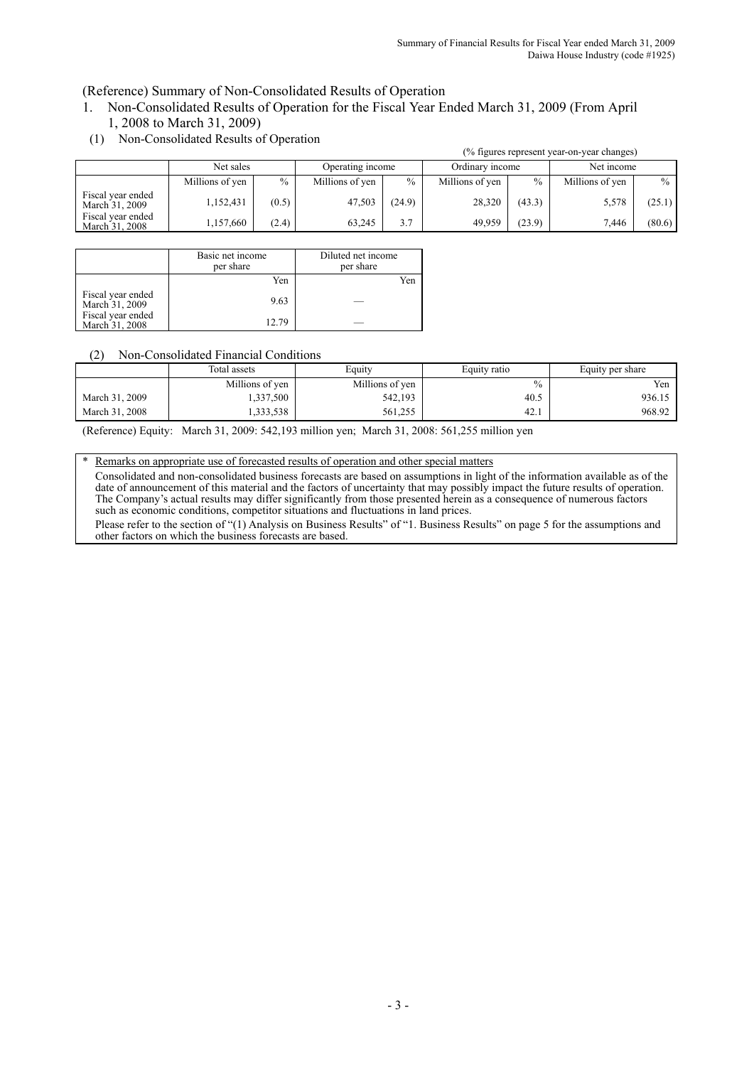(Reference) Summary of Non-Consolidated Results of Operation

1. Non-Consolidated Results of Operation for the Fiscal Year Ended March 31, 2009 (From April 1, 2008 to March 31, 2009)

(1) Non-Consolidated Results of Operation

(% figures represent year-on-year changes)

| | Net sales | | Operating income | | Ordinary income | | Net income | |
|---|---|---|---|---|---|---|---|---|
| | Millions of yen | % | Millions of yen | % | Millions of yen | % | Millions of yen | % |
| Fiscal year ended March 31, 2009 | 1,152,431 | (0.5) | 47,503 | (24.9) | 28,320 | (43.3) | 5,578 | (25.1) |
| Fiscal year ended March 31, 2008 | 1,157,660 | (2.4) | 63,245 | 3.7 | 49,959 | (23.9) | 7,446 | (80.6) |

| | Basic net income per share | Diluted net income per share |
|---|---|---|
| | Yen | Yen |
| Fiscal year ended March 31, 2009 | 9.63 | — |
| Fiscal year ended March 31, 2008 | 12.79 | — |

(2) Non-Consolidated Financial Conditions

| | Total assets | Equity | Equity ratio | Equity per share |
|---|---|---|---|---|
| | Millions of yen | Millions of yen | % | Yen |
| March 31, 2009 | 1,337,500 | 542,193 | 40.5 | 936.15 |
| March 31, 2008 | 1,333,538 | 561,255 | 42.1 | 968.92 |

(Reference) Equity: March 31, 2009: 542,193 million yen; March 31, 2008: 561,255 million yen

\* Remarks on appropriate use of forecasted results of operation and other special matters

Consolidated and non-consolidated business forecasts are based on assumptions in light of the information available as of the date of announcement of this material and the factors of uncertainty that may possibly impact the future results of operation. The Company's actual results may differ significantly from those presented herein as a consequence of numerous factors such as economic conditions, competitor situations and fluctuations in land prices.

Please refer to the section of "(1) Analysis on Business Results" of "1. Business Results" on page 5 for the assumptions and other factors on which the business forecasts are based.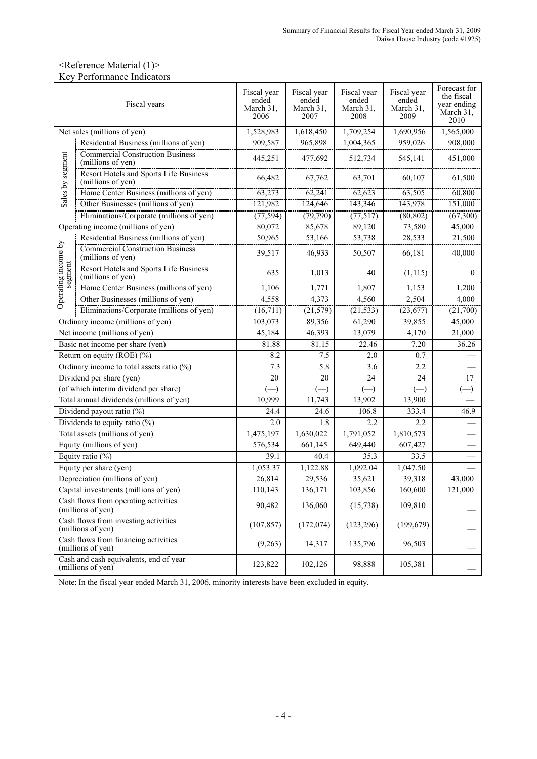<Reference Material (1)>
Key Performance Indicators

| Fiscal years | | Fiscal year ended March 31, 2006 | Fiscal year ended March 31, 2007 | Fiscal year ended March 31, 2008 | Fiscal year ended March 31, 2009 | Forecast for the fiscal year ending March 31, 2010 |
|---|---|---|---|---|---|---|
| Net sales (millions of yen) | | 1,528,983 | 1,618,450 | 1,709,254 | 1,690,956 | 1,565,000 |
| Sales by segment | Residential Business (millions of yen) | 909,587 | 965,898 | 1,004,365 | 959,026 | 908,000 |
| | Commercial Construction Business (millions of yen) | 445,251 | 477,692 | 512,734 | 545,141 | 451,000 |
| | Resort Hotels and Sports Life Business (millions of yen) | 66,482 | 67,762 | 63,701 | 60,107 | 61,500 |
| | Home Center Business (millions of yen) | 63,273 | 62,241 | 62,623 | 63,505 | 60,800 |
| | Other Businesses (millions of yen) | 121,982 | 124,646 | 143,346 | 143,978 | 151,000 |
| | Eliminations/Corporate (millions of yen) | (77,594) | (79,790) | (77,517) | (80,802) | (67,300) |
| Operating income (millions of yen) | | 80,072 | 85,678 | 89,120 | 73,580 | 45,000 |
| Operating income by segment | Residential Business (millions of yen) | 50,965 | 53,166 | 53,738 | 28,533 | 21,500 |
| | Commercial Construction Business (millions of yen) | 39,517 | 46,933 | 50,507 | 66,181 | 40,000 |
| | Resort Hotels and Sports Life Business (millions of yen) | 635 | 1,013 | 40 | (1,115) | 0 |
| | Home Center Business (millions of yen) | 1,106 | 1,771 | 1,807 | 1,153 | 1,200 |
| | Other Businesses (millions of yen) | 4,558 | 4,373 | 4,560 | 2,504 | 4,000 |
| | Eliminations/Corporate (millions of yen) | (16,711) | (21,579) | (21,533) | (23,677) | (21,700) |
| Ordinary income (millions of yen) | | 103,073 | 89,356 | 61,290 | 39,855 | 45,000 |
| Net income (millions of yen) | | 45,184 | 46,393 | 13,079 | 4,170 | 21,000 |
| Basic net income per share (yen) | | 81.88 | 81.15 | 22.46 | 7.20 | 36.26 |
| Return on equity (ROE) (%) | | 8.2 | 7.5 | 2.0 | 0.7 | — |
| Ordinary income to total assets ratio (%) | | 7.3 | 5.8 | 3.6 | 2.2 | — |
| Dividend per share (yen) | | 20 | 20 | 24 | 24 | 17 |
| (of which interim dividend per share) | | (—) | (—) | (—) | (—) | (—) |
| Total annual dividends (millions of yen) | | 10,999 | 11,743 | 13,902 | 13,900 | — |
| Dividend payout ratio (%) | | 24.4 | 24.6 | 106.8 | 333.4 | 46.9 |
| Dividends to equity ratio (%) | | 2.0 | 1.8 | 2.2 | 2.2 | — |
| Total assets (millions of yen) | | 1,475,197 | 1,630,022 | 1,791,052 | 1,810,573 | — |
| Equity (millions of yen) | | 576,534 | 661,145 | 649,440 | 607,427 | — |
| Equity ratio (%) | | 39.1 | 40.4 | 35.3 | 33.5 | — |
| Equity per share (yen) | | 1,053.37 | 1,122.88 | 1,092.04 | 1,047.50 | — |
| Depreciation (millions of yen) | | 26,814 | 29,536 | 35,621 | 39,318 | 43,000 |
| Capital investments (millions of yen) | | 110,143 | 136,171 | 103,856 | 160,600 | 121,000 |
| Cash flows from operating activities (millions of yen) | | 90,482 | 136,060 | (15,738) | 109,810 | — |
| Cash flows from investing activities (millions of yen) | | (107,857) | (172,074) | (123,296) | (199,679) | — |
| Cash flows from financing activities (millions of yen) | | (9,263) | 14,317 | 135,796 | 96,503 | — |
| Cash and cash equivalents, end of year (millions of yen) | | 123,822 | 102,126 | 98,888 | 105,381 | — |

Note: In the fiscal year ended March 31, 2006, minority interests have been excluded in equity.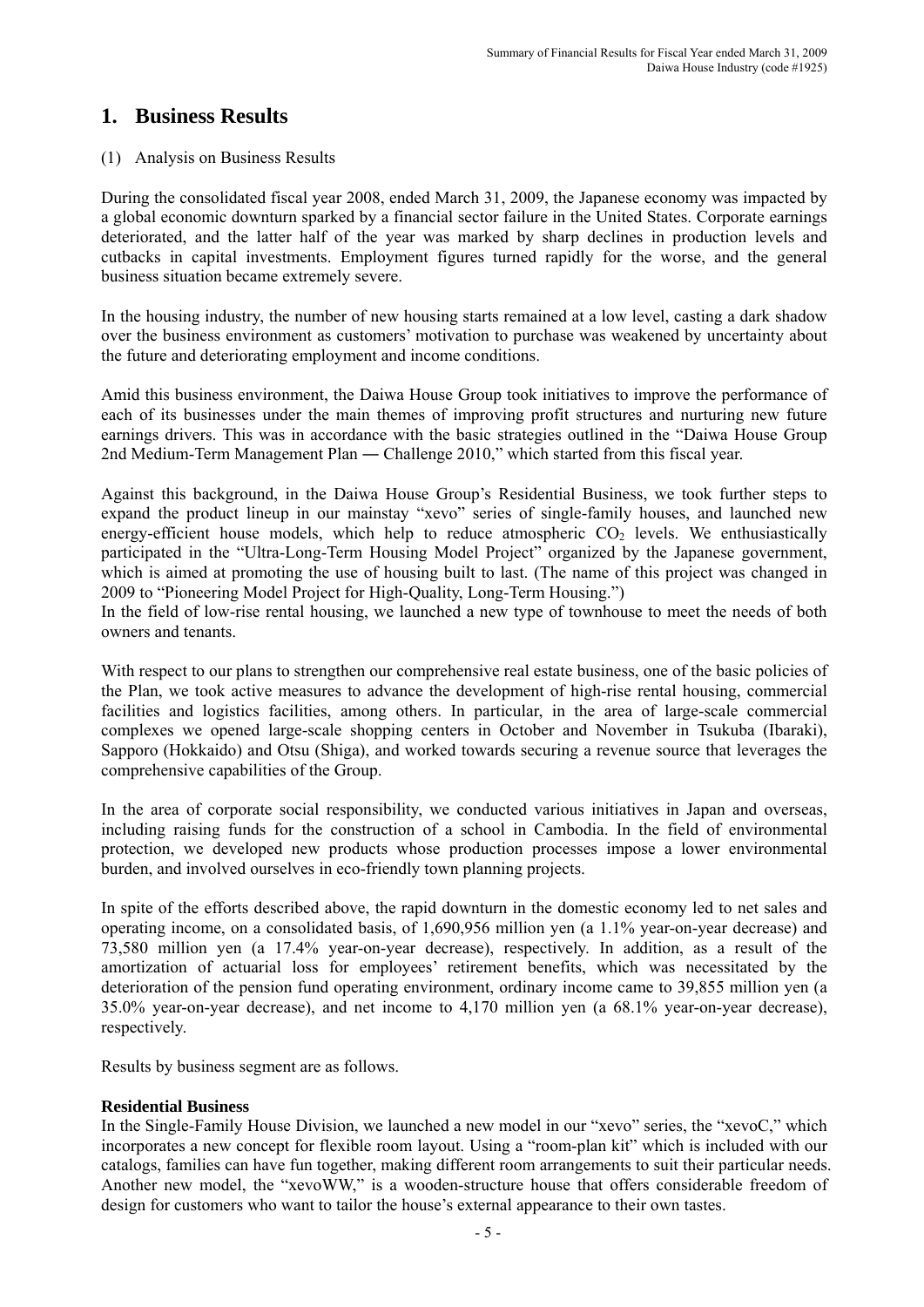# 1. Business Results

(1) Analysis on Business Results

During the consolidated fiscal year 2008, ended March 31, 2009, the Japanese economy was impacted by a global economic downturn sparked by a financial sector failure in the United States. Corporate earnings deteriorated, and the latter half of the year was marked by sharp declines in production levels and cutbacks in capital investments. Employment figures turned rapidly for the worse, and the general business situation became extremely severe.

In the housing industry, the number of new housing starts remained at a low level, casting a dark shadow over the business environment as customers' motivation to purchase was weakened by uncertainty about the future and deteriorating employment and income conditions.

Amid this business environment, the Daiwa House Group took initiatives to improve the performance of each of its businesses under the main themes of improving profit structures and nurturing new future earnings drivers. This was in accordance with the basic strategies outlined in the "Daiwa House Group 2nd Medium-Term Management Plan ― Challenge 2010," which started from this fiscal year.

Against this background, in the Daiwa House Group's Residential Business, we took further steps to expand the product lineup in our mainstay "xevo" series of single-family houses, and launched new energy-efficient house models, which help to reduce atmospheric $CO_2$ levels. We enthusiastically participated in the "Ultra-Long-Term Housing Model Project" organized by the Japanese government, which is aimed at promoting the use of housing built to last. (The name of this project was changed in 2009 to "Pioneering Model Project for High-Quality, Long-Term Housing.")
In the field of low-rise rental housing, we launched a new type of townhouse to meet the needs of both owners and tenants.

With respect to our plans to strengthen our comprehensive real estate business, one of the basic policies of the Plan, we took active measures to advance the development of high-rise rental housing, commercial facilities and logistics facilities, among others. In particular, in the area of large-scale commercial complexes we opened large-scale shopping centers in October and November in Tsukuba (Ibaraki), Sapporo (Hokkaido) and Otsu (Shiga), and worked towards securing a revenue source that leverages the comprehensive capabilities of the Group.

In the area of corporate social responsibility, we conducted various initiatives in Japan and overseas, including raising funds for the construction of a school in Cambodia. In the field of environmental protection, we developed new products whose production processes impose a lower environmental burden, and involved ourselves in eco-friendly town planning projects.

In spite of the efforts described above, the rapid downturn in the domestic economy led to net sales and operating income, on a consolidated basis, of 1,690,956 million yen (a 1.1% year-on-year decrease) and 73,580 million yen (a 17.4% year-on-year decrease), respectively. In addition, as a result of the amortization of actuarial loss for employees' retirement benefits, which was necessitated by the deterioration of the pension fund operating environment, ordinary income came to 39,855 million yen (a 35.0% year-on-year decrease), and net income to 4,170 million yen (a 68.1% year-on-year decrease), respectively.

Results by business segment are as follows.

**Residential Business**
In the Single-Family House Division, we launched a new model in our "xevo" series, the "xevoC," which incorporates a new concept for flexible room layout. Using a "room-plan kit" which is included with our catalogs, families can have fun together, making different room arrangements to suit their particular needs. Another new model, the "xevoWW," is a wooden-structure house that offers considerable freedom of design for customers who want to tailor the house's external appearance to their own tastes.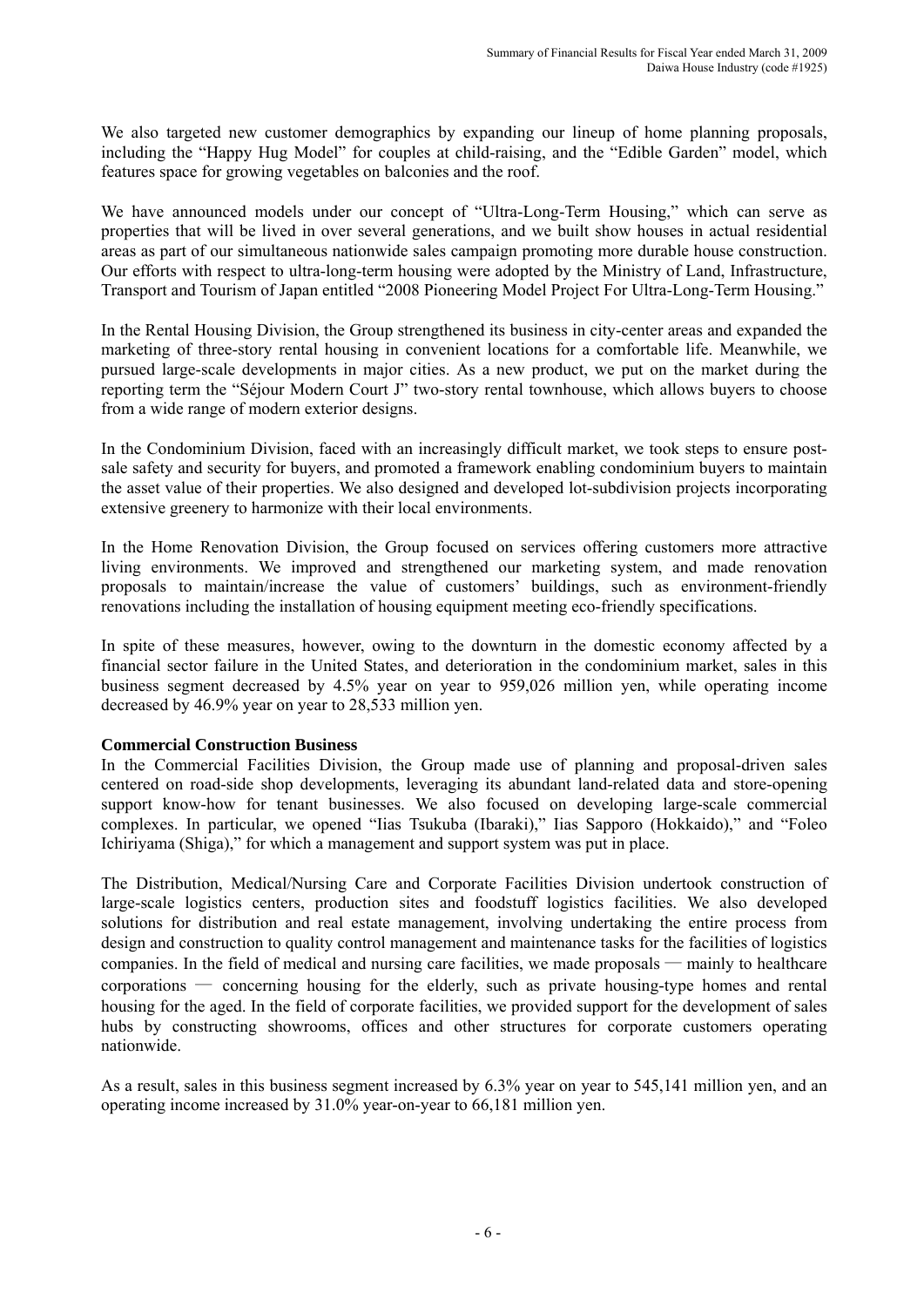We also targeted new customer demographics by expanding our lineup of home planning proposals, including the "Happy Hug Model" for couples at child-raising, and the "Edible Garden" model, which features space for growing vegetables on balconies and the roof.

We have announced models under our concept of "Ultra-Long-Term Housing," which can serve as properties that will be lived in over several generations, and we built show houses in actual residential areas as part of our simultaneous nationwide sales campaign promoting more durable house construction. Our efforts with respect to ultra-long-term housing were adopted by the Ministry of Land, Infrastructure, Transport and Tourism of Japan entitled "2008 Pioneering Model Project For Ultra-Long-Term Housing."

In the Rental Housing Division, the Group strengthened its business in city-center areas and expanded the marketing of three-story rental housing in convenient locations for a comfortable life. Meanwhile, we pursued large-scale developments in major cities. As a new product, we put on the market during the reporting term the "Séjour Modern Court J" two-story rental townhouse, which allows buyers to choose from a wide range of modern exterior designs.

In the Condominium Division, faced with an increasingly difficult market, we took steps to ensure post-sale safety and security for buyers, and promoted a framework enabling condominium buyers to maintain the asset value of their properties. We also designed and developed lot-subdivision projects incorporating extensive greenery to harmonize with their local environments.

In the Home Renovation Division, the Group focused on services offering customers more attractive living environments. We improved and strengthened our marketing system, and made renovation proposals to maintain/increase the value of customers' buildings, such as environment-friendly renovations including the installation of housing equipment meeting eco-friendly specifications.

In spite of these measures, however, owing to the downturn in the domestic economy affected by a financial sector failure in the United States, and deterioration in the condominium market, sales in this business segment decreased by 4.5% year on year to 959,026 million yen, while operating income decreased by 46.9% year on year to 28,533 million yen.

**Commercial Construction Business**

In the Commercial Facilities Division, the Group made use of planning and proposal-driven sales centered on road-side shop developments, leveraging its abundant land-related data and store-opening support know-how for tenant businesses. We also focused on developing large-scale commercial complexes. In particular, we opened "Iias Tsukuba (Ibaraki)," Iias Sapporo (Hokkaido)," and "Foleo Ichiriyama (Shiga)," for which a management and support system was put in place.

The Distribution, Medical/Nursing Care and Corporate Facilities Division undertook construction of large-scale logistics centers, production sites and foodstuff logistics facilities. We also developed solutions for distribution and real estate management, involving undertaking the entire process from design and construction to quality control management and maintenance tasks for the facilities of logistics companies. In the field of medical and nursing care facilities, we made proposals — mainly to healthcare corporations — concerning housing for the elderly, such as private housing-type homes and rental housing for the aged. In the field of corporate facilities, we provided support for the development of sales hubs by constructing showrooms, offices and other structures for corporate customers operating nationwide.

As a result, sales in this business segment increased by 6.3% year on year to 545,141 million yen, and an operating income increased by 31.0% year-on-year to 66,181 million yen.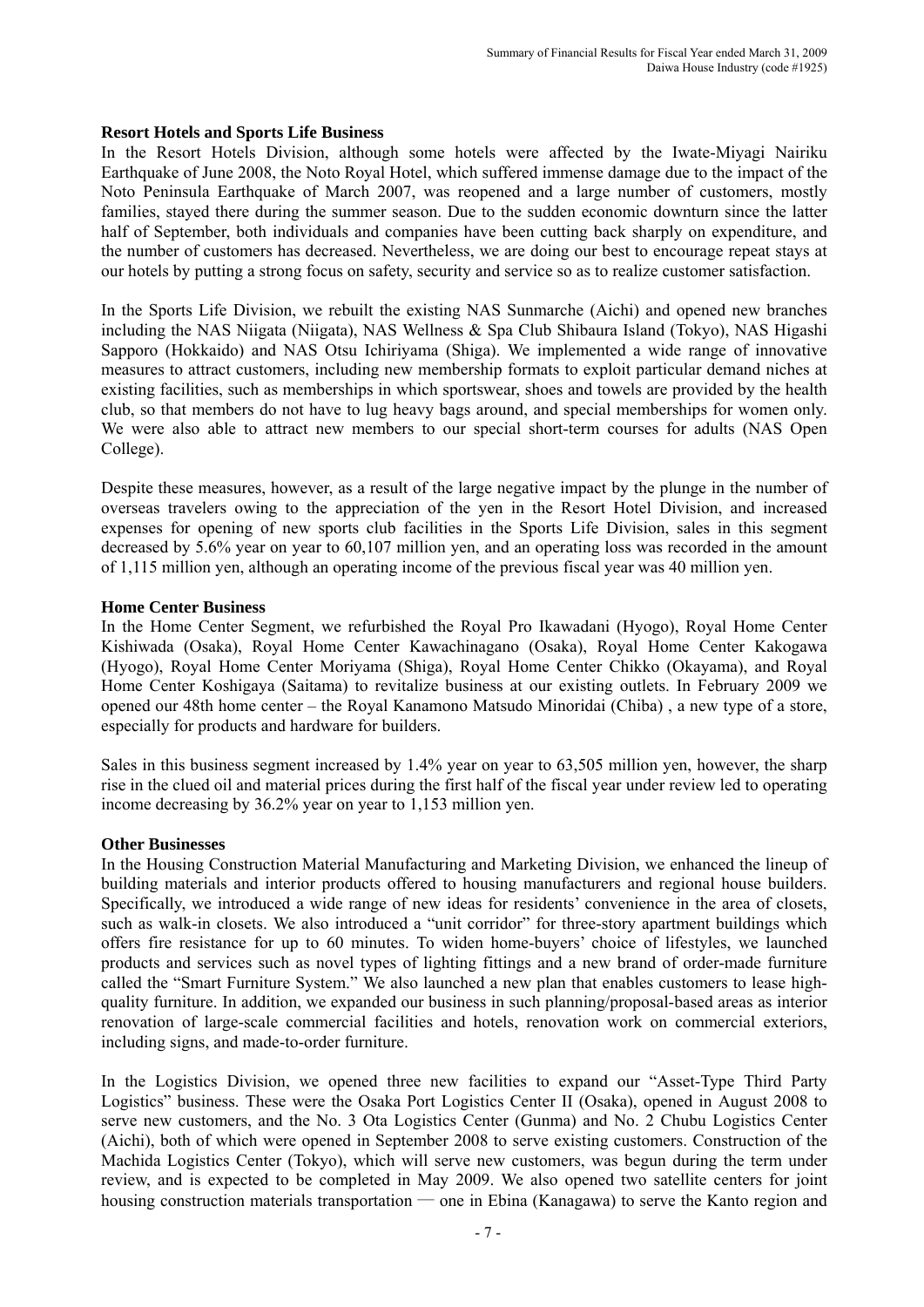**Resort Hotels and Sports Life Business**

In the Resort Hotels Division, although some hotels were affected by the Iwate-Miyagi Nairiku Earthquake of June 2008, the Noto Royal Hotel, which suffered immense damage due to the impact of the Noto Peninsula Earthquake of March 2007, was reopened and a large number of customers, mostly families, stayed there during the summer season. Due to the sudden economic downturn since the latter half of September, both individuals and companies have been cutting back sharply on expenditure, and the number of customers has decreased. Nevertheless, we are doing our best to encourage repeat stays at our hotels by putting a strong focus on safety, security and service so as to realize customer satisfaction.

In the Sports Life Division, we rebuilt the existing NAS Sunmarche (Aichi) and opened new branches including the NAS Niigata (Niigata), NAS Wellness & Spa Club Shibaura Island (Tokyo), NAS Higashi Sapporo (Hokkaido) and NAS Otsu Ichiriyama (Shiga). We implemented a wide range of innovative measures to attract customers, including new membership formats to exploit particular demand niches at existing facilities, such as memberships in which sportswear, shoes and towels are provided by the health club, so that members do not have to lug heavy bags around, and special memberships for women only. We were also able to attract new members to our special short-term courses for adults (NAS Open College).

Despite these measures, however, as a result of the large negative impact by the plunge in the number of overseas travelers owing to the appreciation of the yen in the Resort Hotel Division, and increased expenses for opening of new sports club facilities in the Sports Life Division, sales in this segment decreased by 5.6% year on year to 60,107 million yen, and an operating loss was recorded in the amount of 1,115 million yen, although an operating income of the previous fiscal year was 40 million yen.

**Home Center Business**

In the Home Center Segment, we refurbished the Royal Pro Ikawadani (Hyogo), Royal Home Center Kishiwada (Osaka), Royal Home Center Kawachinagano (Osaka), Royal Home Center Kakogawa (Hyogo), Royal Home Center Moriyama (Shiga), Royal Home Center Chikko (Okayama), and Royal Home Center Koshigaya (Saitama) to revitalize business at our existing outlets. In February 2009 we opened our 48th home center – the Royal Kanamono Matsudo Minoridai (Chiba) , a new type of a store, especially for products and hardware for builders.

Sales in this business segment increased by 1.4% year on year to 63,505 million yen, however, the sharp rise in the clued oil and material prices during the first half of the fiscal year under review led to operating income decreasing by 36.2% year on year to 1,153 million yen.

**Other Businesses**

In the Housing Construction Material Manufacturing and Marketing Division, we enhanced the lineup of building materials and interior products offered to housing manufacturers and regional house builders. Specifically, we introduced a wide range of new ideas for residents' convenience in the area of closets, such as walk-in closets. We also introduced a "unit corridor" for three-story apartment buildings which offers fire resistance for up to 60 minutes. To widen home-buyers' choice of lifestyles, we launched products and services such as novel types of lighting fittings and a new brand of order-made furniture called the "Smart Furniture System." We also launched a new plan that enables customers to lease high-quality furniture. In addition, we expanded our business in such planning/proposal-based areas as interior renovation of large-scale commercial facilities and hotels, renovation work on commercial exteriors, including signs, and made-to-order furniture.

In the Logistics Division, we opened three new facilities to expand our "Asset-Type Third Party Logistics" business. These were the Osaka Port Logistics Center II (Osaka), opened in August 2008 to serve new customers, and the No. 3 Ota Logistics Center (Gunma) and No. 2 Chubu Logistics Center (Aichi), both of which were opened in September 2008 to serve existing customers. Construction of the Machida Logistics Center (Tokyo), which will serve new customers, was begun during the term under review, and is expected to be completed in May 2009. We also opened two satellite centers for joint housing construction materials transportation — one in Ebina (Kanagawa) to serve the Kanto region and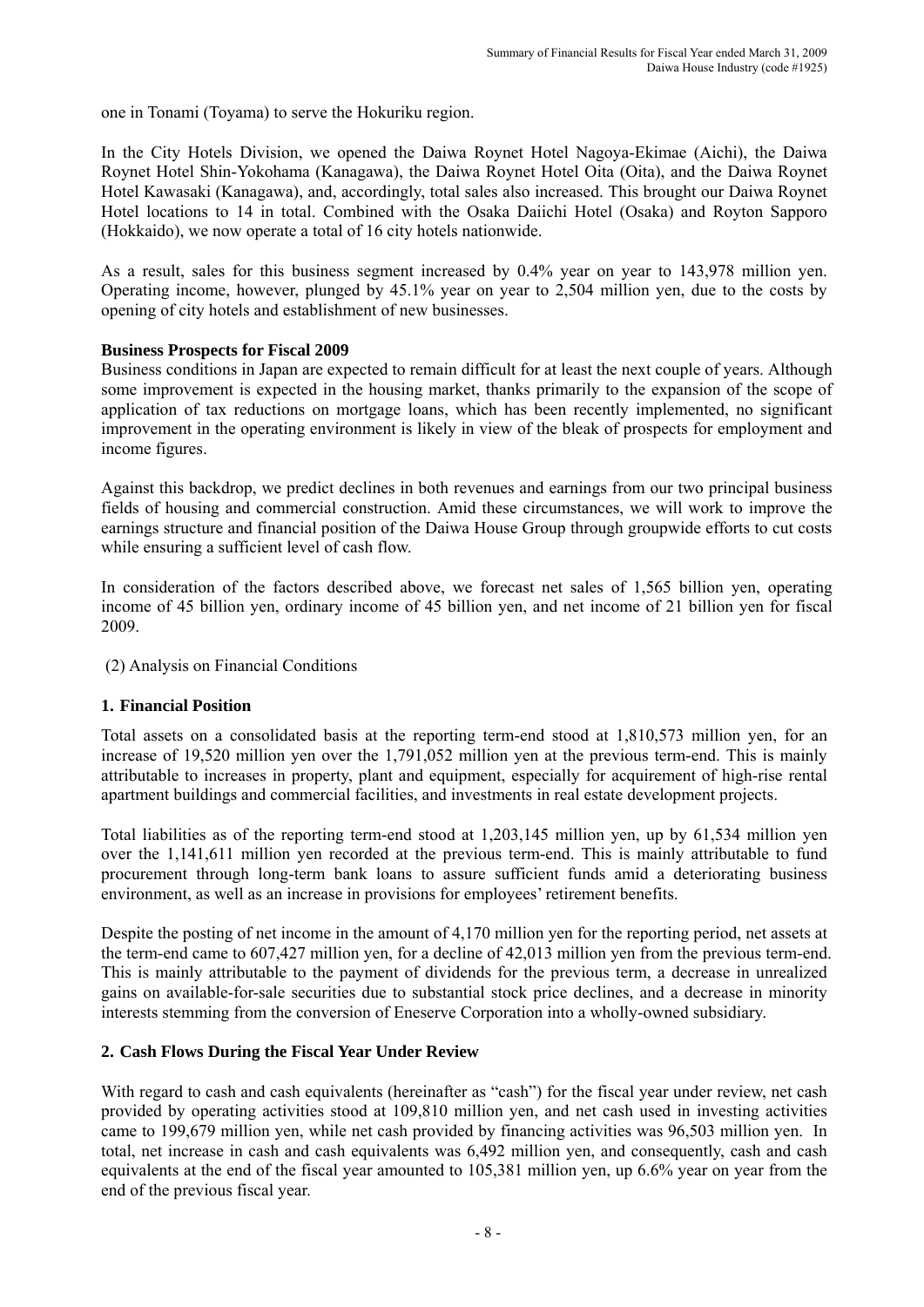one in Tonami (Toyama) to serve the Hokuriku region.

In the City Hotels Division, we opened the Daiwa Roynet Hotel Nagoya-Ekimae (Aichi), the Daiwa Roynet Hotel Shin-Yokohama (Kanagawa), the Daiwa Roynet Hotel Oita (Oita), and the Daiwa Roynet Hotel Kawasaki (Kanagawa), and, accordingly, total sales also increased. This brought our Daiwa Roynet Hotel locations to 14 in total. Combined with the Osaka Daiichi Hotel (Osaka) and Royton Sapporo (Hokkaido), we now operate a total of 16 city hotels nationwide.

As a result, sales for this business segment increased by 0.4% year on year to 143,978 million yen. Operating income, however, plunged by 45.1% year on year to 2,504 million yen, due to the costs by opening of city hotels and establishment of new businesses.

**Business Prospects for Fiscal 2009**

Business conditions in Japan are expected to remain difficult for at least the next couple of years. Although some improvement is expected in the housing market, thanks primarily to the expansion of the scope of application of tax reductions on mortgage loans, which has been recently implemented, no significant improvement in the operating environment is likely in view of the bleak of prospects for employment and income figures.

Against this backdrop, we predict declines in both revenues and earnings from our two principal business fields of housing and commercial construction. Amid these circumstances, we will work to improve the earnings structure and financial position of the Daiwa House Group through groupwide efforts to cut costs while ensuring a sufficient level of cash flow.

In consideration of the factors described above, we forecast net sales of 1,565 billion yen, operating income of 45 billion yen, ordinary income of 45 billion yen, and net income of 21 billion yen for fiscal 2009.

(2) Analysis on Financial Conditions

**1. Financial Position**

Total assets on a consolidated basis at the reporting term-end stood at 1,810,573 million yen, for an increase of 19,520 million yen over the 1,791,052 million yen at the previous term-end. This is mainly attributable to increases in property, plant and equipment, especially for acquirement of high-rise rental apartment buildings and commercial facilities, and investments in real estate development projects.

Total liabilities as of the reporting term-end stood at 1,203,145 million yen, up by 61,534 million yen over the 1,141,611 million yen recorded at the previous term-end. This is mainly attributable to fund procurement through long-term bank loans to assure sufficient funds amid a deteriorating business environment, as well as an increase in provisions for employees' retirement benefits.

Despite the posting of net income in the amount of 4,170 million yen for the reporting period, net assets at the term-end came to 607,427 million yen, for a decline of 42,013 million yen from the previous term-end. This is mainly attributable to the payment of dividends for the previous term, a decrease in unrealized gains on available-for-sale securities due to substantial stock price declines, and a decrease in minority interests stemming from the conversion of Eneserve Corporation into a wholly-owned subsidiary.

**2. Cash Flows During the Fiscal Year Under Review**

With regard to cash and cash equivalents (hereinafter as "cash") for the fiscal year under review, net cash provided by operating activities stood at 109,810 million yen, and net cash used in investing activities came to 199,679 million yen, while net cash provided by financing activities was 96,503 million yen. In total, net increase in cash and cash equivalents was 6,492 million yen, and consequently, cash and cash equivalents at the end of the fiscal year amounted to 105,381 million yen, up 6.6% year on year from the end of the previous fiscal year.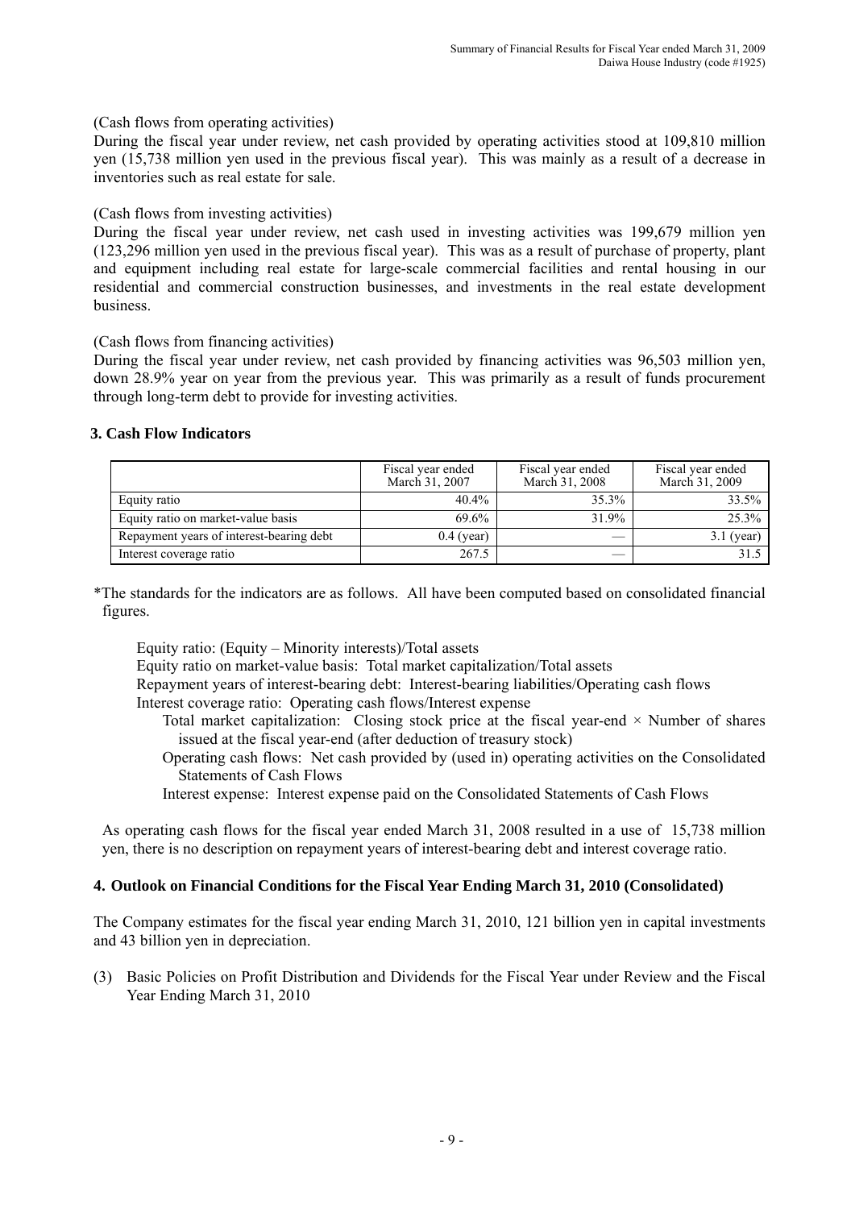(Cash flows from operating activities)

During the fiscal year under review, net cash provided by operating activities stood at 109,810 million yen (15,738 million yen used in the previous fiscal year). This was mainly as a result of a decrease in inventories such as real estate for sale.

(Cash flows from investing activities)

During the fiscal year under review, net cash used in investing activities was 199,679 million yen (123,296 million yen used in the previous fiscal year). This was as a result of purchase of property, plant and equipment including real estate for large-scale commercial facilities and rental housing in our residential and commercial construction businesses, and investments in the real estate development business.

(Cash flows from financing activities)

During the fiscal year under review, net cash provided by financing activities was 96,503 million yen, down 28.9% year on year from the previous year. This was primarily as a result of funds procurement through long-term debt to provide for investing activities.

### 3. Cash Flow Indicators

| | Fiscal year ended March 31, 2007 | Fiscal year ended March 31, 2008 | Fiscal year ended March 31, 2009 |
|---|---|---|---|
| Equity ratio | 40.4% | 35.3% | 33.5% |
| Equity ratio on market-value basis | 69.6% | 31.9% | 25.3% |
| Repayment years of interest-bearing debt | 0.4 (year) | — | 3.1 (year) |
| Interest coverage ratio | 267.5 | — | 31.5 |

*The standards for the indicators are as follows. All have been computed based on consolidated financial figures.

Equity ratio: (Equity – Minority interests)/Total assets
Equity ratio on market-value basis: Total market capitalization/Total assets
Repayment years of interest-bearing debt: Interest-bearing liabilities/Operating cash flows
Interest coverage ratio: Operating cash flows/Interest expense
Total market capitalization: Closing stock price at the fiscal year-end × Number of shares issued at the fiscal year-end (after deduction of treasury stock)
Operating cash flows: Net cash provided by (used in) operating activities on the Consolidated Statements of Cash Flows
Interest expense: Interest expense paid on the Consolidated Statements of Cash Flows

As operating cash flows for the fiscal year ended March 31, 2008 resulted in a use of 15,738 million yen, there is no description on repayment years of interest-bearing debt and interest coverage ratio.

### 4. Outlook on Financial Conditions for the Fiscal Year Ending March 31, 2010 (Consolidated)

The Company estimates for the fiscal year ending March 31, 2010, 121 billion yen in capital investments and 43 billion yen in depreciation.

(3) Basic Policies on Profit Distribution and Dividends for the Fiscal Year under Review and the Fiscal Year Ending March 31, 2010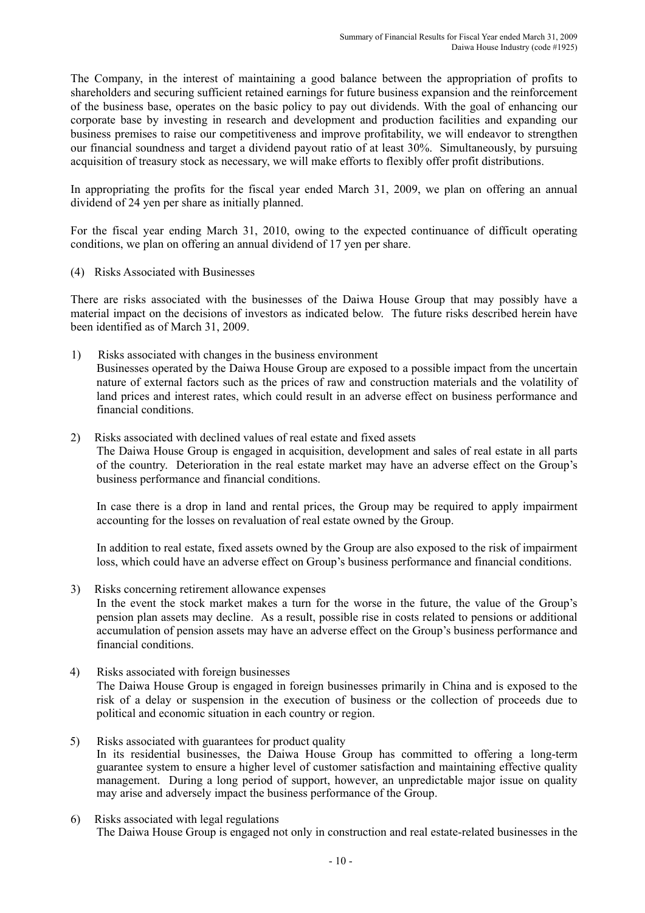The Company, in the interest of maintaining a good balance between the appropriation of profits to shareholders and securing sufficient retained earnings for future business expansion and the reinforcement of the business base, operates on the basic policy to pay out dividends. With the goal of enhancing our corporate base by investing in research and development and production facilities and expanding our business premises to raise our competitiveness and improve profitability, we will endeavor to strengthen our financial soundness and target a dividend payout ratio of at least 30%. Simultaneously, by pursuing acquisition of treasury stock as necessary, we will make efforts to flexibly offer profit distributions.

In appropriating the profits for the fiscal year ended March 31, 2009, we plan on offering an annual dividend of 24 yen per share as initially planned.

For the fiscal year ending March 31, 2010, owing to the expected continuance of difficult operating conditions, we plan on offering an annual dividend of 17 yen per share.

(4) Risks Associated with Businesses

There are risks associated with the businesses of the Daiwa House Group that may possibly have a material impact on the decisions of investors as indicated below. The future risks described herein have been identified as of March 31, 2009.

1) Risks associated with changes in the business environment
Businesses operated by the Daiwa House Group are exposed to a possible impact from the uncertain nature of external factors such as the prices of raw and construction materials and the volatility of land prices and interest rates, which could result in an adverse effect on business performance and financial conditions.

2) Risks associated with declined values of real estate and fixed assets
The Daiwa House Group is engaged in acquisition, development and sales of real estate in all parts of the country. Deterioration in the real estate market may have an adverse effect on the Group's business performance and financial conditions.

In case there is a drop in land and rental prices, the Group may be required to apply impairment accounting for the losses on revaluation of real estate owned by the Group.

In addition to real estate, fixed assets owned by the Group are also exposed to the risk of impairment loss, which could have an adverse effect on Group's business performance and financial conditions.

3) Risks concerning retirement allowance expenses
In the event the stock market makes a turn for the worse in the future, the value of the Group's pension plan assets may decline. As a result, possible rise in costs related to pensions or additional accumulation of pension assets may have an adverse effect on the Group's business performance and financial conditions.

4) Risks associated with foreign businesses
The Daiwa House Group is engaged in foreign businesses primarily in China and is exposed to the risk of a delay or suspension in the execution of business or the collection of proceeds due to political and economic situation in each country or region.

5) Risks associated with guarantees for product quality
In its residential businesses, the Daiwa House Group has committed to offering a long-term guarantee system to ensure a higher level of customer satisfaction and maintaining effective quality management. During a long period of support, however, an unpredictable major issue on quality may arise and adversely impact the business performance of the Group.

6) Risks associated with legal regulations
The Daiwa House Group is engaged not only in construction and real estate-related businesses in the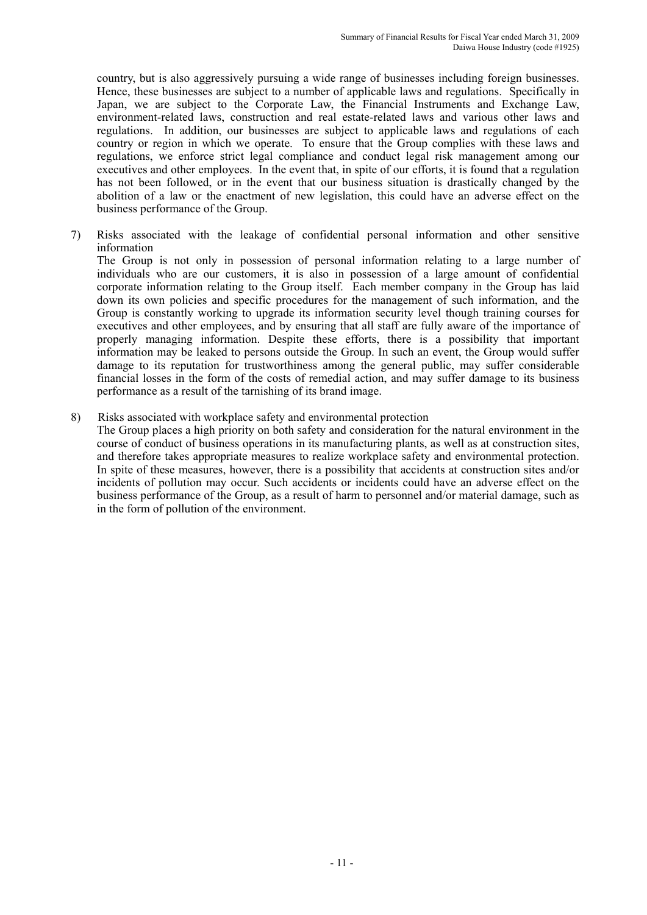country, but is also aggressively pursuing a wide range of businesses including foreign businesses. Hence, these businesses are subject to a number of applicable laws and regulations. Specifically in Japan, we are subject to the Corporate Law, the Financial Instruments and Exchange Law, environment-related laws, construction and real estate-related laws and various other laws and regulations. In addition, our businesses are subject to applicable laws and regulations of each country or region in which we operate. To ensure that the Group complies with these laws and regulations, we enforce strict legal compliance and conduct legal risk management among our executives and other employees. In the event that, in spite of our efforts, it is found that a regulation has not been followed, or in the event that our business situation is drastically changed by the abolition of a law or the enactment of new legislation, this could have an adverse effect on the business performance of the Group.

7) Risks associated with the leakage of confidential personal information and other sensitive information

The Group is not only in possession of personal information relating to a large number of individuals who are our customers, it is also in possession of a large amount of confidential corporate information relating to the Group itself. Each member company in the Group has laid down its own policies and specific procedures for the management of such information, and the Group is constantly working to upgrade its information security level though training courses for executives and other employees, and by ensuring that all staff are fully aware of the importance of properly managing information. Despite these efforts, there is a possibility that important information may be leaked to persons outside the Group. In such an event, the Group would suffer damage to its reputation for trustworthiness among the general public, may suffer considerable financial losses in the form of the costs of remedial action, and may suffer damage to its business performance as a result of the tarnishing of its brand image.

8) Risks associated with workplace safety and environmental protection

The Group places a high priority on both safety and consideration for the natural environment in the course of conduct of business operations in its manufacturing plants, as well as at construction sites, and therefore takes appropriate measures to realize workplace safety and environmental protection. In spite of these measures, however, there is a possibility that accidents at construction sites and/or incidents of pollution may occur. Such accidents or incidents could have an adverse effect on the business performance of the Group, as a result of harm to personnel and/or material damage, such as in the form of pollution of the environment.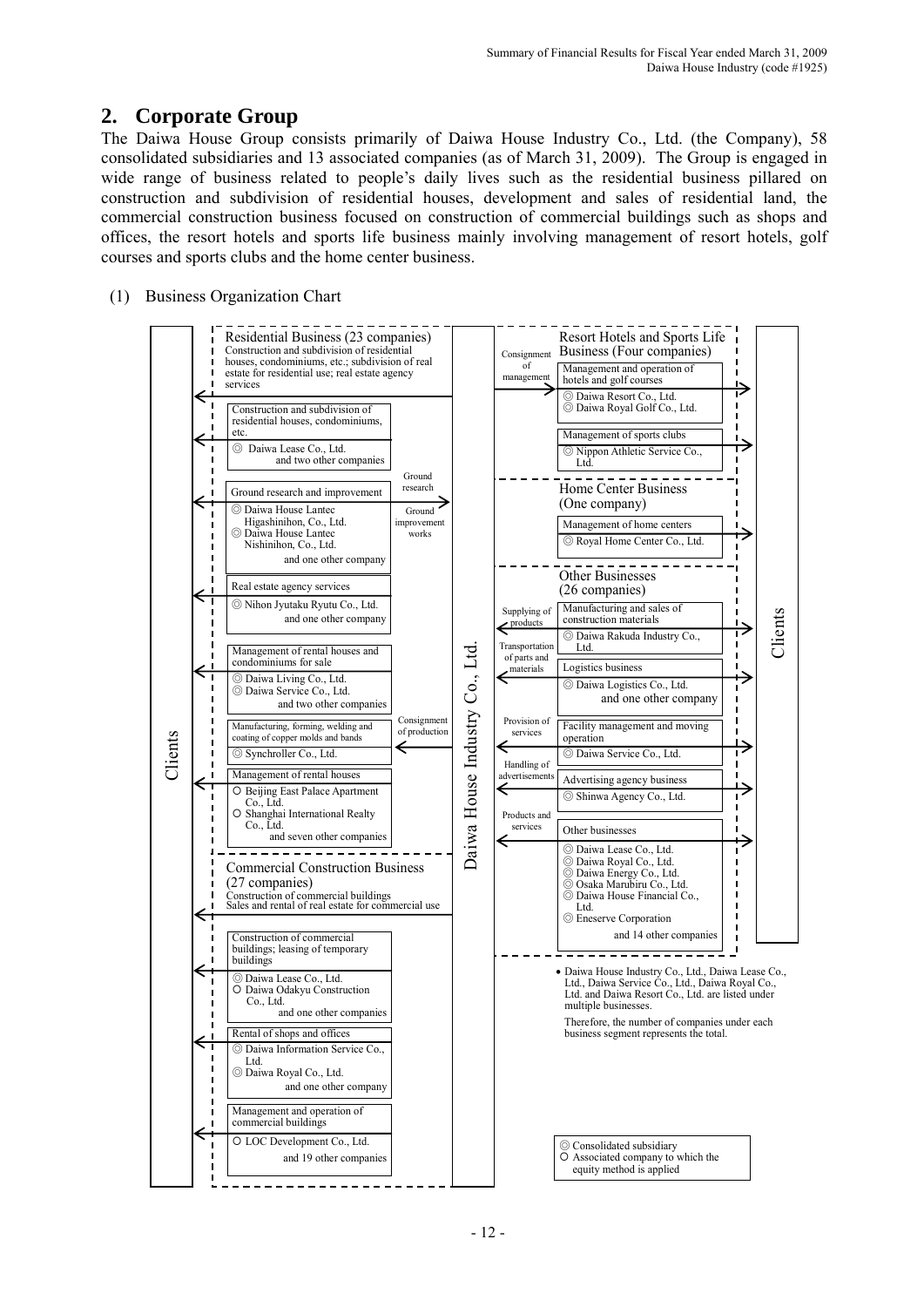## 2. Corporate Group

The Daiwa House Group consists primarily of Daiwa House Industry Co., Ltd. (the Company), 58 consolidated subsidiaries and 13 associated companies (as of March 31, 2009). The Group is engaged in wide range of business related to people's daily lives such as the residential business pillared on construction and subdivision of residential houses, development and sales of residential land, the commercial construction business focused on construction of commercial buildings such as shops and offices, the resort hotels and sports life business mainly involving management of resort hotels, golf courses and sports clubs and the home center business.

(1) Business Organization Chart

Clients

**Residential Business (23 companies)**
Construction and subdivision of residential houses, condominiums, etc.; subdivision of real estate for residential use; real estate agency services

- Construction and subdivision of residential houses, condominiums, etc.
  - ◎ Daiwa Lease Co., Ltd. and two other companies
- Ground research and improvement (Ground research / Ground improvement works)
  - ◎ Daiwa House Lantec Higashinihon, Co., Ltd.
  - ◎ Daiwa House Lantec Nishinihon, Co., Ltd.
  - and one other company
- Real estate agency services
  - ◎ Nihon Jyutaku Ryutu Co., Ltd. and one other company
- Management of rental houses and condominiums for sale
  - ◎ Daiwa Living Co., Ltd.
  - ◎ Daiwa Service Co., Ltd.
  - and two other companies
- Manufacturing, forming, welding and coating of copper molds and bands (Consignment of production)
  - ◎ Synchroller Co., Ltd.
- Management of rental houses
  - ○ Beijing East Palace Apartment Co., Ltd.
  - ○ Shanghai International Realty Co., Ltd.
  - and seven other companies

**Commercial Construction Business (27 companies)**
Construction of commercial buildings
Sales and rental of real estate for commercial use

- Construction of commercial buildings; leasing of temporary buildings
  - ◎ Daiwa Lease Co., Ltd.
  - ○ Daiwa Odakyu Construction Co., Ltd.
  - and one other companies
- Rental of shops and offices
  - ◎ Daiwa Information Service Co., Ltd.
  - ◎ Daiwa Royal Co., Ltd.
  - and one other company
- Management and operation of commercial buildings
  - ○ LOC Development Co., Ltd. and 19 other companies

**Daiwa House Industry Co., Ltd.**

**Resort Hotels and Sports Life Business (Four companies)** (Consignment of management)

- Management and operation of hotels and golf courses
  - ◎ Daiwa Resort Co., Ltd.
  - ◎ Daiwa Royal Golf Co., Ltd.
- Management of sports clubs
  - ◎ Nippon Athletic Service Co., Ltd.

**Home Center Business (One company)**

- Management of home centers
  - ◎ Royal Home Center Co., Ltd.

**Other Businesses (26 companies)**

- Manufacturing and sales of construction materials (Supplying of products)
  - ◎ Daiwa Rakuda Industry Co., Ltd.
- Logistics business (Transportation of parts and materials)
  - ◎ Daiwa Logistics Co., Ltd. and one other company
- Facility management and moving operation (Provision of services)
  - ◎ Daiwa Service Co., Ltd.
- Advertising agency business (Handling of advertisements)
  - ◎ Shinwa Agency Co., Ltd.
- Other businesses (Products and services)
  - ◎ Daiwa Lease Co., Ltd.
  - ◎ Daiwa Royal Co., Ltd.
  - ◎ Daiwa Energy Co., Ltd.
  - ◎ Osaka Marubiru Co., Ltd.
  - ◎ Daiwa House Financial Co., Ltd.
  - ◎ Eneserve Corporation
  - and 14 other companies

Clients

- Daiwa House Industry Co., Ltd., Daiwa Lease Co., Ltd., Daiwa Service Co., Ltd., Daiwa Royal Co., Ltd. and Daiwa Resort Co., Ltd. are listed under multiple businesses.

Therefore, the number of companies under each business segment represents the total.

◎ Consolidated subsidiary
○ Associated company to which the equity method is applied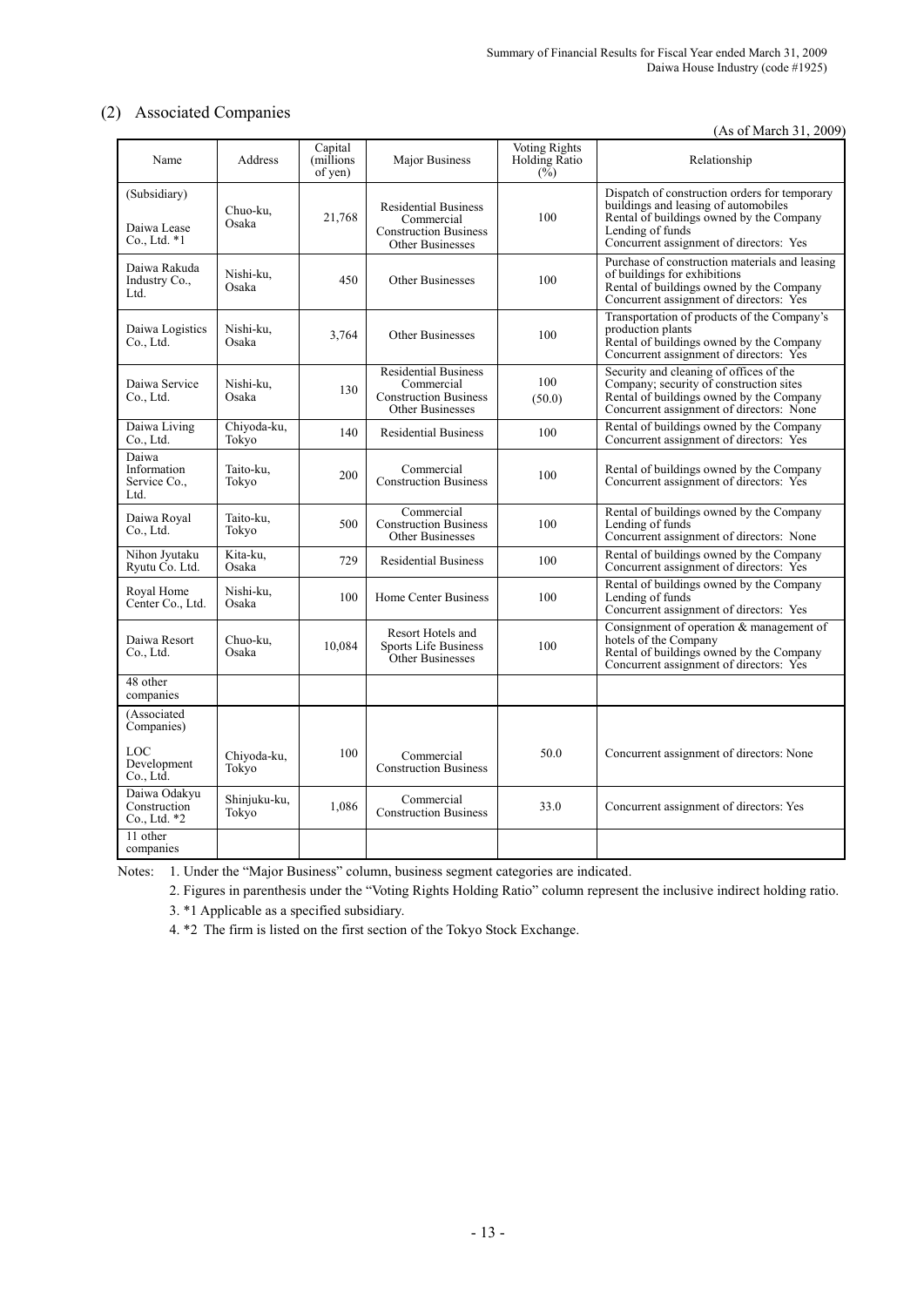## (2) Associated Companies

(As of March 31, 2009)

| Name | Address | Capital (millions of yen) | Major Business | Voting Rights Holding Ratio (%) | Relationship |
|---|---|---|---|---|---|
| (Subsidiary)<br><br>Daiwa Lease Co., Ltd. *1 | Chuo-ku, Osaka | 21,768 | Residential Business<br>Commercial Construction Business<br>Other Businesses | 100 | Dispatch of construction orders for temporary buildings and leasing of automobiles<br>Rental of buildings owned by the Company<br>Lending of funds<br>Concurrent assignment of directors: Yes |
| Daiwa Rakuda Industry Co., Ltd. | Nishi-ku, Osaka | 450 | Other Businesses | 100 | Purchase of construction materials and leasing of buildings for exhibitions<br>Rental of buildings owned by the Company<br>Concurrent assignment of directors: Yes |
| Daiwa Logistics Co., Ltd. | Nishi-ku, Osaka | 3,764 | Other Businesses | 100 | Transportation of products of the Company's production plants<br>Rental of buildings owned by the Company<br>Concurrent assignment of directors: Yes |
| Daiwa Service Co., Ltd. | Nishi-ku, Osaka | 130 | Residential Business<br>Commercial Construction Business<br>Other Businesses | 100<br>(50.0) | Security and cleaning of offices of the Company; security of construction sites<br>Rental of buildings owned by the Company<br>Concurrent assignment of directors: None |
| Daiwa Living Co., Ltd. | Chiyoda-ku, Tokyo | 140 | Residential Business | 100 | Rental of buildings owned by the Company<br>Concurrent assignment of directors: Yes |
| Daiwa Information Service Co., Ltd. | Taito-ku, Tokyo | 200 | Commercial Construction Business | 100 | Rental of buildings owned by the Company<br>Concurrent assignment of directors: Yes |
| Daiwa Royal Co., Ltd. | Taito-ku, Tokyo | 500 | Commercial Construction Business<br>Other Businesses | 100 | Rental of buildings owned by the Company<br>Lending of funds<br>Concurrent assignment of directors: None |
| Nihon Jyutaku Ryutu Co. Ltd. | Kita-ku, Osaka | 729 | Residential Business | 100 | Rental of buildings owned by the Company<br>Concurrent assignment of directors: Yes |
| Royal Home Center Co., Ltd. | Nishi-ku, Osaka | 100 | Home Center Business | 100 | Rental of buildings owned by the Company<br>Lending of funds<br>Concurrent assignment of directors: Yes |
| Daiwa Resort Co., Ltd. | Chuo-ku, Osaka | 10,084 | Resort Hotels and Sports Life Business<br>Other Businesses | 100 | Consignment of operation & management of hotels of the Company<br>Rental of buildings owned by the Company<br>Concurrent assignment of directors: Yes |
| 48 other companies | | | | | |
| (Associated Companies)<br><br>LOC Development Co., Ltd. | Chiyoda-ku, Tokyo | 100 | Commercial Construction Business | 50.0 | Concurrent assignment of directors: None |
| Daiwa Odakyu Construction Co., Ltd. *2 | Shinjuku-ku, Tokyo | 1,086 | Commercial Construction Business | 33.0 | Concurrent assignment of directors: Yes |
| 11 other companies | | | | | |

Notes: 1. Under the "Major Business" column, business segment categories are indicated.

2. Figures in parenthesis under the "Voting Rights Holding Ratio" column represent the inclusive indirect holding ratio.

3. *1 Applicable as a specified subsidiary.

4. *2 The firm is listed on the first section of the Tokyo Stock Exchange.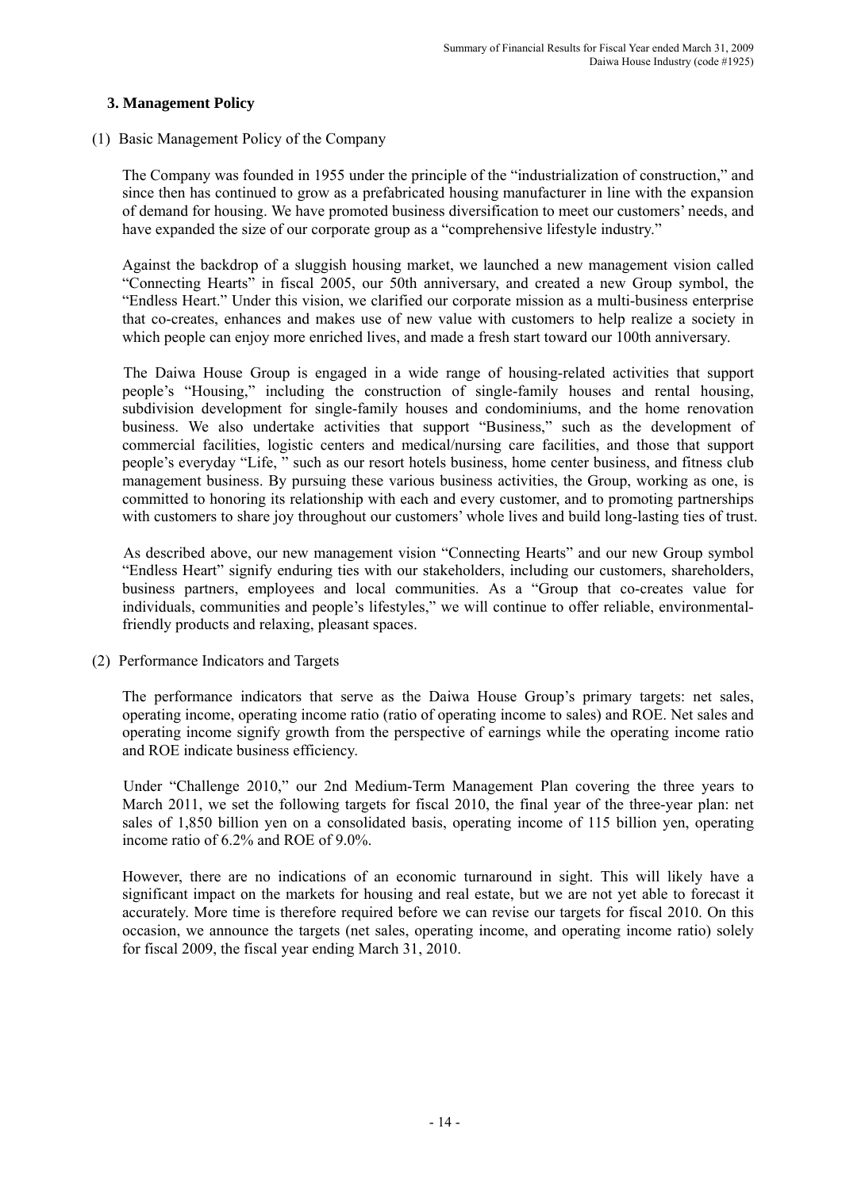## 3. Management Policy

(1) Basic Management Policy of the Company

The Company was founded in 1955 under the principle of the "industrialization of construction," and since then has continued to grow as a prefabricated housing manufacturer in line with the expansion of demand for housing. We have promoted business diversification to meet our customers' needs, and have expanded the size of our corporate group as a "comprehensive lifestyle industry."

Against the backdrop of a sluggish housing market, we launched a new management vision called "Connecting Hearts" in fiscal 2005, our 50th anniversary, and created a new Group symbol, the "Endless Heart." Under this vision, we clarified our corporate mission as a multi-business enterprise that co-creates, enhances and makes use of new value with customers to help realize a society in which people can enjoy more enriched lives, and made a fresh start toward our 100th anniversary.

The Daiwa House Group is engaged in a wide range of housing-related activities that support people's "Housing," including the construction of single-family houses and rental housing, subdivision development for single-family houses and condominiums, and the home renovation business. We also undertake activities that support "Business," such as the development of commercial facilities, logistic centers and medical/nursing care facilities, and those that support people's everyday "Life, " such as our resort hotels business, home center business, and fitness club management business. By pursuing these various business activities, the Group, working as one, is committed to honoring its relationship with each and every customer, and to promoting partnerships with customers to share joy throughout our customers' whole lives and build long-lasting ties of trust.

As described above, our new management vision "Connecting Hearts" and our new Group symbol "Endless Heart" signify enduring ties with our stakeholders, including our customers, shareholders, business partners, employees and local communities. As a "Group that co-creates value for individuals, communities and people's lifestyles," we will continue to offer reliable, environmental-friendly products and relaxing, pleasant spaces.

(2) Performance Indicators and Targets

The performance indicators that serve as the Daiwa House Group's primary targets: net sales, operating income, operating income ratio (ratio of operating income to sales) and ROE. Net sales and operating income signify growth from the perspective of earnings while the operating income ratio and ROE indicate business efficiency.

Under "Challenge 2010," our 2nd Medium-Term Management Plan covering the three years to March 2011, we set the following targets for fiscal 2010, the final year of the three-year plan: net sales of 1,850 billion yen on a consolidated basis, operating income of 115 billion yen, operating income ratio of 6.2% and ROE of 9.0%.

However, there are no indications of an economic turnaround in sight. This will likely have a significant impact on the markets for housing and real estate, but we are not yet able to forecast it accurately. More time is therefore required before we can revise our targets for fiscal 2010. On this occasion, we announce the targets (net sales, operating income, and operating income ratio) solely for fiscal 2009, the fiscal year ending March 31, 2010.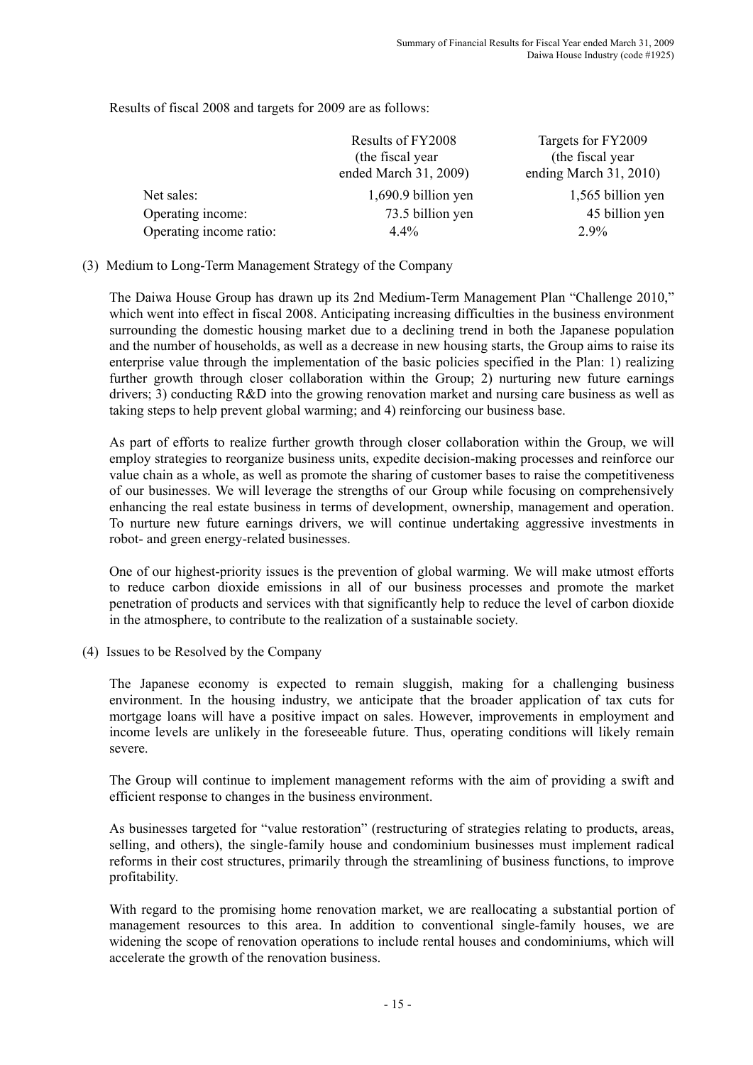Results of fiscal 2008 and targets for 2009 are as follows:

| | Results of FY2008 (the fiscal year ended March 31, 2009) | Targets for FY2009 (the fiscal year ending March 31, 2010) |
|---|---|---|
| Net sales: | 1,690.9 billion yen | 1,565 billion yen |
| Operating income: | 73.5 billion yen | 45 billion yen |
| Operating income ratio: | 4.4% | 2.9% |

(3) Medium to Long-Term Management Strategy of the Company

The Daiwa House Group has drawn up its 2nd Medium-Term Management Plan "Challenge 2010," which went into effect in fiscal 2008. Anticipating increasing difficulties in the business environment surrounding the domestic housing market due to a declining trend in both the Japanese population and the number of households, as well as a decrease in new housing starts, the Group aims to raise its enterprise value through the implementation of the basic policies specified in the Plan: 1) realizing further growth through closer collaboration within the Group; 2) nurturing new future earnings drivers; 3) conducting R&D into the growing renovation market and nursing care business as well as taking steps to help prevent global warming; and 4) reinforcing our business base.

As part of efforts to realize further growth through closer collaboration within the Group, we will employ strategies to reorganize business units, expedite decision-making processes and reinforce our value chain as a whole, as well as promote the sharing of customer bases to raise the competitiveness of our businesses. We will leverage the strengths of our Group while focusing on comprehensively enhancing the real estate business in terms of development, ownership, management and operation. To nurture new future earnings drivers, we will continue undertaking aggressive investments in robot- and green energy-related businesses.

One of our highest-priority issues is the prevention of global warming. We will make utmost efforts to reduce carbon dioxide emissions in all of our business processes and promote the market penetration of products and services with that significantly help to reduce the level of carbon dioxide in the atmosphere, to contribute to the realization of a sustainable society.

(4) Issues to be Resolved by the Company

The Japanese economy is expected to remain sluggish, making for a challenging business environment. In the housing industry, we anticipate that the broader application of tax cuts for mortgage loans will have a positive impact on sales. However, improvements in employment and income levels are unlikely in the foreseeable future. Thus, operating conditions will likely remain severe.

The Group will continue to implement management reforms with the aim of providing a swift and efficient response to changes in the business environment.

As businesses targeted for "value restoration" (restructuring of strategies relating to products, areas, selling, and others), the single-family house and condominium businesses must implement radical reforms in their cost structures, primarily through the streamlining of business functions, to improve profitability.

With regard to the promising home renovation market, we are reallocating a substantial portion of management resources to this area. In addition to conventional single-family houses, we are widening the scope of renovation operations to include rental houses and condominiums, which will accelerate the growth of the renovation business.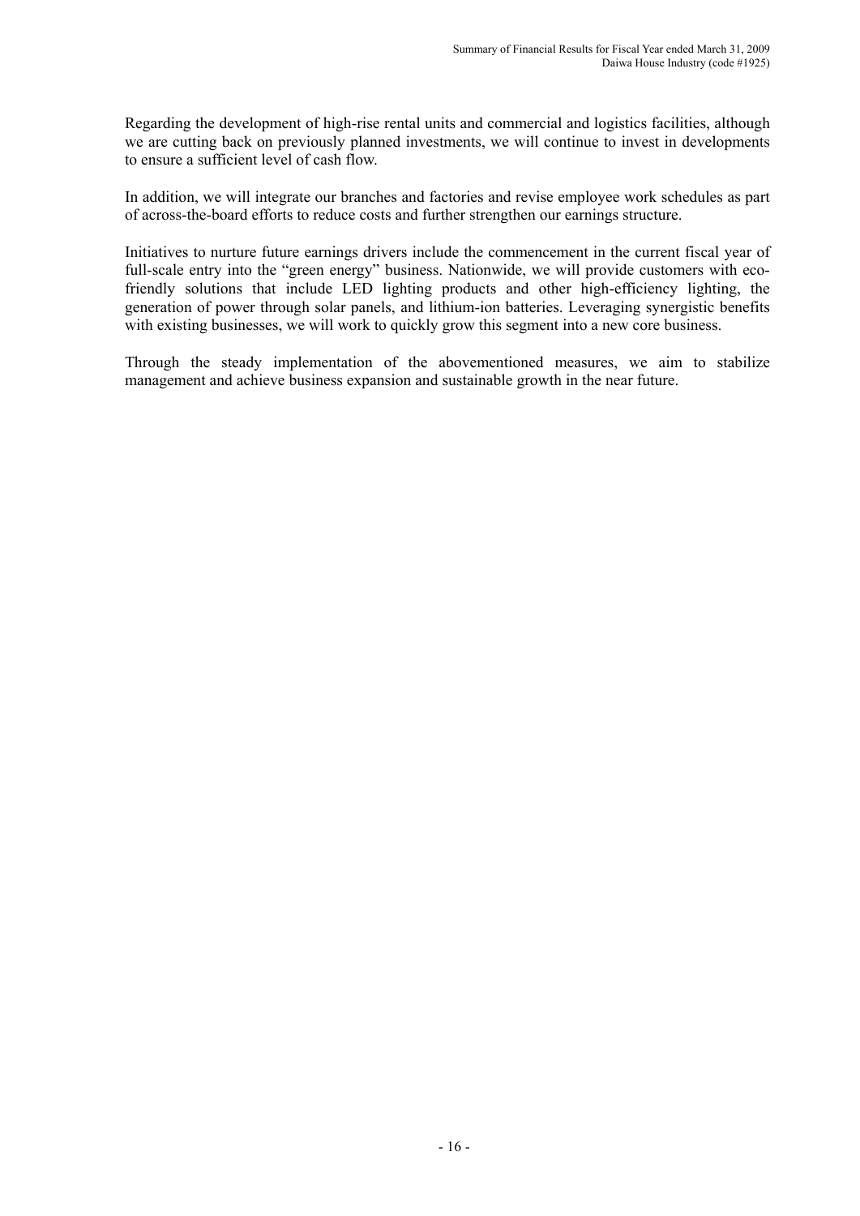Regarding the development of high-rise rental units and commercial and logistics facilities, although we are cutting back on previously planned investments, we will continue to invest in developments to ensure a sufficient level of cash flow.

In addition, we will integrate our branches and factories and revise employee work schedules as part of across-the-board efforts to reduce costs and further strengthen our earnings structure.

Initiatives to nurture future earnings drivers include the commencement in the current fiscal year of full-scale entry into the "green energy" business. Nationwide, we will provide customers with eco-friendly solutions that include LED lighting products and other high-efficiency lighting, the generation of power through solar panels, and lithium-ion batteries. Leveraging synergistic benefits with existing businesses, we will work to quickly grow this segment into a new core business.

Through the steady implementation of the abovementioned measures, we aim to stabilize management and achieve business expansion and sustainable growth in the near future.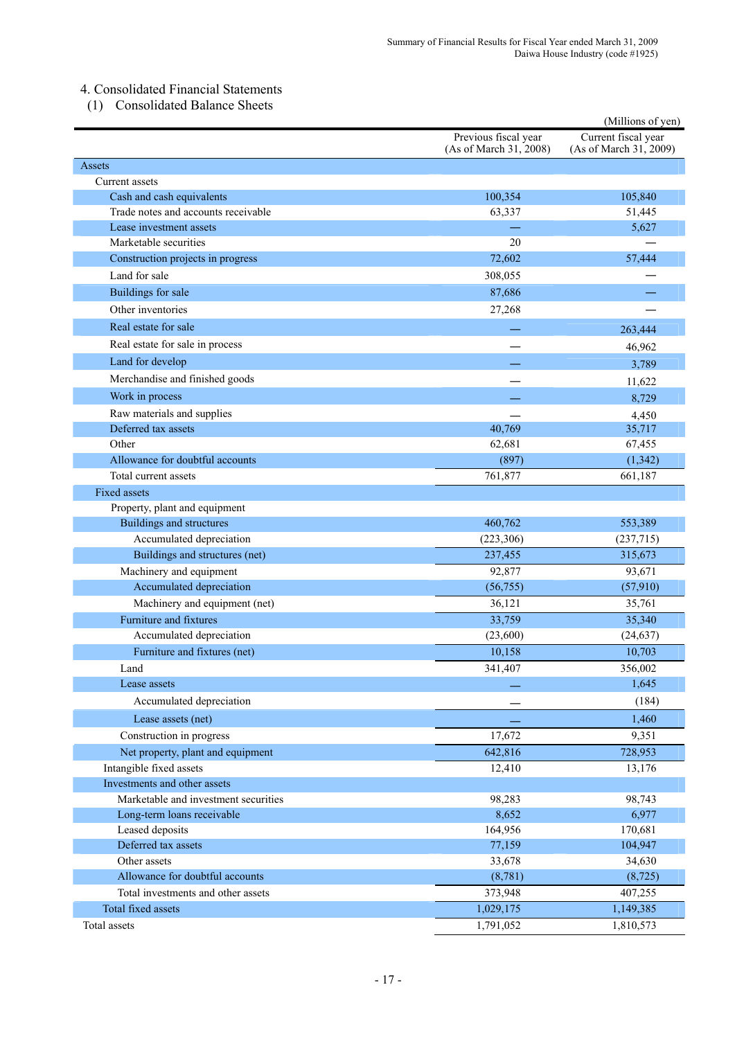## 4. Consolidated Financial Statements

### (1) Consolidated Balance Sheets

(Millions of yen)

| | Previous fiscal year (As of March 31, 2008) | Current fiscal year (As of March 31, 2009) |
|---|---|---|
| Assets | | |
| Current assets | | |
| Cash and cash equivalents | 100,354 | 105,840 |
| Trade notes and accounts receivable | 63,337 | 51,445 |
| Lease investment assets | — | 5,627 |
| Marketable securities | 20 | — |
| Construction projects in progress | 72,602 | 57,444 |
| Land for sale | 308,055 | — |
| Buildings for sale | 87,686 | — |
| Other inventories | 27,268 | — |
| Real estate for sale | — | 263,444 |
| Real estate for sale in process | — | 46,962 |
| Land for develop | — | 3,789 |
| Merchandise and finished goods | — | 11,622 |
| Work in process | — | 8,729 |
| Raw materials and supplies | — | 4,450 |
| Deferred tax assets | 40,769 | 35,717 |
| Other | 62,681 | 67,455 |
| Allowance for doubtful accounts | (897) | (1,342) |
| Total current assets | 761,877 | 661,187 |
| Fixed assets | | |
| Property, plant and equipment | | |
| Buildings and structures | 460,762 | 553,389 |
| Accumulated depreciation | (223,306) | (237,715) |
| Buildings and structures (net) | 237,455 | 315,673 |
| Machinery and equipment | 92,877 | 93,671 |
| Accumulated depreciation | (56,755) | (57,910) |
| Machinery and equipment (net) | 36,121 | 35,761 |
| Furniture and fixtures | 33,759 | 35,340 |
| Accumulated depreciation | (23,600) | (24,637) |
| Furniture and fixtures (net) | 10,158 | 10,703 |
| Land | 341,407 | 356,002 |
| Lease assets | — | 1,645 |
| Accumulated depreciation | — | (184) |
| Lease assets (net) | — | 1,460 |
| Construction in progress | 17,672 | 9,351 |
| Net property, plant and equipment | 642,816 | 728,953 |
| Intangible fixed assets | 12,410 | 13,176 |
| Investments and other assets | | |
| Marketable and investment securities | 98,283 | 98,743 |
| Long-term loans receivable | 8,652 | 6,977 |
| Leased deposits | 164,956 | 170,681 |
| Deferred tax assets | 77,159 | 104,947 |
| Other assets | 33,678 | 34,630 |
| Allowance for doubtful accounts | (8,781) | (8,725) |
| Total investments and other assets | 373,948 | 407,255 |
| Total fixed assets | 1,029,175 | 1,149,385 |
| Total assets | 1,791,052 | 1,810,573 |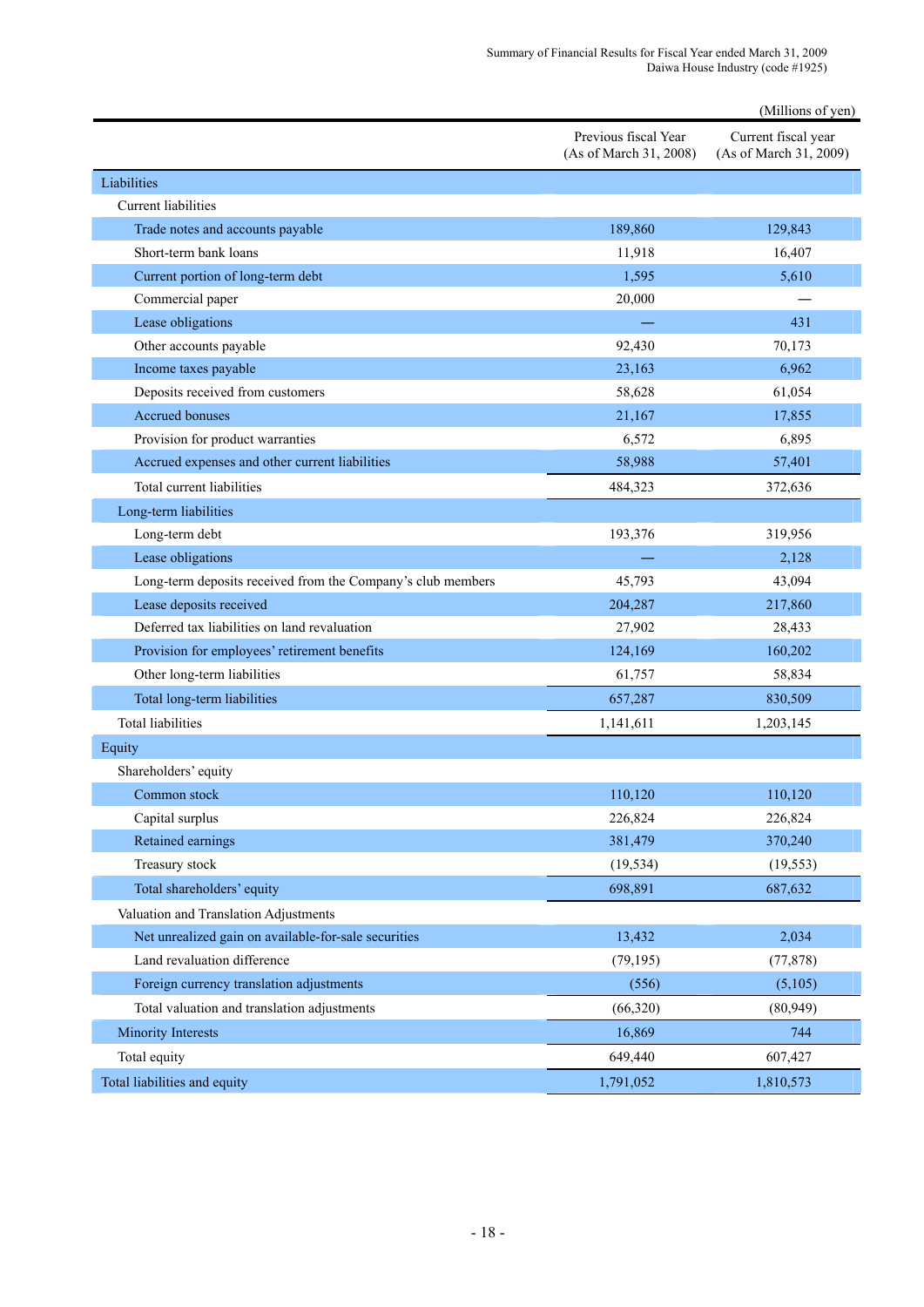(Millions of yen)

| | Previous fiscal Year (As of March 31, 2008) | Current fiscal year (As of March 31, 2009) |
|---|---|---|
| Liabilities | | |
| Current liabilities | | |
| Trade notes and accounts payable | 189,860 | 129,843 |
| Short-term bank loans | 11,918 | 16,407 |
| Current portion of long-term debt | 1,595 | 5,610 |
| Commercial paper | 20,000 | — |
| Lease obligations | — | 431 |
| Other accounts payable | 92,430 | 70,173 |
| Income taxes payable | 23,163 | 6,962 |
| Deposits received from customers | 58,628 | 61,054 |
| Accrued bonuses | 21,167 | 17,855 |
| Provision for product warranties | 6,572 | 6,895 |
| Accrued expenses and other current liabilities | 58,988 | 57,401 |
| Total current liabilities | 484,323 | 372,636 |
| Long-term liabilities | | |
| Long-term debt | 193,376 | 319,956 |
| Lease obligations | — | 2,128 |
| Long-term deposits received from the Company's club members | 45,793 | 43,094 |
| Lease deposits received | 204,287 | 217,860 |
| Deferred tax liabilities on land revaluation | 27,902 | 28,433 |
| Provision for employees' retirement benefits | 124,169 | 160,202 |
| Other long-term liabilities | 61,757 | 58,834 |
| Total long-term liabilities | 657,287 | 830,509 |
| Total liabilities | 1,141,611 | 1,203,145 |
| Equity | | |
| Shareholders' equity | | |
| Common stock | 110,120 | 110,120 |
| Capital surplus | 226,824 | 226,824 |
| Retained earnings | 381,479 | 370,240 |
| Treasury stock | (19,534) | (19,553) |
| Total shareholders' equity | 698,891 | 687,632 |
| Valuation and Translation Adjustments | | |
| Net unrealized gain on available-for-sale securities | 13,432 | 2,034 |
| Land revaluation difference | (79,195) | (77,878) |
| Foreign currency translation adjustments | (556) | (5,105) |
| Total valuation and translation adjustments | (66,320) | (80,949) |
| Minority Interests | 16,869 | 744 |
| Total equity | 649,440 | 607,427 |
| Total liabilities and equity | 1,791,052 | 1,810,573 |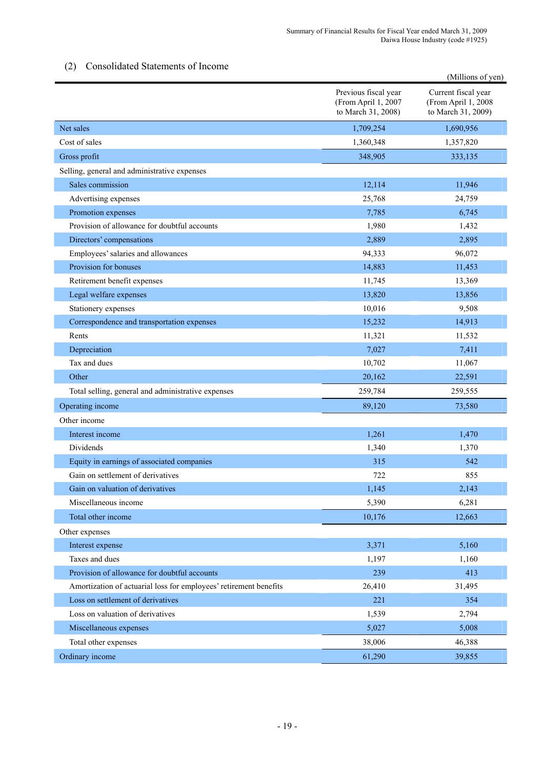## (2) Consolidated Statements of Income

(Millions of yen)

| | Previous fiscal year (From April 1, 2007 to March 31, 2008) | Current fiscal year (From April 1, 2008 to March 31, 2009) |
|---|---|---|
| Net sales | 1,709,254 | 1,690,956 |
| Cost of sales | 1,360,348 | 1,357,820 |
| Gross profit | 348,905 | 333,135 |
| Selling, general and administrative expenses | | |
| Sales commission | 12,114 | 11,946 |
| Advertising expenses | 25,768 | 24,759 |
| Promotion expenses | 7,785 | 6,745 |
| Provision of allowance for doubtful accounts | 1,980 | 1,432 |
| Directors' compensations | 2,889 | 2,895 |
| Employees' salaries and allowances | 94,333 | 96,072 |
| Provision for bonuses | 14,883 | 11,453 |
| Retirement benefit expenses | 11,745 | 13,369 |
| Legal welfare expenses | 13,820 | 13,856 |
| Stationery expenses | 10,016 | 9,508 |
| Correspondence and transportation expenses | 15,232 | 14,913 |
| Rents | 11,321 | 11,532 |
| Depreciation | 7,027 | 7,411 |
| Tax and dues | 10,702 | 11,067 |
| Other | 20,162 | 22,591 |
| Total selling, general and administrative expenses | 259,784 | 259,555 |
| Operating income | 89,120 | 73,580 |
| Other income | | |
| Interest income | 1,261 | 1,470 |
| Dividends | 1,340 | 1,370 |
| Equity in earnings of associated companies | 315 | 542 |
| Gain on settlement of derivatives | 722 | 855 |
| Gain on valuation of derivatives | 1,145 | 2,143 |
| Miscellaneous income | 5,390 | 6,281 |
| Total other income | 10,176 | 12,663 |
| Other expenses | | |
| Interest expense | 3,371 | 5,160 |
| Taxes and dues | 1,197 | 1,160 |
| Provision of allowance for doubtful accounts | 239 | 413 |
| Amortization of actuarial loss for employees' retirement benefits | 26,410 | 31,495 |
| Loss on settlement of derivatives | 221 | 354 |
| Loss on valuation of derivatives | 1,539 | 2,794 |
| Miscellaneous expenses | 5,027 | 5,008 |
| Total other expenses | 38,006 | 46,388 |
| Ordinary income | 61,290 | 39,855 |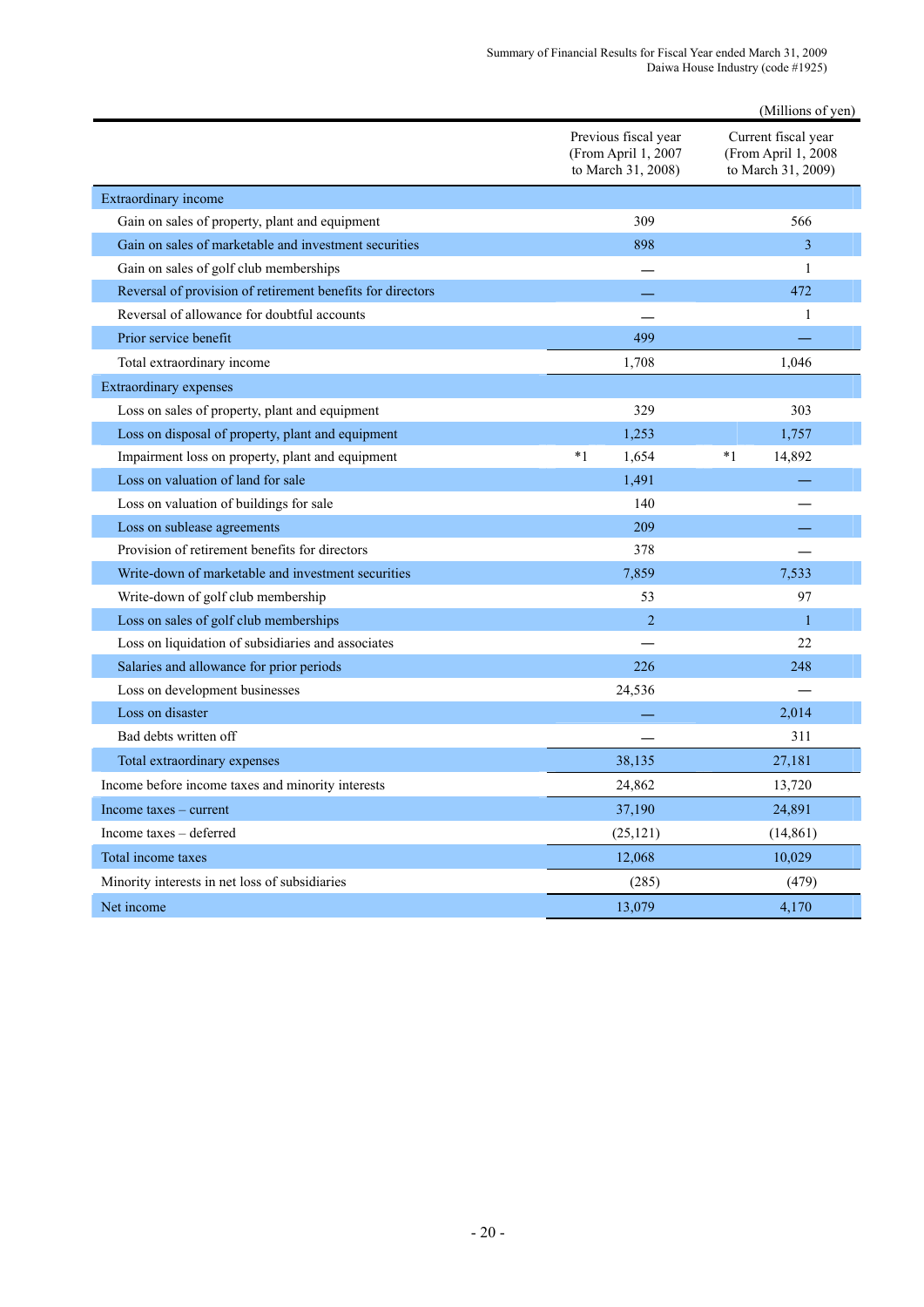(Millions of yen)

| | Previous fiscal year (From April 1, 2007 to March 31, 2008) | Current fiscal year (From April 1, 2008 to March 31, 2009) |
|---|---|---|
| Extraordinary income | | |
| Gain on sales of property, plant and equipment | 309 | 566 |
| Gain on sales of marketable and investment securities | 898 | 3 |
| Gain on sales of golf club memberships | ― | 1 |
| Reversal of provision of retirement benefits for directors | ― | 472 |
| Reversal of allowance for doubtful accounts | ― | 1 |
| Prior service benefit | 499 | ― |
| Total extraordinary income | 1,708 | 1,046 |
| Extraordinary expenses | | |
| Loss on sales of property, plant and equipment | 329 | 303 |
| Loss on disposal of property, plant and equipment | 1,253 | 1,757 |
| Impairment loss on property, plant and equipment | *1 1,654 | *1 14,892 |
| Loss on valuation of land for sale | 1,491 | ― |
| Loss on valuation of buildings for sale | 140 | ― |
| Loss on sublease agreements | 209 | ― |
| Provision of retirement benefits for directors | 378 | ― |
| Write-down of marketable and investment securities | 7,859 | 7,533 |
| Write-down of golf club membership | 53 | 97 |
| Loss on sales of golf club memberships | 2 | 1 |
| Loss on liquidation of subsidiaries and associates | ― | 22 |
| Salaries and allowance for prior periods | 226 | 248 |
| Loss on development businesses | 24,536 | ― |
| Loss on disaster | ― | 2,014 |
| Bad debts written off | ― | 311 |
| Total extraordinary expenses | 38,135 | 27,181 |
| Income before income taxes and minority interests | 24,862 | 13,720 |
| Income taxes – current | 37,190 | 24,891 |
| Income taxes – deferred | (25,121) | (14,861) |
| Total income taxes | 12,068 | 10,029 |
| Minority interests in net loss of subsidiaries | (285) | (479) |
| Net income | 13,079 | 4,170 |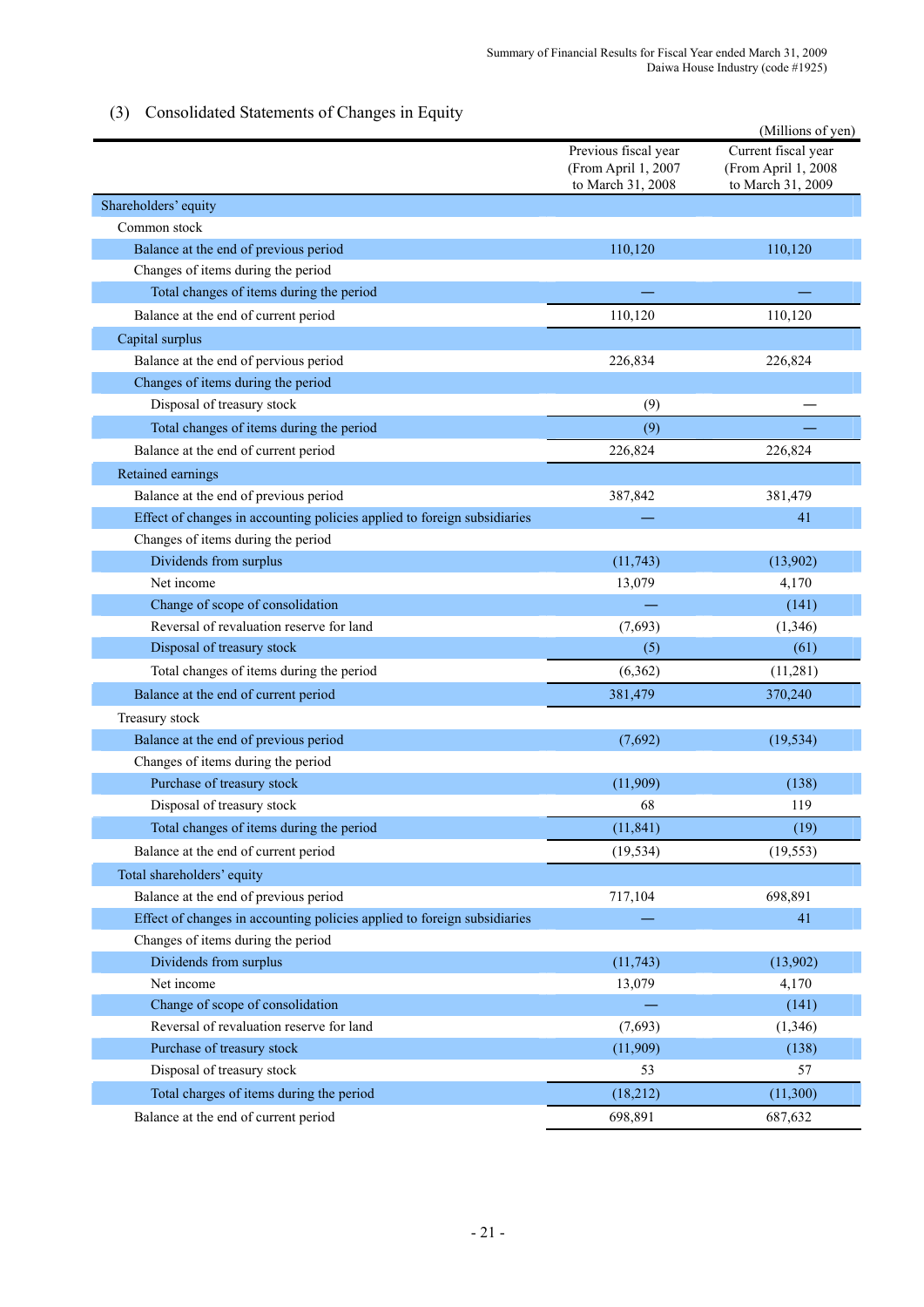## (3) Consolidated Statements of Changes in Equity

(Millions of yen)

| | Previous fiscal year (From April 1, 2007 to March 31, 2008 | Current fiscal year (From April 1, 2008 to March 31, 2009 |
|---|---|---|
| Shareholders' equity | | |
| Common stock | | |
| Balance at the end of previous period | 110,120 | 110,120 |
| Changes of items during the period | | |
| Total changes of items during the period | — | — |
| Balance at the end of current period | 110,120 | 110,120 |
| Capital surplus | | |
| Balance at the end of pervious period | 226,834 | 226,824 |
| Changes of items during the period | | |
| Disposal of treasury stock | (9) | — |
| Total changes of items during the period | (9) | — |
| Balance at the end of current period | 226,824 | 226,824 |
| Retained earnings | | |
| Balance at the end of previous period | 387,842 | 381,479 |
| Effect of changes in accounting policies applied to foreign subsidiaries | — | 41 |
| Changes of items during the period | | |
| Dividends from surplus | (11,743) | (13,902) |
| Net income | 13,079 | 4,170 |
| Change of scope of consolidation | — | (141) |
| Reversal of revaluation reserve for land | (7,693) | (1,346) |
| Disposal of treasury stock | (5) | (61) |
| Total changes of items during the period | (6,362) | (11,281) |
| Balance at the end of current period | 381,479 | 370,240 |
| Treasury stock | | |
| Balance at the end of previous period | (7,692) | (19,534) |
| Changes of items during the period | | |
| Purchase of treasury stock | (11,909) | (138) |
| Disposal of treasury stock | 68 | 119 |
| Total changes of items during the period | (11,841) | (19) |
| Balance at the end of current period | (19,534) | (19,553) |
| Total shareholders' equity | | |
| Balance at the end of previous period | 717,104 | 698,891 |
| Effect of changes in accounting policies applied to foreign subsidiaries | — | 41 |
| Changes of items during the period | | |
| Dividends from surplus | (11,743) | (13,902) |
| Net income | 13,079 | 4,170 |
| Change of scope of consolidation | — | (141) |
| Reversal of revaluation reserve for land | (7,693) | (1,346) |
| Purchase of treasury stock | (11,909) | (138) |
| Disposal of treasury stock | 53 | 57 |
| Total charges of items during the period | (18,212) | (11,300) |
| Balance at the end of current period | 698,891 | 687,632 |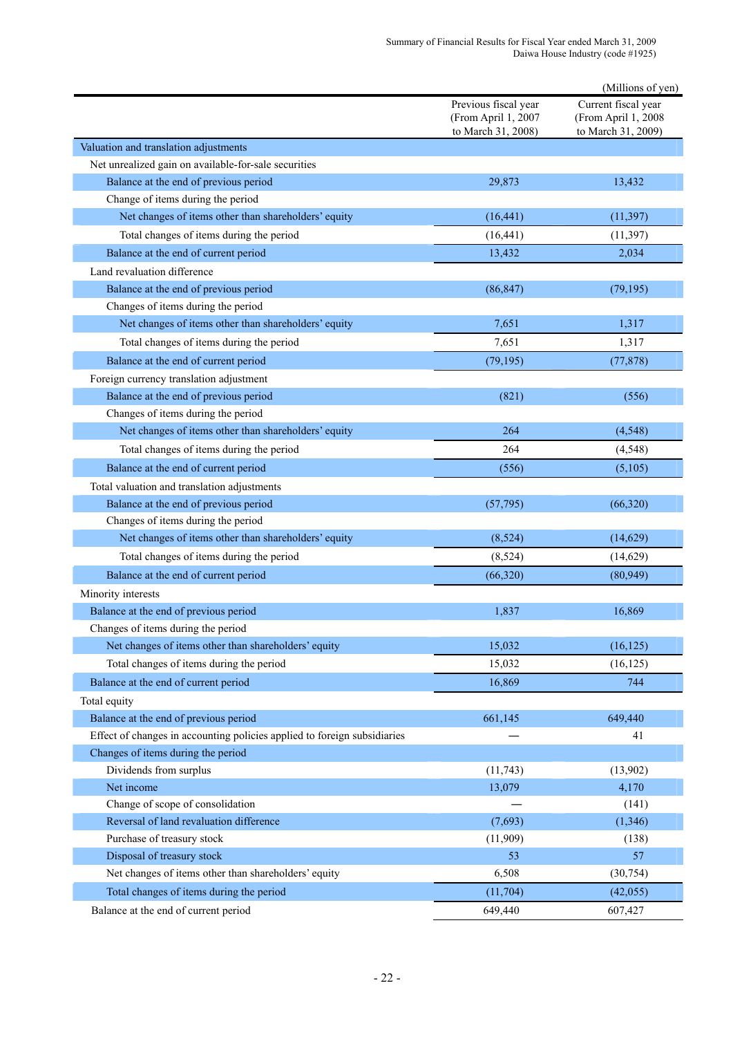(Millions of yen)

| | Previous fiscal year (From April 1, 2007 to March 31, 2008) | Current fiscal year (From April 1, 2008 to March 31, 2009) |
|---|---|---|
| Valuation and translation adjustments | | |
| Net unrealized gain on available-for-sale securities | | |
| Balance at the end of previous period | 29,873 | 13,432 |
| Change of items during the period | | |
| Net changes of items other than shareholders' equity | (16,441) | (11,397) |
| Total changes of items during the period | (16,441) | (11,397) |
| Balance at the end of current period | 13,432 | 2,034 |
| Land revaluation difference | | |
| Balance at the end of previous period | (86,847) | (79,195) |
| Changes of items during the period | | |
| Net changes of items other than shareholders' equity | 7,651 | 1,317 |
| Total changes of items during the period | 7,651 | 1,317 |
| Balance at the end of current period | (79,195) | (77,878) |
| Foreign currency translation adjustment | | |
| Balance at the end of previous period | (821) | (556) |
| Changes of items during the period | | |
| Net changes of items other than shareholders' equity | 264 | (4,548) |
| Total changes of items during the period | 264 | (4,548) |
| Balance at the end of current period | (556) | (5,105) |
| Total valuation and translation adjustments | | |
| Balance at the end of previous period | (57,795) | (66,320) |
| Changes of items during the period | | |
| Net changes of items other than shareholders' equity | (8,524) | (14,629) |
| Total changes of items during the period | (8,524) | (14,629) |
| Balance at the end of current period | (66,320) | (80,949) |
| Minority interests | | |
| Balance at the end of previous period | 1,837 | 16,869 |
| Changes of items during the period | | |
| Net changes of items other than shareholders' equity | 15,032 | (16,125) |
| Total changes of items during the period | 15,032 | (16,125) |
| Balance at the end of current period | 16,869 | 744 |
| Total equity | | |
| Balance at the end of previous period | 661,145 | 649,440 |
| Effect of changes in accounting policies applied to foreign subsidiaries | — | 41 |
| Changes of items during the period | | |
| Dividends from surplus | (11,743) | (13,902) |
| Net income | 13,079 | 4,170 |
| Change of scope of consolidation | — | (141) |
| Reversal of land revaluation difference | (7,693) | (1,346) |
| Purchase of treasury stock | (11,909) | (138) |
| Disposal of treasury stock | 53 | 57 |
| Net changes of items other than shareholders' equity | 6,508 | (30,754) |
| Total changes of items during the period | (11,704) | (42,055) |
| Balance at the end of current period | 649,440 | 607,427 |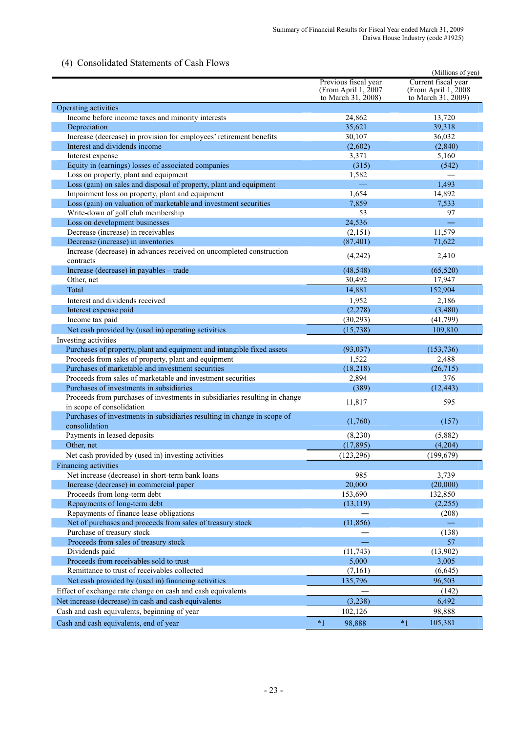## (4) Consolidated Statements of Cash Flows

(Millions of yen)

| | Previous fiscal year (From April 1, 2007 to March 31, 2008) | Current fiscal year (From April 1, 2008 to March 31, 2009) |
|---|---|---|
| Operating activities | | |
| Income before income taxes and minority interests | 24,862 | 13,720 |
| Depreciation | 35,621 | 39,318 |
| Increase (decrease) in provision for employees' retirement benefits | 30,107 | 36,032 |
| Interest and dividends income | (2,602) | (2,840) |
| Interest expense | 3,371 | 5,160 |
| Equity in (earnings) losses of associated companies | (315) | (542) |
| Loss on property, plant and equipment | 1,582 | — |
| Loss (gain) on sales and disposal of property, plant and equipment | — | 1,493 |
| Impairment loss on property, plant and equipment | 1,654 | 14,892 |
| Loss (gain) on valuation of marketable and investment securities | 7,859 | 7,533 |
| Write-down of golf club membership | 53 | 97 |
| Loss on development businesses | 24,536 | — |
| Decrease (increase) in receivables | (2,151) | 11,579 |
| Decrease (increase) in inventories | (87,401) | 71,622 |
| Increase (decrease) in advances received on uncompleted construction contracts | (4,242) | 2,410 |
| Increase (decrease) in payables – trade | (48,548) | (65,520) |
| Other, net | 30,492 | 17,947 |
| Total | 14,881 | 152,904 |
| Interest and dividends received | 1,952 | 2,186 |
| Interest expense paid | (2,278) | (3,480) |
| Income tax paid | (30,293) | (41,799) |
| Net cash provided by (used in) operating activities | (15,738) | 109,810 |
| Investing activities | | |
| Purchases of property, plant and equipment and intangible fixed assets | (93,037) | (153,736) |
| Proceeds from sales of property, plant and equipment | 1,522 | 2,488 |
| Purchases of marketable and investment securities | (18,218) | (26,715) |
| Proceeds from sales of marketable and investment securities | 2,894 | 376 |
| Purchases of investments in subsidiaries | (389) | (12,443) |
| Proceeds from purchases of investments in subsidiaries resulting in change in scope of consolidation | 11,817 | 595 |
| Purchases of investments in subsidiaries resulting in change in scope of consolidation | (1,760) | (157) |
| Payments in leased deposits | (8,230) | (5,882) |
| Other, net | (17,895) | (4,204) |
| Net cash provided by (used in) investing activities | (123,296) | (199,679) |
| Financing activities | | |
| Net increase (decrease) in short-term bank loans | 985 | 3,739 |
| Increase (decrease) in commercial paper | 20,000 | (20,000) |
| Proceeds from long-term debt | 153,690 | 132,850 |
| Repayments of long-term debt | (13,119) | (2,255) |
| Repayments of finance lease obligations | — | (208) |
| Net of purchases and proceeds from sales of treasury stock | (11,856) | — |
| Purchase of treasury stock | — | (138) |
| Proceeds from sales of treasury stock | — | 57 |
| Dividends paid | (11,743) | (13,902) |
| Proceeds from receivables sold to trust | 5,000 | 3,005 |
| Remittance to trust of receivables collected | (7,161) | (6,645) |
| Net cash provided by (used in) financing activities | 135,796 | 96,503 |
| Effect of exchange rate change on cash and cash equivalents | — | (142) |
| Net increase (decrease) in cash and cash equivalents | (3,238) | 6,492 |
| Cash and cash equivalents, beginning of year | 102,126 | 98,888 |
| Cash and cash equivalents, end of year | *1 98,888 | *1 105,381 |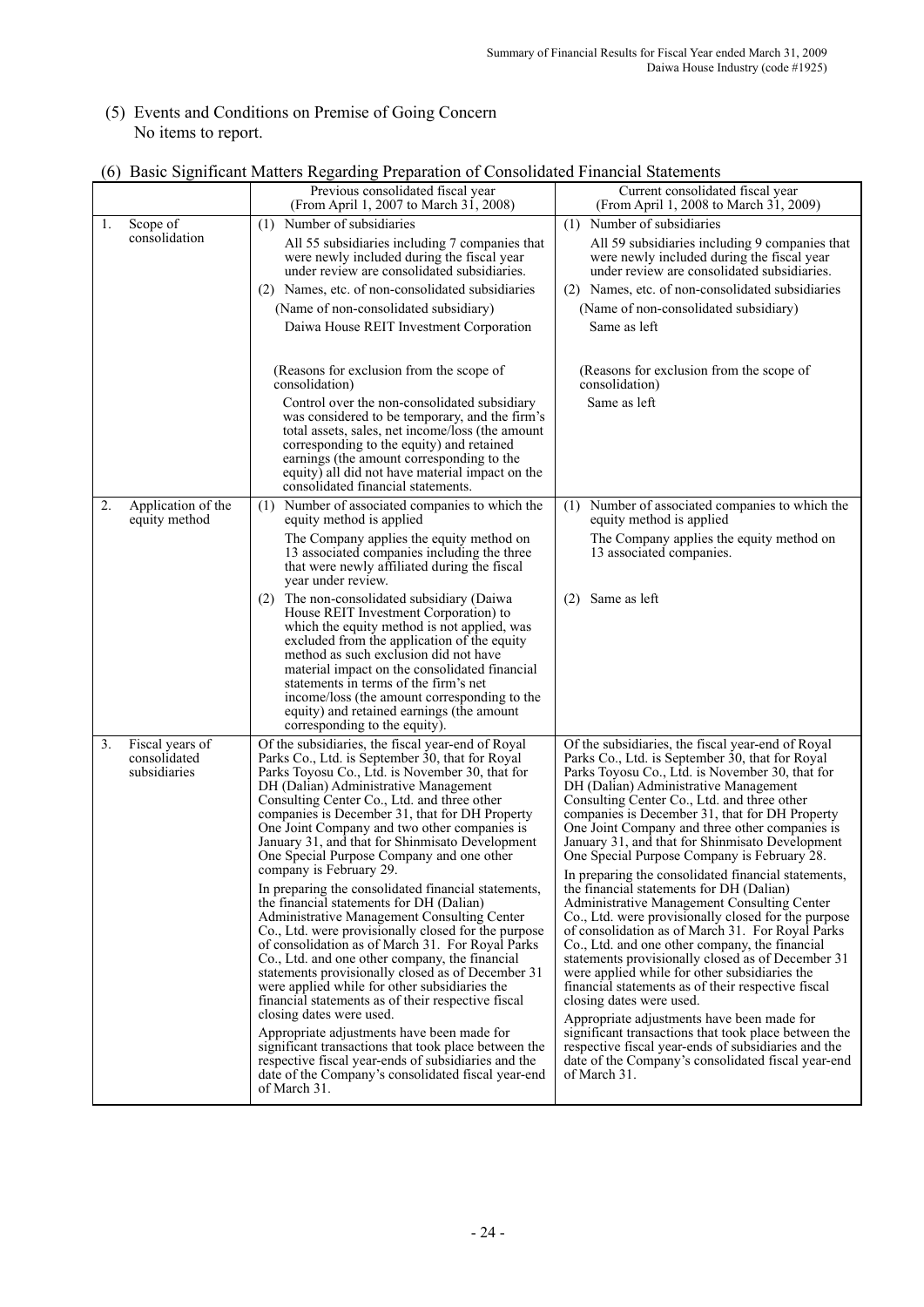(5) Events and Conditions on Premise of Going Concern
No items to report.

(6) Basic Significant Matters Regarding Preparation of Consolidated Financial Statements

| | Previous consolidated fiscal year (From April 1, 2007 to March 31, 2008) | Current consolidated fiscal year (From April 1, 2008 to March 31, 2009) |
|---|---|---|
| 1. Scope of consolidation | (1) Number of subsidiaries<br>All 55 subsidiaries including 7 companies that were newly included during the fiscal year under review are consolidated subsidiaries.<br>(2) Names, etc. of non-consolidated subsidiaries<br>(Name of non-consolidated subsidiary)<br>Daiwa House REIT Investment Corporation<br><br>(Reasons for exclusion from the scope of consolidation)<br>Control over the non-consolidated subsidiary was considered to be temporary, and the firm's total assets, sales, net income/loss (the amount corresponding to the equity) and retained earnings (the amount corresponding to the equity) all did not have material impact on the consolidated financial statements. | (1) Number of subsidiaries<br>All 59 subsidiaries including 9 companies that were newly included during the fiscal year under review are consolidated subsidiaries.<br>(2) Names, etc. of non-consolidated subsidiaries<br>(Name of non-consolidated subsidiary)<br>Same as left<br><br>(Reasons for exclusion from the scope of consolidation)<br>Same as left |
| 2. Application of the equity method | (1) Number of associated companies to which the equity method is applied<br>The Company applies the equity method on 13 associated companies including the three that were newly affiliated during the fiscal year under review.<br>(2) The non-consolidated subsidiary (Daiwa House REIT Investment Corporation) to which the equity method is not applied, was excluded from the application of the equity method as such exclusion did not have material impact on the consolidated financial statements in terms of the firm's net income/loss (the amount corresponding to the equity) and retained earnings (the amount corresponding to the equity). | (1) Number of associated companies to which the equity method is applied<br>The Company applies the equity method on 13 associated companies.<br>(2) Same as left |
| 3. Fiscal years of consolidated subsidiaries | Of the subsidiaries, the fiscal year-end of Royal Parks Co., Ltd. is September 30, that for Royal Parks Toyosu Co., Ltd. is November 30, that for DH (Dalian) Administrative Management Consulting Center Co., Ltd. and three other companies is December 31, that for DH Property One Joint Company and two other companies is January 31, and that for Shinmisato Development One Special Purpose Company and one other company is February 29.<br>In preparing the consolidated financial statements, the financial statements for DH (Dalian) Administrative Management Consulting Center Co., Ltd. were provisionally closed for the purpose of consolidation as of March 31. For Royal Parks Co., Ltd. and one other company, the financial statements provisionally closed as of December 31 were applied while for other subsidiaries the financial statements as of their respective fiscal closing dates were used.<br>Appropriate adjustments have been made for significant transactions that took place between the respective fiscal year-ends of subsidiaries and the date of the Company's consolidated fiscal year-end of March 31. | Of the subsidiaries, the fiscal year-end of Royal Parks Co., Ltd. is September 30, that for Royal Parks Toyosu Co., Ltd. is November 30, that for DH (Dalian) Administrative Management Consulting Center Co., Ltd. and three other companies is December 31, that for DH Property One Joint Company and three other companies is January 31, and that for Shinmisato Development One Special Purpose Company is February 28.<br>In preparing the consolidated financial statements, the financial statements for DH (Dalian) Administrative Management Consulting Center Co., Ltd. were provisionally closed for the purpose of consolidation as of March 31. For Royal Parks Co., Ltd. and one other company, the financial statements provisionally closed as of December 31 were applied while for other subsidiaries the financial statements as of their respective fiscal closing dates were used.<br>Appropriate adjustments have been made for significant transactions that took place between the respective fiscal year-ends of subsidiaries and the date of the Company's consolidated fiscal year-end of March 31. |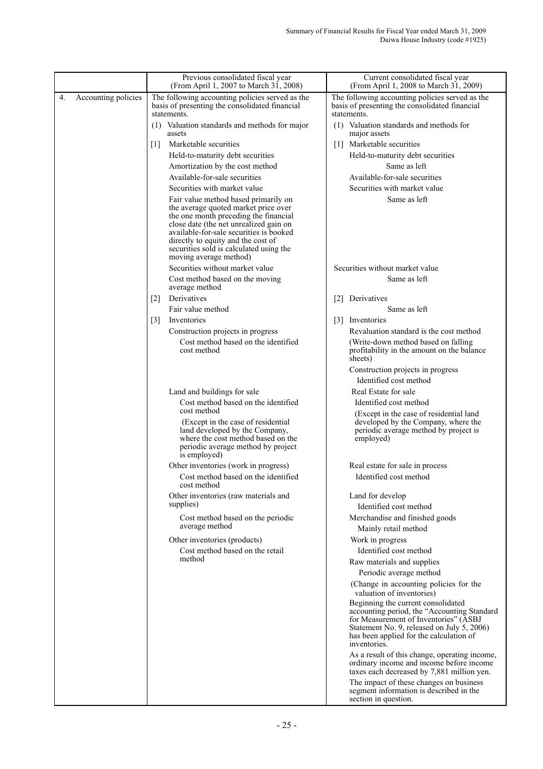| | Previous consolidated fiscal year (From April 1, 2007 to March 31, 2008) | Current consolidated fiscal year (From April 1, 2008 to March 31, 2009) |
|---|---|---|
| 4. Accounting policies | The following accounting policies served as the basis of presenting the consolidated financial statements.<br>(1) Valuation standards and methods for major assets<br>[1] Marketable securities<br>Held-to-maturity debt securities<br>Amortization by the cost method<br>Available-for-sale securities<br>Securities with market value<br>Fair value method based primarily on the average quoted market price over the one month preceding the financial close date (the net unrealized gain on available-for-sale securities is booked directly to equity and the cost of securities sold is calculated using the moving average method)<br>Securities without market value<br>Cost method based on the moving average method<br>[2] Derivatives<br>Fair value method<br>[3] Inventories<br>Construction projects in progress<br>Cost method based on the identified cost method<br>Land and buildings for sale<br>Cost method based on the identified cost method<br>(Except in the case of residential land developed by the Company, where the cost method based on the periodic average method by project is employed)<br>Other inventories (work in progress)<br>Cost method based on the identified cost method<br>Other inventories (raw materials and supplies)<br>Cost method based on the periodic average method<br>Other inventories (products)<br>Cost method based on the retail method | The following accounting policies served as the basis of presenting the consolidated financial statements.<br>(1) Valuation standards and methods for major assets<br>[1] Marketable securities<br>Held-to-maturity debt securities<br>Same as left<br>Available-for-sale securities<br>Securities with market value<br>Same as left<br>Securities without market value<br>Same as left<br>[2] Derivatives<br>Same as left<br>[3] Inventories<br>Revaluation standard is the cost method<br>(Write-down method based on falling profitability in the amount on the balance sheets)<br>Construction projects in progress<br>Identified cost method<br>Real Estate for sale<br>Identified cost method<br>(Except in the case of residential land developed by the Company, where the periodic average method by project is employed)<br>Real estate for sale in process<br>Identified cost method<br>Land for develop<br>Identified cost method<br>Merchandise and finished goods<br>Mainly retail method<br>Work in progress<br>Identified cost method<br>Raw materials and supplies<br>Periodic average method<br>(Change in accounting policies for the valuation of inventories)<br>Beginning the current consolidated accounting period, the "Accounting Standard for Measurement of Inventories" (ASBJ Statement No. 9, released on July 5, 2006) has been applied for the calculation of inventories.<br>As a result of this change, operating income, ordinary income and income before income taxes each decreased by 7,881 million yen.<br>The impact of these changes on business segment information is described in the section in question. |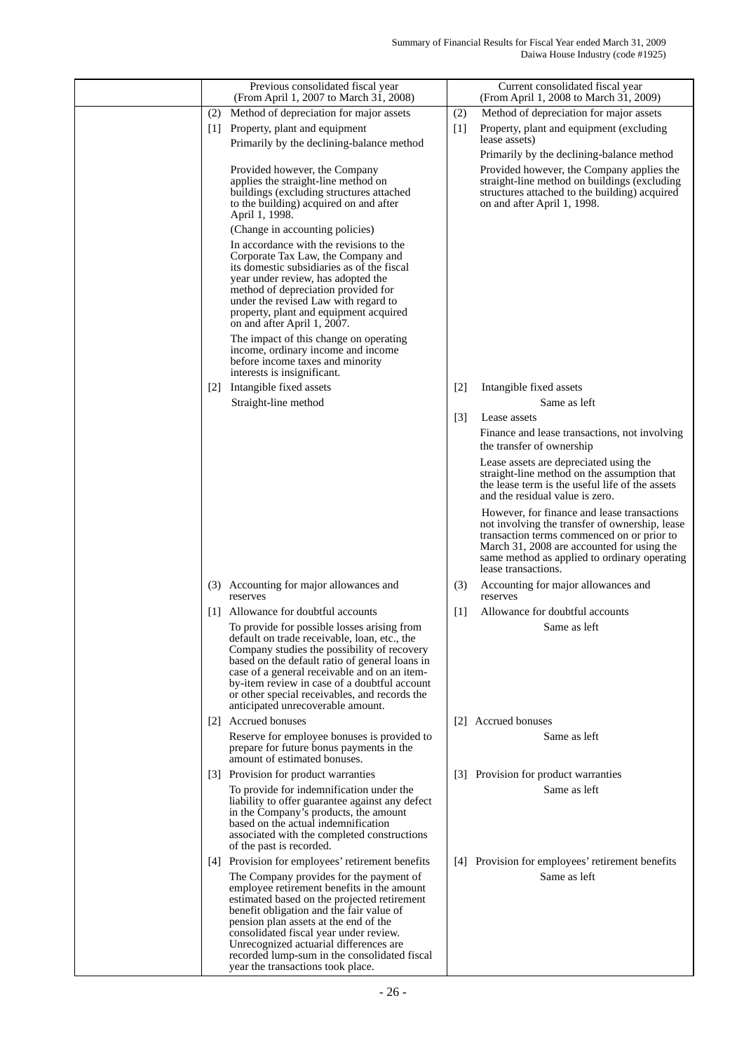| | Previous consolidated fiscal year<br>(From April 1, 2007 to March 31, 2008) | Current consolidated fiscal year<br>(From April 1, 2008 to March 31, 2009) |
|---|---|---|
| | (2) Method of depreciation for major assets | (2) Method of depreciation for major assets |
| | [1] Property, plant and equipment<br>Primarily by the declining-balance method<br><br>Provided however, the Company applies the straight-line method on buildings (excluding structures attached to the building) acquired on and after April 1, 1998.<br>(Change in accounting policies)<br>In accordance with the revisions to the Corporate Tax Law, the Company and its domestic subsidiaries as of the fiscal year under review, has adopted the method of depreciation provided for under the revised Law with regard to property, plant and equipment acquired on and after April 1, 2007.<br>The impact of this change on operating income, ordinary income and income before income taxes and minority interests is insignificant. | [1] Property, plant and equipment (excluding lease assets)<br>Primarily by the declining-balance method<br>Provided however, the Company applies the straight-line method on buildings (excluding structures attached to the building) acquired on and after April 1, 1998. |
| | [2] Intangible fixed assets<br>Straight-line method | [2] Intangible fixed assets<br>Same as left |
| | | [3] Lease assets<br>Finance and lease transactions, not involving the transfer of ownership<br>Lease assets are depreciated using the straight-line method on the assumption that the lease term is the useful life of the assets and the residual value is zero.<br>However, for finance and lease transactions not involving the transfer of ownership, lease transaction terms commenced on or prior to March 31, 2008 are accounted for using the same method as applied to ordinary operating lease transactions. |
| | (3) Accounting for major allowances and reserves | (3) Accounting for major allowances and reserves |
| | [1] Allowance for doubtful accounts<br>To provide for possible losses arising from default on trade receivable, loan, etc., the Company studies the possibility of recovery based on the default ratio of general loans in case of a general receivable and on an item-by-item review in case of a doubtful account or other special receivables, and records the anticipated unrecoverable amount. | [1] Allowance for doubtful accounts<br>Same as left |
| | [2] Accrued bonuses<br>Reserve for employee bonuses is provided to prepare for future bonus payments in the amount of estimated bonuses. | [2] Accrued bonuses<br>Same as left |
| | [3] Provision for product warranties<br>To provide for indemnification under the liability to offer guarantee against any defect in the Company's products, the amount based on the actual indemnification associated with the completed constructions of the past is recorded. | [3] Provision for product warranties<br>Same as left |
| | [4] Provision for employees' retirement benefits<br>The Company provides for the payment of employee retirement benefits in the amount estimated based on the projected retirement benefit obligation and the fair value of pension plan assets at the end of the consolidated fiscal year under review. Unrecognized actuarial differences are recorded lump-sum in the consolidated fiscal year the transactions took place. | [4] Provision for employees' retirement benefits<br>Same as left |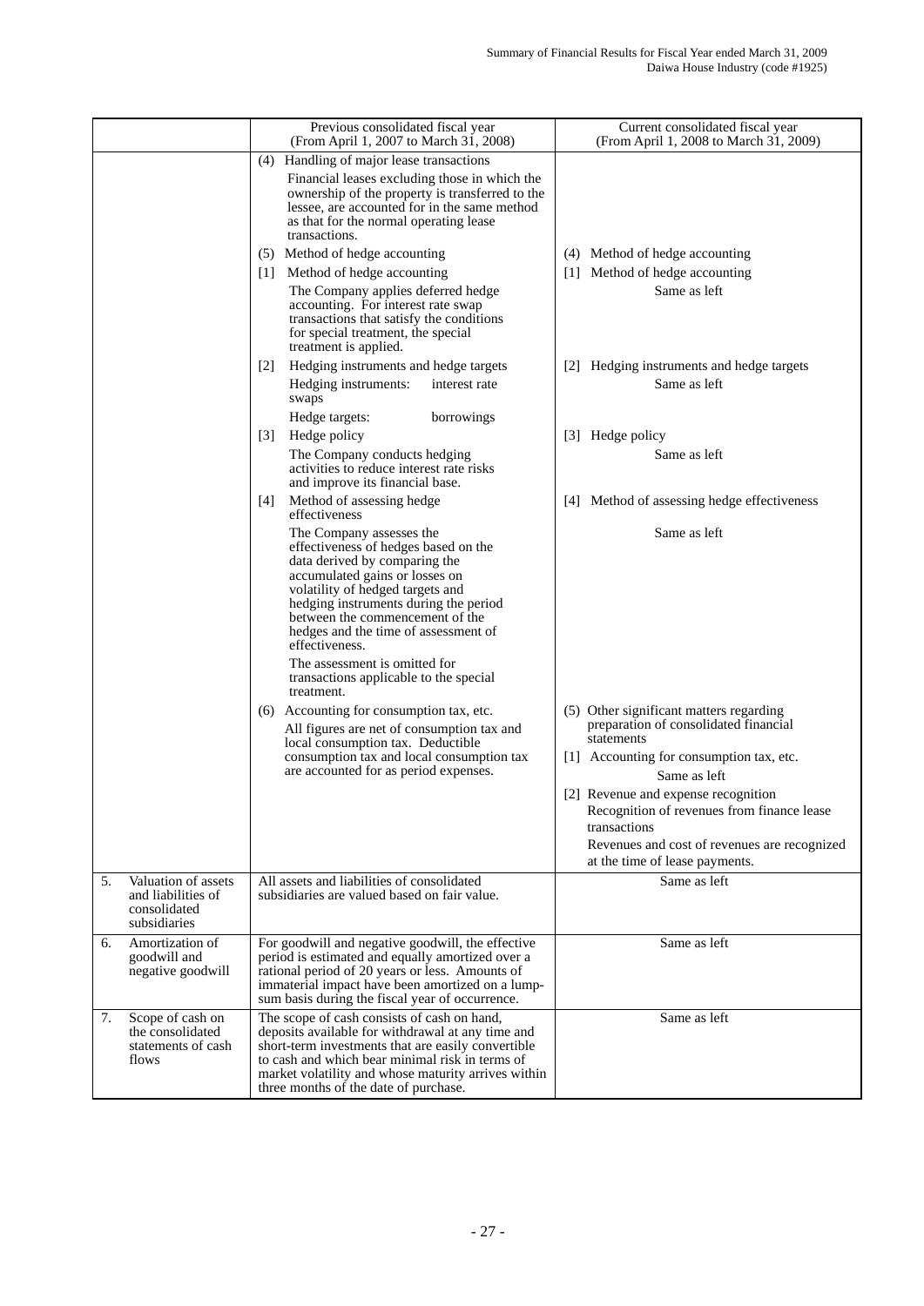| | Previous consolidated fiscal year (From April 1, 2007 to March 31, 2008) | Current consolidated fiscal year (From April 1, 2008 to March 31, 2009) |
|---|---|---|
| | (4) Handling of major lease transactions<br>Financial leases excluding those in which the ownership of the property is transferred to the lessee, are accounted for in the same method as that for the normal operating lease transactions.<br>(5) Method of hedge accounting<br>[1] Method of hedge accounting<br>The Company applies deferred hedge accounting. For interest rate swap transactions that satisfy the conditions for special treatment, the special treatment is applied.<br>[2] Hedging instruments and hedge targets<br>Hedging instruments: interest rate swaps<br>Hedge targets: borrowings<br>[3] Hedge policy<br>The Company conducts hedging activities to reduce interest rate risks and improve its financial base.<br>[4] Method of assessing hedge effectiveness<br>The Company assesses the effectiveness of hedges based on the data derived by comparing the accumulated gains or losses on volatility of hedged targets and hedging instruments during the period between the commencement of the hedges and the time of assessment of effectiveness.<br>The assessment is omitted for transactions applicable to the special treatment.<br>(6) Accounting for consumption tax, etc.<br>All figures are net of consumption tax and local consumption tax. Deductible consumption tax and local consumption tax are accounted for as period expenses. | (4) Method of hedge accounting<br>[1] Method of hedge accounting<br>Same as left<br>[2] Hedging instruments and hedge targets<br>Same as left<br>[3] Hedge policy<br>Same as left<br>[4] Method of assessing hedge effectiveness<br>Same as left<br>(5) Other significant matters regarding preparation of consolidated financial statements<br>[1] Accounting for consumption tax, etc.<br>Same as left<br>[2] Revenue and expense recognition<br>Recognition of revenues from finance lease transactions<br>Revenues and cost of revenues are recognized at the time of lease payments. |
| 5. Valuation of assets and liabilities of consolidated subsidiaries | All assets and liabilities of consolidated subsidiaries are valued based on fair value. | Same as left |
| 6. Amortization of goodwill and negative goodwill | For goodwill and negative goodwill, the effective period is estimated and equally amortized over a rational period of 20 years or less. Amounts of immaterial impact have been amortized on a lump-sum basis during the fiscal year of occurrence. | Same as left |
| 7. Scope of cash on the consolidated statements of cash flows | The scope of cash consists of cash on hand, deposits available for withdrawal at any time and short-term investments that are easily convertible to cash and which bear minimal risk in terms of market volatility and whose maturity arrives within three months of the date of purchase. | Same as left |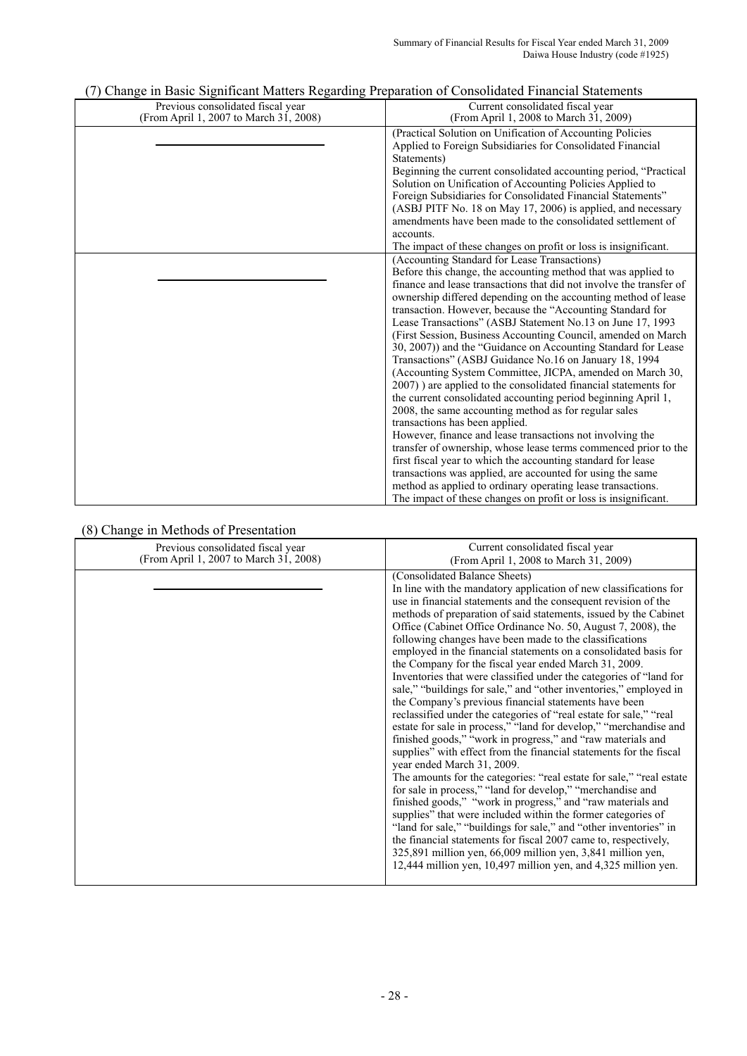## (7) Change in Basic Significant Matters Regarding Preparation of Consolidated Financial Statements

| Previous consolidated fiscal year (From April 1, 2007 to March 31, 2008) | Current consolidated fiscal year (From April 1, 2008 to March 31, 2009) |
|---|---|
| ———————— | (Practical Solution on Unification of Accounting Policies Applied to Foreign Subsidiaries for Consolidated Financial Statements)<br>Beginning the current consolidated accounting period, "Practical Solution on Unification of Accounting Policies Applied to Foreign Subsidiaries for Consolidated Financial Statements" (ASBJ PITF No. 18 on May 17, 2006) is applied, and necessary amendments have been made to the consolidated settlement of accounts.<br>The impact of these changes on profit or loss is insignificant. |
| ———————— | (Accounting Standard for Lease Transactions)<br>Before this change, the accounting method that was applied to finance and lease transactions that did not involve the transfer of ownership differed depending on the accounting method of lease transaction. However, because the "Accounting Standard for Lease Transactions" (ASBJ Statement No.13 on June 17, 1993 (First Session, Business Accounting Council, amended on March 30, 2007)) and the "Guidance on Accounting Standard for Lease Transactions" (ASBJ Guidance No.16 on January 18, 1994 (Accounting System Committee, JICPA, amended on March 30, 2007) ) are applied to the consolidated financial statements for the current consolidated accounting period beginning April 1, 2008, the same accounting method as for regular sales transactions has been applied.<br>However, finance and lease transactions not involving the transfer of ownership, whose lease terms commenced prior to the first fiscal year to which the accounting standard for lease transactions was applied, are accounted for using the same method as applied to ordinary operating lease transactions.<br>The impact of these changes on profit or loss is insignificant. |

## (8) Change in Methods of Presentation

| Previous consolidated fiscal year (From April 1, 2007 to March 31, 2008) | Current consolidated fiscal year (From April 1, 2008 to March 31, 2009) |
|---|---|
| ———————— | (Consolidated Balance Sheets)<br>In line with the mandatory application of new classifications for use in financial statements and the consequent revision of the methods of preparation of said statements, issued by the Cabinet Office (Cabinet Office Ordinance No. 50, August 7, 2008), the following changes have been made to the classifications employed in the financial statements on a consolidated basis for the Company for the fiscal year ended March 31, 2009.<br>Inventories that were classified under the categories of "land for sale," "buildings for sale," and "other inventories," employed in the Company's previous financial statements have been reclassified under the categories of "real estate for sale," "real estate for sale in process," "land for develop," "merchandise and finished goods," "work in progress," and "raw materials and supplies" with effect from the financial statements for the fiscal year ended March 31, 2009.<br>The amounts for the categories: "real estate for sale," "real estate for sale in process," "land for develop," "merchandise and finished goods," "work in progress," and "raw materials and supplies" that were included within the former categories of "land for sale," "buildings for sale," and "other inventories" in the financial statements for fiscal 2007 came to, respectively, 325,891 million yen, 66,009 million yen, 3,841 million yen, 12,444 million yen, 10,497 million yen, and 4,325 million yen. |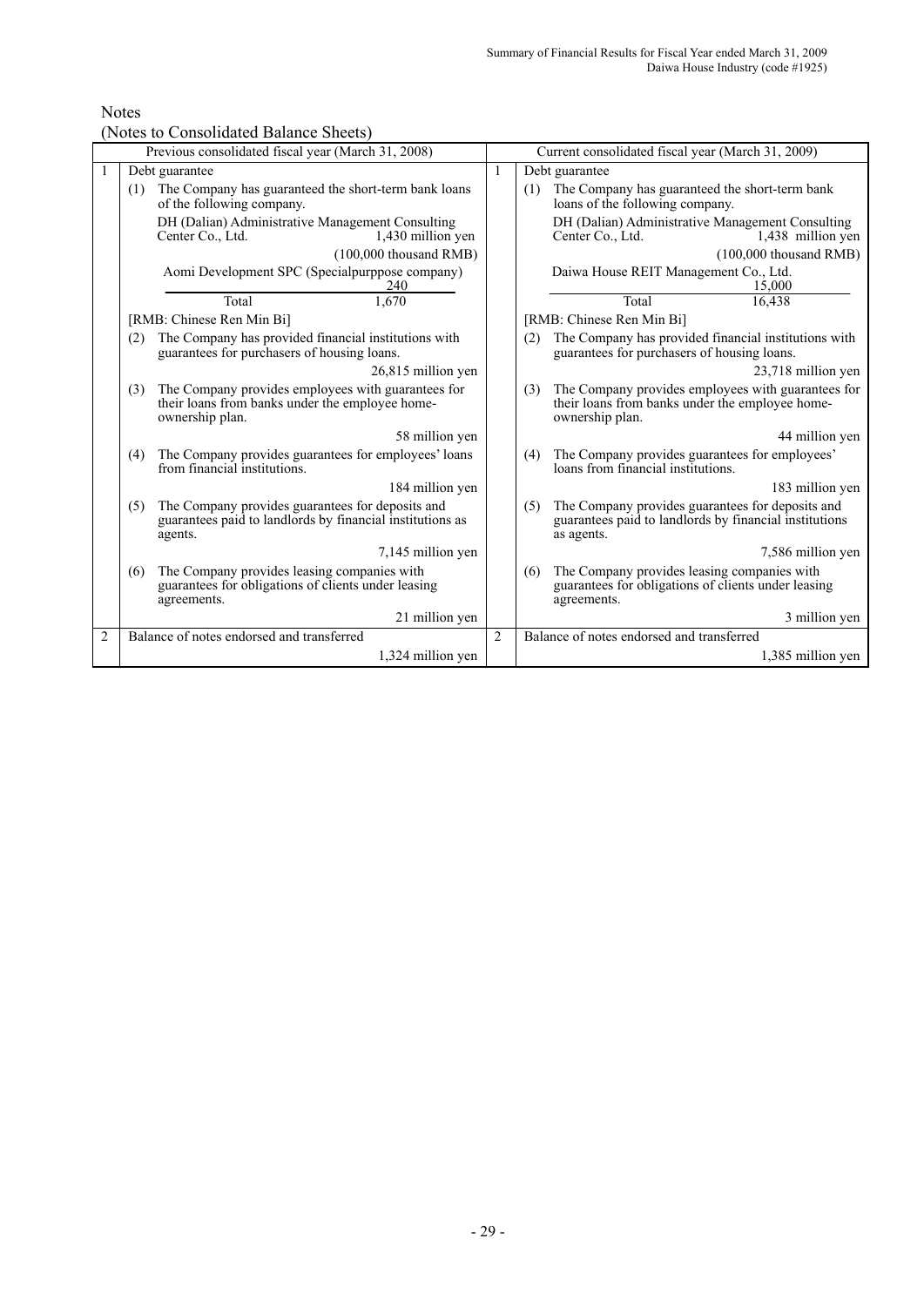Notes

(Notes to Consolidated Balance Sheets)

| | Previous consolidated fiscal year (March 31, 2008) | | Current consolidated fiscal year (March 31, 2009) |
|---|---|---|---|
| 1 | Debt guarantee | 1 | Debt guarantee |
| | (1) The Company has guaranteed the short-term bank loans of the following company. | | (1) The Company has guaranteed the short-term bank loans of the following company. |
| | DH (Dalian) Administrative Management Consulting Center Co., Ltd. 1,430 million yen | | DH (Dalian) Administrative Management Consulting Center Co., Ltd. 1,438 million yen |
| | (100,000 thousand RMB) | | (100,000 thousand RMB) |
| | Aomi Development SPC (Specialpurppose company) 240 | | Daiwa House REIT Management Co., Ltd. 15,000 |
| | Total 1,670 | | Total 16,438 |
| | [RMB: Chinese Ren Min Bi] | | [RMB: Chinese Ren Min Bi] |
| | (2) The Company has provided financial institutions with guarantees for purchasers of housing loans. | | (2) The Company has provided financial institutions with guarantees for purchasers of housing loans. |
| | 26,815 million yen | | 23,718 million yen |
| | (3) The Company provides employees with guarantees for their loans from banks under the employee home-ownership plan. | | (3) The Company provides employees with guarantees for their loans from banks under the employee home-ownership plan. |
| | 58 million yen | | 44 million yen |
| | (4) The Company provides guarantees for employees' loans from financial institutions. | | (4) The Company provides guarantees for employees' loans from financial institutions. |
| | 184 million yen | | 183 million yen |
| | (5) The Company provides guarantees for deposits and guarantees paid to landlords by financial institutions as agents. | | (5) The Company provides guarantees for deposits and guarantees paid to landlords by financial institutions as agents. |
| | 7,145 million yen | | 7,586 million yen |
| | (6) The Company provides leasing companies with guarantees for obligations of clients under leasing agreements. | | (6) The Company provides leasing companies with guarantees for obligations of clients under leasing agreements. |
| | 21 million yen | | 3 million yen |
| 2 | Balance of notes endorsed and transferred | 2 | Balance of notes endorsed and transferred |
| | 1,324 million yen | | 1,385 million yen |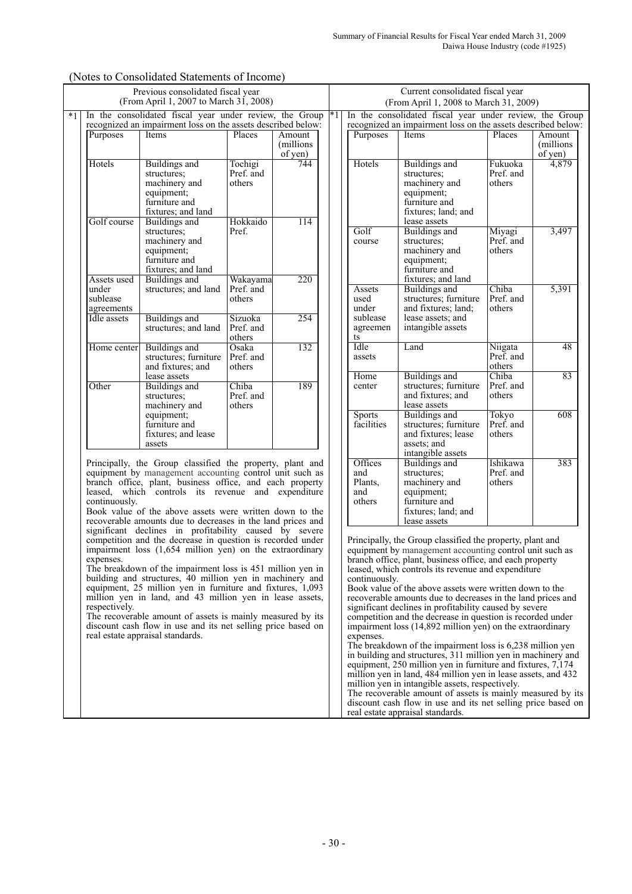(Notes to Consolidated Statements of Income)

**Previous consolidated fiscal year (From April 1, 2007 to March 31, 2008)**

*1 In the consolidated fiscal year under review, the Group recognized an impairment loss on the assets described below:

| Purposes | Items | Places | Amount (millions of yen) |
|---|---|---|---|
| Hotels | Buildings and structures; machinery and equipment; furniture and fixtures; and land | Tochigi Pref. and others | 744 |
| Golf course | Buildings and structures; machinery and equipment; furniture and fixtures; and land | Hokkaido Pref. | 114 |
| Assets used under sublease agreements | Buildings and structures; and land | Wakayama Pref. and others | 220 |
| Idle assets | Buildings and structures; and land | Sizuoka Pref. and others | 254 |
| Home center | Buildings and structures; furniture and fixtures; and lease assets | Osaka Pref. and others | 132 |
| Other | Buildings and structures; machinery and equipment; furniture and fixtures; and lease assets | Chiba Pref. and others | 189 |

Principally, the Group classified the property, plant and equipment by management accounting control unit such as branch office, plant, business office, and each property leased, which controls its revenue and expenditure continuously.

Book value of the above assets were written down to the recoverable amounts due to decreases in the land prices and significant declines in profitability caused by severe competition and the decrease in question is recorded under impairment loss (1,654 million yen) on the extraordinary expenses.

The breakdown of the impairment loss is 451 million yen in building and structures, 40 million yen in machinery and equipment, 25 million yen in furniture and fixtures, 1,093 million yen in land, and 43 million yen in lease assets, respectively.

The recoverable amount of assets is mainly measured by its discount cash flow in use and its net selling price based on real estate appraisal standards.

**Current consolidated fiscal year (From April 1, 2008 to March 31, 2009)**

*1 In the consolidated fiscal year under review, the Group recognized an impairment loss on the assets described below:

| Purposes | Items | Places | Amount (millions of yen) |
|---|---|---|---|
| Hotels | Buildings and structures; machinery and equipment; furniture and fixtures; land; and lease assets | Fukuoka Pref. and others | 4,879 |
| Golf course | Buildings and structures; machinery and equipment; furniture and fixtures; and land | Miyagi Pref. and others | 3,497 |
| Assets used under sublease agreements | Buildings and structures; furniture and fixtures; land; lease assets; and intangible assets | Chiba Pref. and others | 5,391 |
| Idle assets | Land | Niigata Pref. and others | 48 |
| Home center | Buildings and structures; furniture and fixtures; and lease assets | Chiba Pref. and others | 83 |
| Sports facilities | Buildings and structures; furniture and fixtures; lease assets; and intangible assets | Tokyo Pref. and others | 608 |
| Offices and Plants, and others | Buildings and structures; machinery and equipment; furniture and fixtures; land; and lease assets | Ishikawa Pref. and others | 383 |

Principally, the Group classified the property, plant and equipment by management accounting control unit such as branch office, plant, business office, and each property leased, which controls its revenue and expenditure continuously.

Book value of the above assets were written down to the recoverable amounts due to decreases in the land prices and significant declines in profitability caused by severe competition and the decrease in question is recorded under impairment loss (14,892 million yen) on the extraordinary expenses.

The breakdown of the impairment loss is 6,238 million yen in building and structures, 311 million yen in machinery and equipment, 250 million yen in furniture and fixtures, 7,174 million yen in land, 484 million yen in lease assets, and 432 million yen in intangible assets, respectively.

The recoverable amount of assets is mainly measured by its discount cash flow in use and its net selling price based on real estate appraisal standards.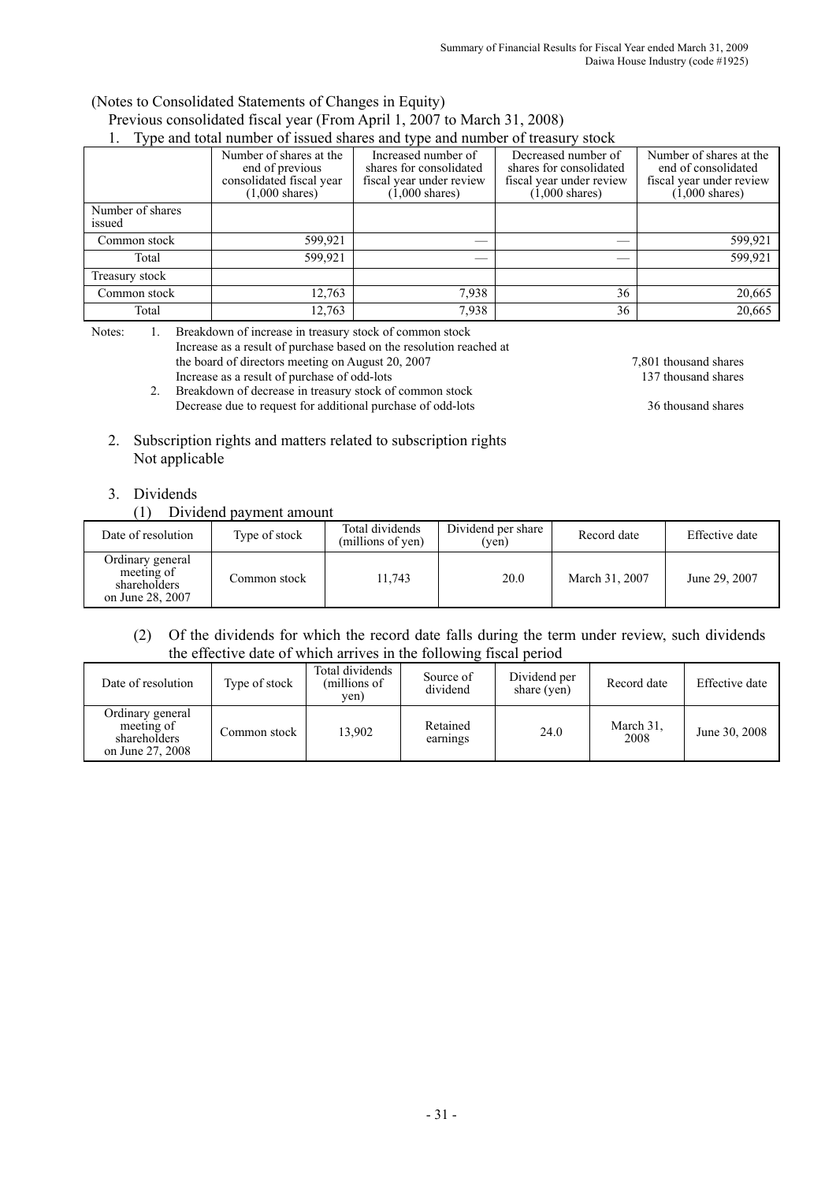(Notes to Consolidated Statements of Changes in Equity)

Previous consolidated fiscal year (From April 1, 2007 to March 31, 2008)

1. Type and total number of issued shares and type and number of treasury stock

| | Number of shares at the end of previous consolidated fiscal year (1,000 shares) | Increased number of shares for consolidated fiscal year under review (1,000 shares) | Decreased number of shares for consolidated fiscal year under review (1,000 shares) | Number of shares at the end of consolidated fiscal year under review (1,000 shares) |
|---|---|---|---|---|
| Number of shares issued | | | | |
| Common stock | 599,921 | — | — | 599,921 |
| Total | 599,921 | — | — | 599,921 |
| Treasury stock | | | | |
| Common stock | 12,763 | 7,938 | 36 | 20,665 |
| Total | 12,763 | 7,938 | 36 | 20,665 |

Notes:
1. Breakdown of increase in treasury stock of common stock
   Increase as a result of purchase based on the resolution reached at the board of directors meeting on August 20, 2007 — 7,801 thousand shares
   Increase as a result of purchase of odd-lots — 137 thousand shares
2. Breakdown of decrease in treasury stock of common stock
   Decrease due to request for additional purchase of odd-lots — 36 thousand shares

2. Subscription rights and matters related to subscription rights
   Not applicable

3. Dividends

(1) Dividend payment amount

| Date of resolution | Type of stock | Total dividends (millions of yen) | Dividend per share (yen) | Record date | Effective date |
|---|---|---|---|---|---|
| Ordinary general meeting of shareholders on June 28, 2007 | Common stock | 11,743 | 20.0 | March 31, 2007 | June 29, 2007 |

(2) Of the dividends for which the record date falls during the term under review, such dividends the effective date of which arrives in the following fiscal period

| Date of resolution | Type of stock | Total dividends (millions of yen) | Source of dividend | Dividend per share (yen) | Record date | Effective date |
|---|---|---|---|---|---|---|
| Ordinary general meeting of shareholders on June 27, 2008 | Common stock | 13,902 | Retained earnings | 24.0 | March 31, 2008 | June 30, 2008 |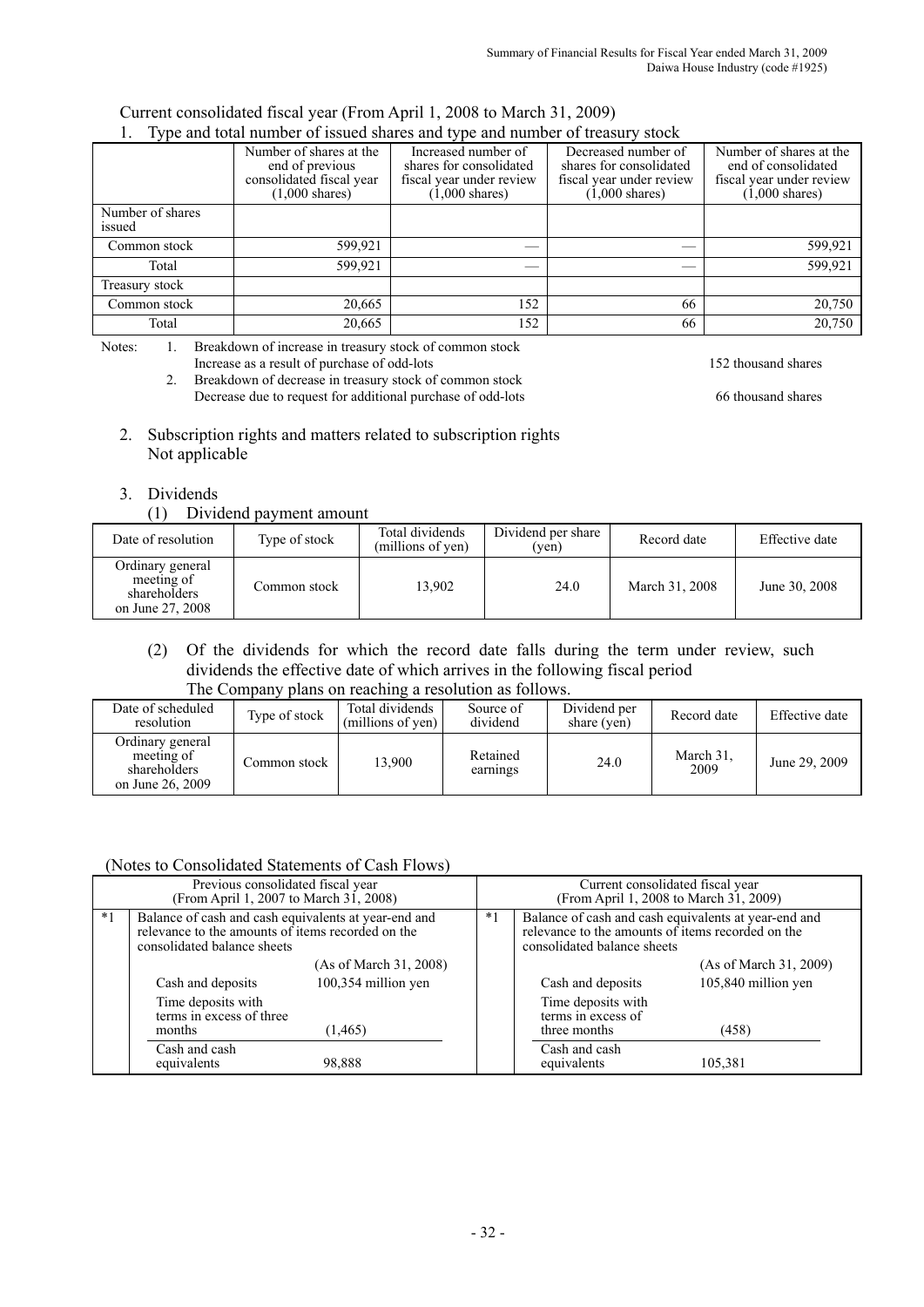Current consolidated fiscal year (From April 1, 2008 to March 31, 2009)

1. Type and total number of issued shares and type and number of treasury stock

| | Number of shares at the end of previous consolidated fiscal year (1,000 shares) | Increased number of shares for consolidated fiscal year under review (1,000 shares) | Decreased number of shares for consolidated fiscal year under review (1,000 shares) | Number of shares at the end of consolidated fiscal year under review (1,000 shares) |
|---|---|---|---|---|
| Number of shares issued | | | | |
| Common stock | 599,921 | — | — | 599,921 |
| Total | 599,921 | — | — | 599,921 |
| Treasury stock | | | | |
| Common stock | 20,665 | 152 | 66 | 20,750 |
| Total | 20,665 | 152 | 66 | 20,750 |

Notes:
1. Breakdown of increase in treasury stock of common stock
   Increase as a result of purchase of odd-lots 152 thousand shares
2. Breakdown of decrease in treasury stock of common stock
   Decrease due to request for additional purchase of odd-lots 66 thousand shares

2. Subscription rights and matters related to subscription rights
   Not applicable

3. Dividends

(1) Dividend payment amount

| Date of resolution | Type of stock | Total dividends (millions of yen) | Dividend per share (yen) | Record date | Effective date |
|---|---|---|---|---|---|
| Ordinary general meeting of shareholders on June 27, 2008 | Common stock | 13,902 | 24.0 | March 31, 2008 | June 30, 2008 |

(2) Of the dividends for which the record date falls during the term under review, such dividends the effective date of which arrives in the following fiscal period
The Company plans on reaching a resolution as follows.

| Date of scheduled resolution | Type of stock | Total dividends (millions of yen) | Source of dividend | Dividend per share (yen) | Record date | Effective date |
|---|---|---|---|---|---|---|
| Ordinary general meeting of shareholders on June 26, 2009 | Common stock | 13,900 | Retained earnings | 24.0 | March 31, 2009 | June 29, 2009 |

(Notes to Consolidated Statements of Cash Flows)

| Previous consolidated fiscal year (From April 1, 2007 to March 31, 2008) | | | Current consolidated fiscal year (From April 1, 2008 to March 31, 2009) | | |
|---|---|---|---|---|---|
| *1 | Balance of cash and cash equivalents at year-end and relevance to the amounts of items recorded on the consolidated balance sheets | | *1 | Balance of cash and cash equivalents at year-end and relevance to the amounts of items recorded on the consolidated balance sheets | |
| | | (As of March 31, 2008) | | | (As of March 31, 2009) |
| | Cash and deposits | 100,354 million yen | | Cash and deposits | 105,840 million yen |
| | Time deposits with terms in excess of three months | (1,465) | | Time deposits with terms in excess of three months | (458) |
| | Cash and cash equivalents | 98,888 | | Cash and cash equivalents | 105,381 |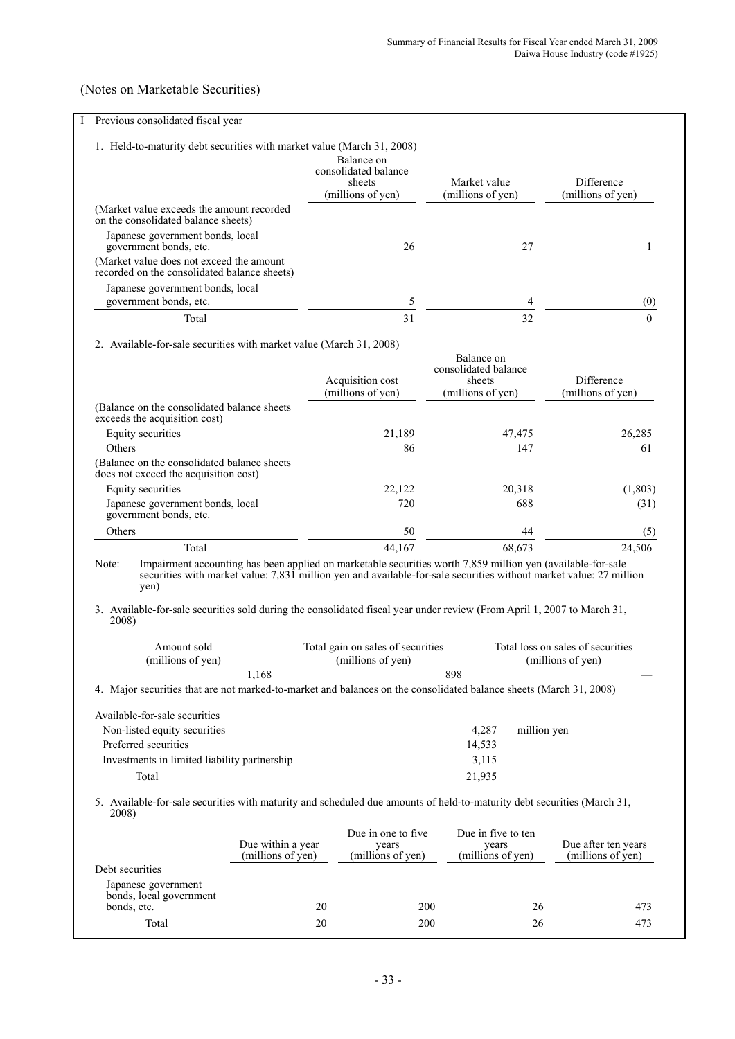## (Notes on Marketable Securities)

I Previous consolidated fiscal year

1. Held-to-maturity debt securities with market value (March 31, 2008)

| | Balance on consolidated balance sheets (millions of yen) | Market value (millions of yen) | Difference (millions of yen) |
|---|---|---|---|
| (Market value exceeds the amount recorded on the consolidated balance sheets) | | | |
| Japanese government bonds, local government bonds, etc. | 26 | 27 | 1 |
| (Market value does not exceed the amount recorded on the consolidated balance sheets) | | | |
| Japanese government bonds, local government bonds, etc. | 5 | 4 | (0) |
| Total | 31 | 32 | 0 |

2. Available-for-sale securities with market value (March 31, 2008)

| | Acquisition cost (millions of yen) | Balance on consolidated balance sheets (millions of yen) | Difference (millions of yen) |
|---|---|---|---|
| (Balance on the consolidated balance sheets exceeds the acquisition cost) | | | |
| Equity securities | 21,189 | 47,475 | 26,285 |
| Others | 86 | 147 | 61 |
| (Balance on the consolidated balance sheets does not exceed the acquisition cost) | | | |
| Equity securities | 22,122 | 20,318 | (1,803) |
| Japanese government bonds, local government bonds, etc. | 720 | 688 | (31) |
| Others | 50 | 44 | (5) |
| Total | 44,167 | 68,673 | 24,506 |

Note: Impairment accounting has been applied on marketable securities worth 7,859 million yen (available-for-sale securities with market value: 7,831 million yen and available-for-sale securities without market value: 27 million yen)

3. Available-for-sale securities sold during the consolidated fiscal year under review (From April 1, 2007 to March 31, 2008)

| Amount sold (millions of yen) | Total gain on sales of securities (millions of yen) | Total loss on sales of securities (millions of yen) |
|---|---|---|
| 1,168 | 898 | — |

4. Major securities that are not marked-to-market and balances on the consolidated balance sheets (March 31, 2008)

| Available-for-sale securities | | |
|---|---|---|
| Non-listed equity securities | 4,287 | million yen |
| Preferred securities | 14,533 | |
| Investments in limited liability partnership | 3,115 | |
| Total | 21,935 | |

5. Available-for-sale securities with maturity and scheduled due amounts of held-to-maturity debt securities (March 31, 2008)

| | Due within a year (millions of yen) | Due in one to five years (millions of yen) | Due in five to ten years (millions of yen) | Due after ten years (millions of yen) |
|---|---|---|---|---|
| Debt securities | | | | |
| Japanese government bonds, local government bonds, etc. | 20 | 200 | 26 | 473 |
| Total | 20 | 200 | 26 | 473 |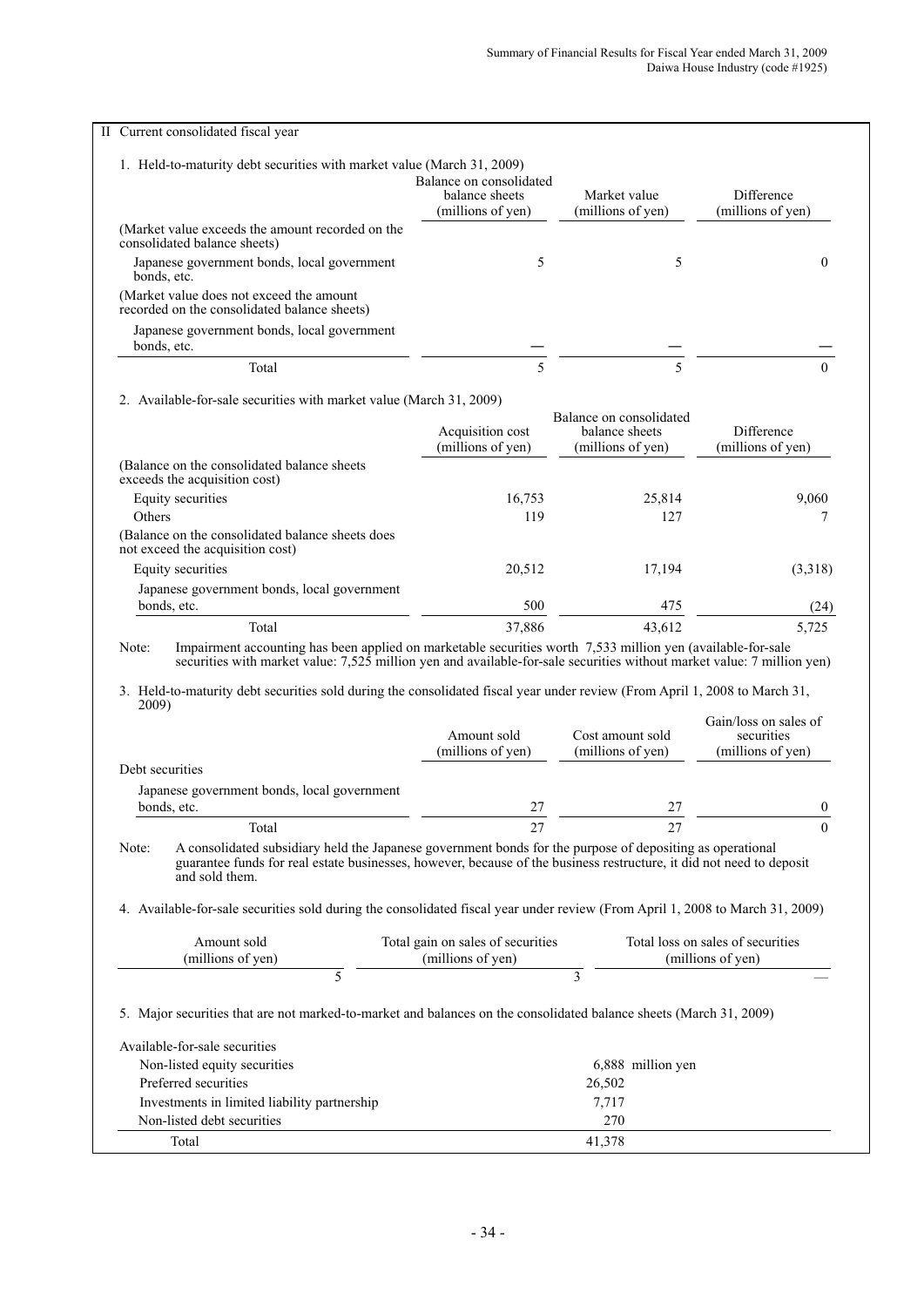## II Current consolidated fiscal year

### 1. Held-to-maturity debt securities with market value (March 31, 2009)

| | Balance on consolidated balance sheets (millions of yen) | Market value (millions of yen) | Difference (millions of yen) |
|---|---|---|---|
| (Market value exceeds the amount recorded on the consolidated balance sheets) | | | |
| Japanese government bonds, local government bonds, etc. | 5 | 5 | 0 |
| (Market value does not exceed the amount recorded on the consolidated balance sheets) | | | |
| Japanese government bonds, local government bonds, etc. | — | — | — |
| Total | 5 | 5 | 0 |

### 2. Available-for-sale securities with market value (March 31, 2009)

| | Acquisition cost (millions of yen) | Balance on consolidated balance sheets (millions of yen) | Difference (millions of yen) |
|---|---|---|---|
| (Balance on the consolidated balance sheets exceeds the acquisition cost) | | | |
| Equity securities | 16,753 | 25,814 | 9,060 |
| Others | 119 | 127 | 7 |
| (Balance on the consolidated balance sheets does not exceed the acquisition cost) | | | |
| Equity securities | 20,512 | 17,194 | (3,318) |
| Japanese government bonds, local government bonds, etc. | 500 | 475 | (24) |
| Total | 37,886 | 43,612 | 5,725 |

Note: Impairment accounting has been applied on marketable securities worth 7,533 million yen (available-for-sale securities with market value: 7,525 million yen and available-for-sale securities without market value: 7 million yen)

### 3. Held-to-maturity debt securities sold during the consolidated fiscal year under review (From April 1, 2008 to March 31, 2009)

| | Amount sold (millions of yen) | Cost amount sold (millions of yen) | Gain/loss on sales of securities (millions of yen) |
|---|---|---|---|
| Debt securities | | | |
| Japanese government bonds, local government bonds, etc. | 27 | 27 | 0 |
| Total | 27 | 27 | 0 |

Note: A consolidated subsidiary held the Japanese government bonds for the purpose of depositing as operational guarantee funds for real estate businesses, however, because of the business restructure, it did not need to deposit and sold them.

### 4. Available-for-sale securities sold during the consolidated fiscal year under review (From April 1, 2008 to March 31, 2009)

| Amount sold (millions of yen) | Total gain on sales of securities (millions of yen) | Total loss on sales of securities (millions of yen) |
|---|---|---|
| 5 | 3 | — |

### 5. Major securities that are not marked-to-market and balances on the consolidated balance sheets (March 31, 2009)

| Available-for-sale securities | |
|---|---|
| Non-listed equity securities | 6,888 million yen |
| Preferred securities | 26,502 |
| Investments in limited liability partnership | 7,717 |
| Non-listed debt securities | 270 |
| Total | 41,378 |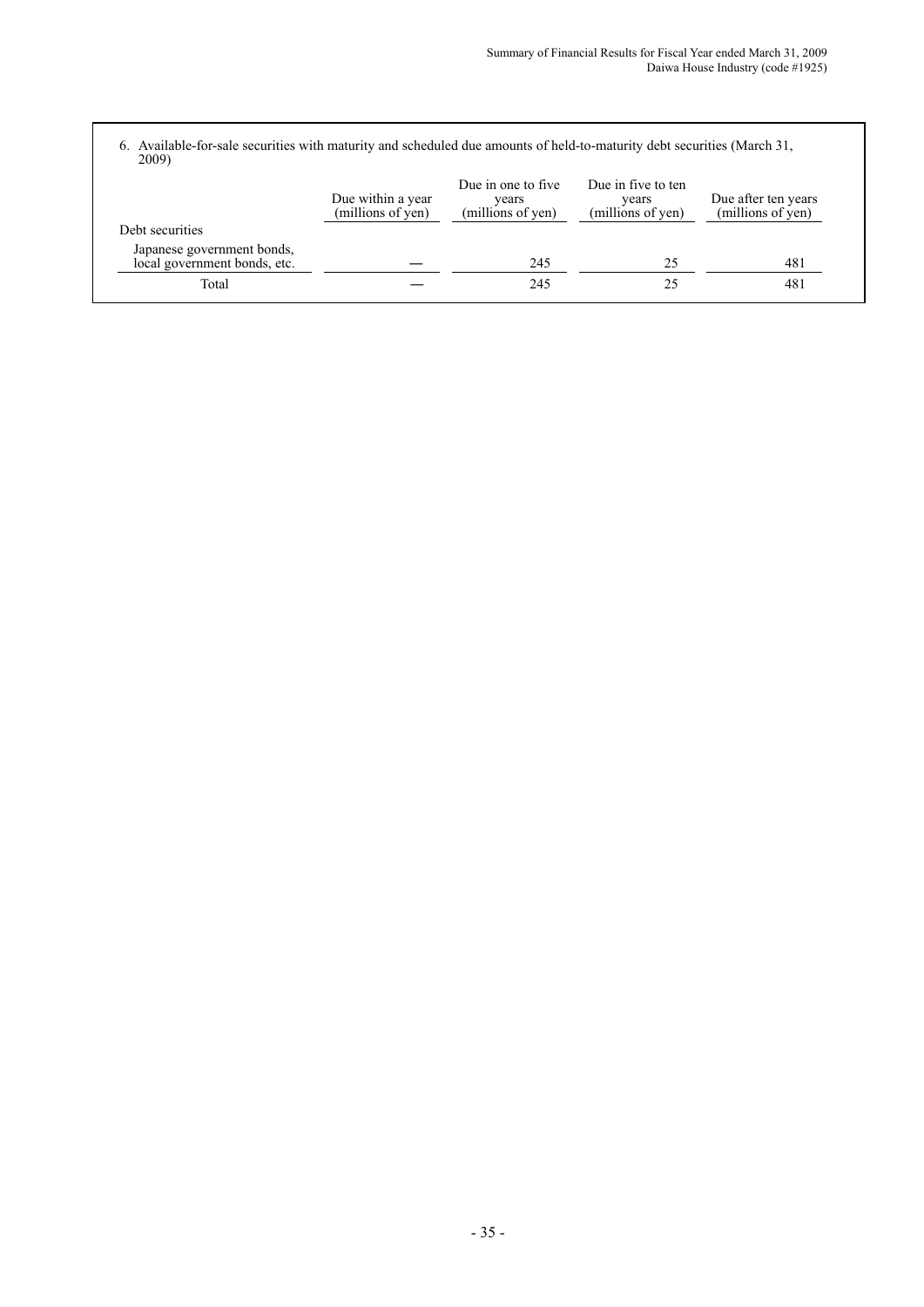6. Available-for-sale securities with maturity and scheduled due amounts of held-to-maturity debt securities (March 31, 2009)

| | Due within a year (millions of yen) | Due in one to five years (millions of yen) | Due in five to ten years (millions of yen) | Due after ten years (millions of yen) |
|---|---|---|---|---|
| Debt securities | | | | |
| Japanese government bonds, local government bonds, etc. | — | 245 | 25 | 481 |
| Total | — | 245 | 25 | 481 |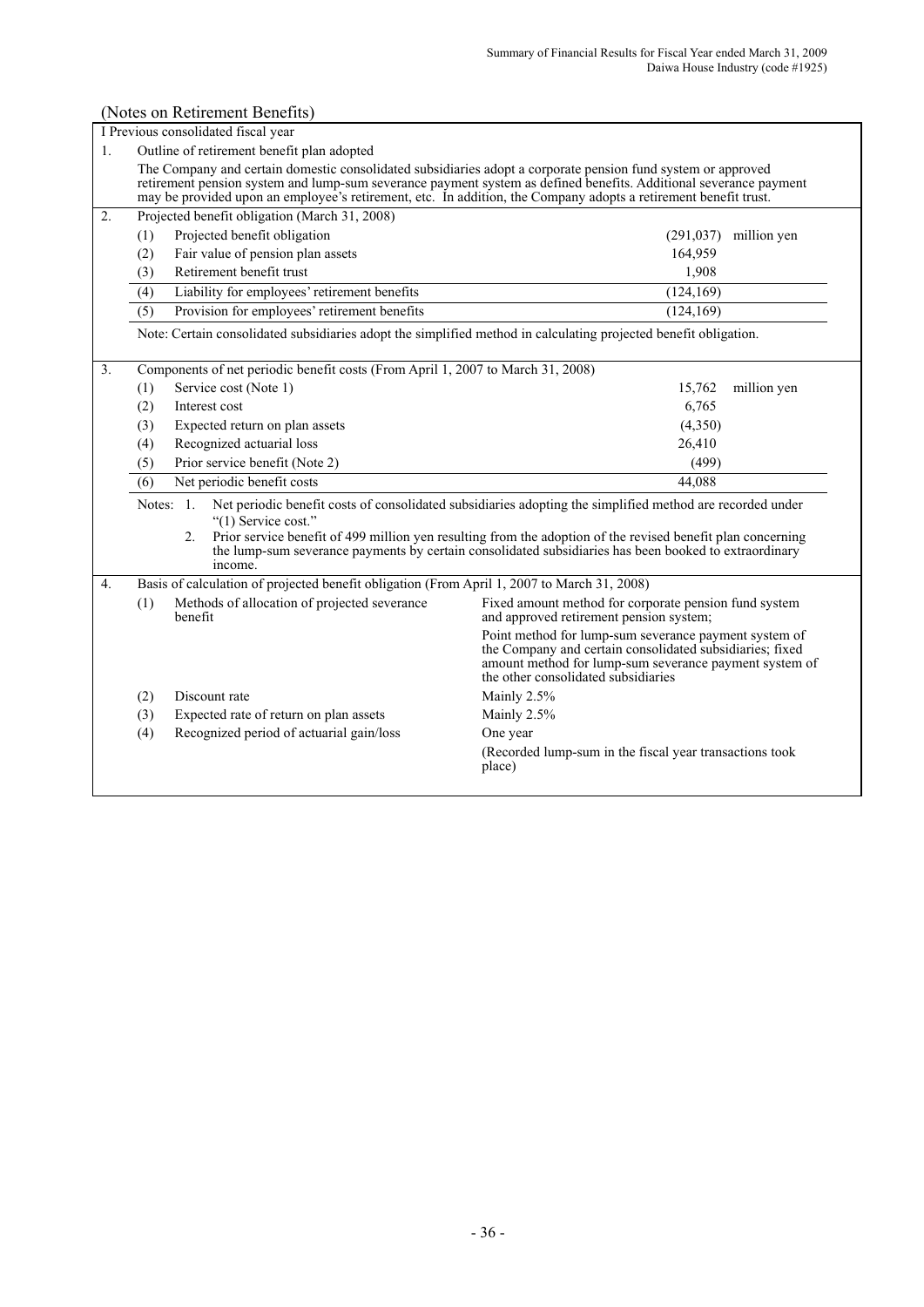(Notes on Retirement Benefits)

I Previous consolidated fiscal year

1. Outline of retirement benefit plan adopted

The Company and certain domestic consolidated subsidiaries adopt a corporate pension fund system or approved retirement pension system and lump-sum severance payment system as defined benefits. Additional severance payment may be provided upon an employee's retirement, etc. In addition, the Company adopts a retirement benefit trust.

2. Projected benefit obligation (March 31, 2008)

| | | | |
|---|---|---|---|
| (1) | Projected benefit obligation | (291,037) | million yen |
| (2) | Fair value of pension plan assets | 164,959 | |
| (3) | Retirement benefit trust | 1,908 | |
| (4) | Liability for employees' retirement benefits | (124,169) | |
| (5) | Provision for employees' retirement benefits | (124,169) | |

Note: Certain consolidated subsidiaries adopt the simplified method in calculating projected benefit obligation.

3. Components of net periodic benefit costs (From April 1, 2007 to March 31, 2008)

| | | | |
|---|---|---|---|
| (1) | Service cost (Note 1) | 15,762 | million yen |
| (2) | Interest cost | 6,765 | |
| (3) | Expected return on plan assets | (4,350) | |
| (4) | Recognized actuarial loss | 26,410 | |
| (5) | Prior service benefit (Note 2) | (499) | |
| (6) | Net periodic benefit costs | 44,088 | |

Notes:
1. Net periodic benefit costs of consolidated subsidiaries adopting the simplified method are recorded under "(1) Service cost."
2. Prior service benefit of 499 million yen resulting from the adoption of the revised benefit plan concerning the lump-sum severance payments by certain consolidated subsidiaries has been booked to extraordinary income.

4. Basis of calculation of projected benefit obligation (From April 1, 2007 to March 31, 2008)

| | | |
|---|---|---|
| (1) | Methods of allocation of projected severance benefit | Fixed amount method for corporate pension fund system and approved retirement pension system;<br>Point method for lump-sum severance payment system of the Company and certain consolidated subsidiaries; fixed amount method for lump-sum severance payment system of the other consolidated subsidiaries |
| (2) | Discount rate | Mainly 2.5% |
| (3) | Expected rate of return on plan assets | Mainly 2.5% |
| (4) | Recognized period of actuarial gain/loss | One year<br>(Recorded lump-sum in the fiscal year transactions took place) |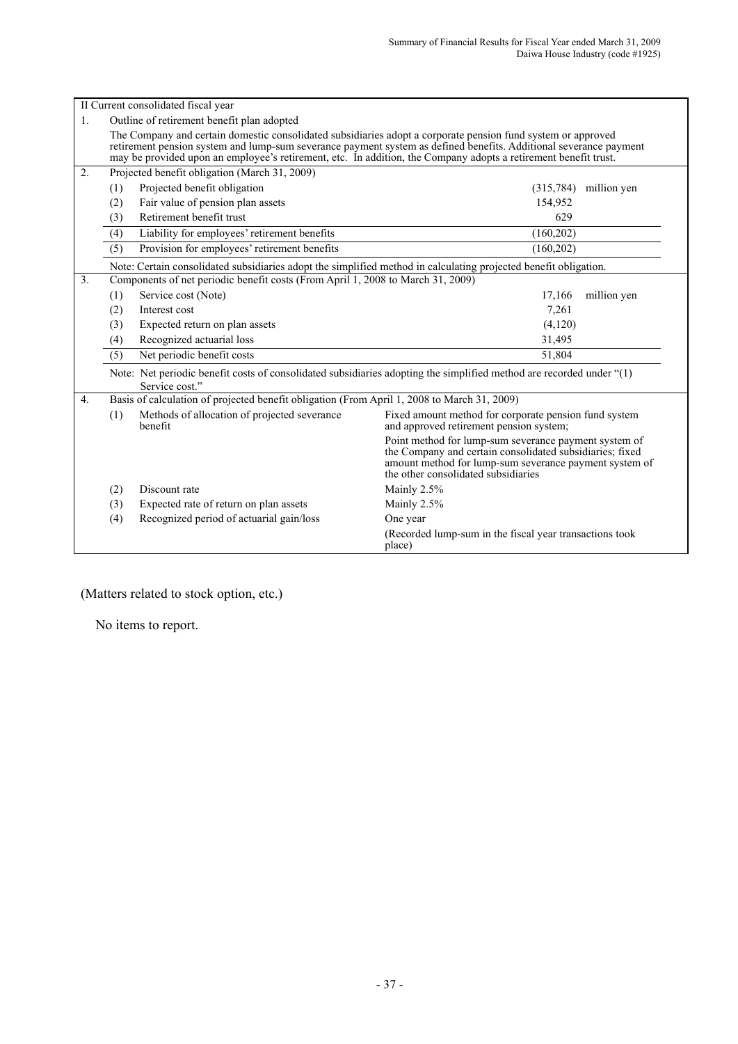| II Current consolidated fiscal year | | | |
|---|---|---|---|
| 1. | Outline of retirement benefit plan adopted | | |
| | The Company and certain domestic consolidated subsidiaries adopt a corporate pension fund system or approved retirement pension system and lump-sum severance payment system as defined benefits. Additional severance payment may be provided upon an employee's retirement, etc. In addition, the Company adopts a retirement benefit trust. | | |
| 2. | Projected benefit obligation (March 31, 2009) | | |
| | (1) Projected benefit obligation | (315,784) | million yen |
| | (2) Fair value of pension plan assets | 154,952 | |
| | (3) Retirement benefit trust | 629 | |
| | (4) Liability for employees' retirement benefits | (160,202) | |
| | (5) Provision for employees' retirement benefits | (160,202) | |
| | Note: Certain consolidated subsidiaries adopt the simplified method in calculating projected benefit obligation. | | |
| 3. | Components of net periodic benefit costs (From April 1, 2008 to March 31, 2009) | | |
| | (1) Service cost (Note) | 17,166 | million yen |
| | (2) Interest cost | 7,261 | |
| | (3) Expected return on plan assets | (4,120) | |
| | (4) Recognized actuarial loss | 31,495 | |
| | (5) Net periodic benefit costs | 51,804 | |
| | Note: Net periodic benefit costs of consolidated subsidiaries adopting the simplified method are recorded under "(1) Service cost." | | |
| 4. | Basis of calculation of projected benefit obligation (From April 1, 2008 to March 31, 2009) | | |
| | (1) Methods of allocation of projected severance benefit | Fixed amount method for corporate pension fund system and approved retirement pension system; Point method for lump-sum severance payment system of the Company and certain consolidated subsidiaries; fixed amount method for lump-sum severance payment system of the other consolidated subsidiaries | |
| | (2) Discount rate | Mainly 2.5% | |
| | (3) Expected rate of return on plan assets | Mainly 2.5% | |
| | (4) Recognized period of actuarial gain/loss | One year (Recorded lump-sum in the fiscal year transactions took place) | |

(Matters related to stock option, etc.)

No items to report.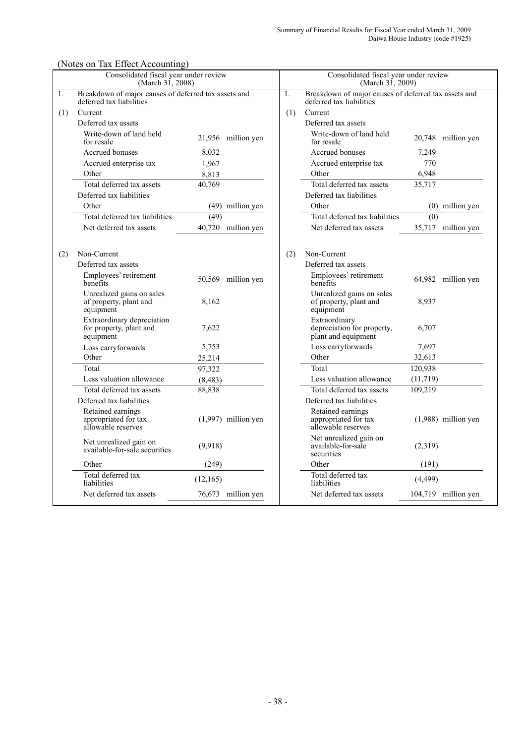(Notes on Tax Effect Accounting)

| Consolidated fiscal year under review (March 31, 2008) | | | Consolidated fiscal year under review (March 31, 2009) | | |
|---|---|---|---|---|---|
| 1. Breakdown of major causes of deferred tax assets and deferred tax liabilities | | | 1. Breakdown of major causes of deferred tax assets and deferred tax liabilities | | |
| (1) Current | | | (1) Current | | |
| Deferred tax assets | | | Deferred tax assets | | |
| Write-down of land held for resale | 21,956 | million yen | Write-down of land held for resale | 20,748 | million yen |
| Accrued bonuses | 8,032 | | Accrued bonuses | 7,249 | |
| Accrued enterprise tax | 1,967 | | Accrued enterprise tax | 770 | |
| Other | 8,813 | | Other | 6,948 | |
| Total deferred tax assets | 40,769 | | Total deferred tax assets | 35,717 | |
| Deferred tax liabilities | | | Deferred tax liabilities | | |
| Other | (49) | million yen | Other | (0) | million yen |
| Total deferred tax liabilities | (49) | | Total deferred tax liabilities | (0) | |
| Net deferred tax assets | 40,720 | million yen | Net deferred tax assets | 35,717 | million yen |
| (2) Non-Current | | | (2) Non-Current | | |
| Deferred tax assets | | | Deferred tax assets | | |
| Employees' retirement benefits | 50,569 | million yen | Employees' retirement benefits | 64,982 | million yen |
| Unrealized gains on sales of property, plant and equipment | 8,162 | | Unrealized gains on sales of property, plant and equipment | 8,937 | |
| Extraordinary depreciation for property, plant and equipment | 7,622 | | Extraordinary depreciation for property, plant and equipment | 6,707 | |
| Loss carryforwards | 5,753 | | Loss carryforwards | 7,697 | |
| Other | 25,214 | | Other | 32,613 | |
| Total | 97,322 | | Total | 120,938 | |
| Less valuation allowance | (8,483) | | Less valuation allowance | (11,719) | |
| Total deferred tax assets | 88,838 | | Total deferred tax assets | 109,219 | |
| Deferred tax liabilities | | | Deferred tax liabilities | | |
| Retained earnings appropriated for tax allowable reserves | (1,997) | million yen | Retained earnings appropriated for tax allowable reserves | (1,988) | million yen |
| Net unrealized gain on available-for-sale securities | (9,918) | | Net unrealized gain on available-for-sale securities | (2,319) | |
| Other | (249) | | Other | (191) | |
| Total deferred tax liabilities | (12,165) | | Total deferred tax liabilities | (4,499) | |
| Net deferred tax assets | 76,673 | million yen | Net deferred tax assets | 104,719 | million yen |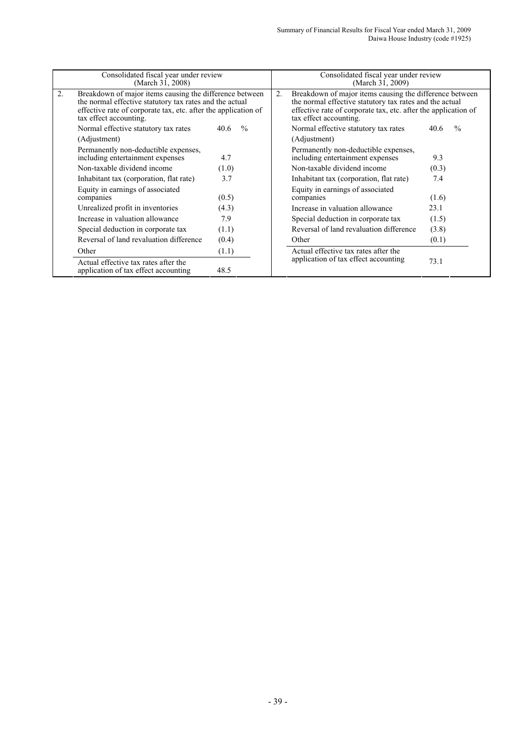| Consolidated fiscal year under review (March 31, 2008) | | | Consolidated fiscal year under review (March 31, 2009) | | |
|---|---|---|---|---|---|
| 2. Breakdown of major items causing the difference between the normal effective statutory tax rates and the actual effective rate of corporate tax, etc. after the application of tax effect accounting. | | | 2. Breakdown of major items causing the difference between the normal effective statutory tax rates and the actual effective rate of corporate tax, etc. after the application of tax effect accounting. | | |
| Normal effective statutory tax rates | 40.6 | % | Normal effective statutory tax rates | 40.6 | % |
| (Adjustment) | | | (Adjustment) | | |
| Permanently non-deductible expenses, including entertainment expenses | 4.7 | | Permanently non-deductible expenses, including entertainment expenses | 9.3 | |
| Non-taxable dividend income | (1.0) | | Non-taxable dividend income | (0.3) | |
| Inhabitant tax (corporation, flat rate) | 3.7 | | Inhabitant tax (corporation, flat rate) | 7.4 | |
| Equity in earnings of associated companies | (0.5) | | Equity in earnings of associated companies | (1.6) | |
| Unrealized profit in inventories | (4.3) | | Increase in valuation allowance | 23.1 | |
| Increase in valuation allowance | 7.9 | | Special deduction in corporate tax | (1.5) | |
| Special deduction in corporate tax | (1.1) | | Reversal of land revaluation difference | (3.8) | |
| Reversal of land revaluation difference | (0.4) | | Other | (0.1) | |
| Other | (1.1) | | Actual effective tax rates after the application of tax effect accounting | 73.1 | |
| Actual effective tax rates after the application of tax effect accounting | 48.5 | | | | |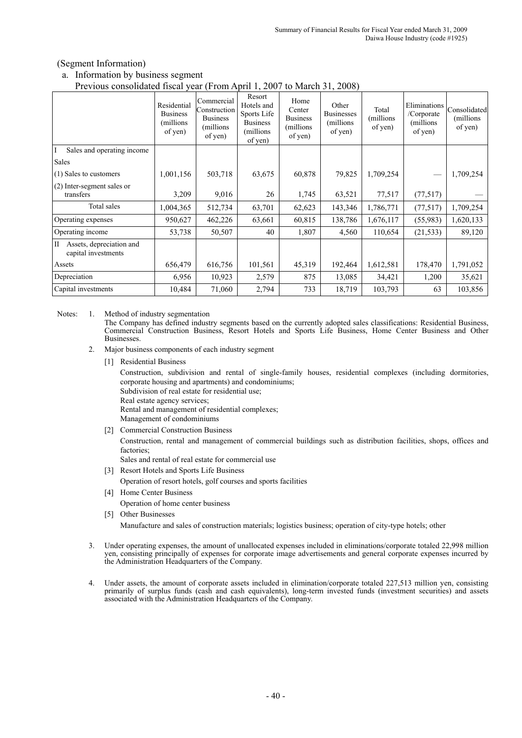(Segment Information)

a. Information by business segment

Previous consolidated fiscal year (From April 1, 2007 to March 31, 2008)

| | Residential Business (millions of yen) | Commercial Construction Business (millions of yen) | Resort Hotels and Sports Life Business (millions of yen) | Home Center Business (millions of yen) | Other Businesses (millions of yen) | Total (millions of yen) | Eliminations /Corporate (millions of yen) | Consolidated (millions of yen) |
|---|---|---|---|---|---|---|---|---|
| I Sales and operating income | | | | | | | | |
| Sales | | | | | | | | |
| (1) Sales to customers | 1,001,156 | 503,718 | 63,675 | 60,878 | 79,825 | 1,709,254 | — | 1,709,254 |
| (2) Inter-segment sales or transfers | 3,209 | 9,016 | 26 | 1,745 | 63,521 | 77,517 | (77,517) | — |
| Total sales | 1,004,365 | 512,734 | 63,701 | 62,623 | 143,346 | 1,786,771 | (77,517) | 1,709,254 |
| Operating expenses | 950,627 | 462,226 | 63,661 | 60,815 | 138,786 | 1,676,117 | (55,983) | 1,620,133 |
| Operating income | 53,738 | 50,507 | 40 | 1,807 | 4,560 | 110,654 | (21,533) | 89,120 |
| II Assets, depreciation and capital investments | | | | | | | | |
| Assets | 656,479 | 616,756 | 101,561 | 45,319 | 192,464 | 1,612,581 | 178,470 | 1,791,052 |
| Depreciation | 6,956 | 10,923 | 2,579 | 875 | 13,085 | 34,421 | 1,200 | 35,621 |
| Capital investments | 10,484 | 71,060 | 2,794 | 733 | 18,719 | 103,793 | 63 | 103,856 |

Notes:

1. Method of industry segmentation
   The Company has defined industry segments based on the currently adopted sales classifications: Residential Business, Commercial Construction Business, Resort Hotels and Sports Life Business, Home Center Business and Other Businesses.

2. Major business components of each industry segment

   [1] Residential Business
   Construction, subdivision and rental of single-family houses, residential complexes (including dormitories, corporate housing and apartments) and condominiums;
   Subdivision of real estate for residential use;
   Real estate agency services;
   Rental and management of residential complexes;
   Management of condominiums

   [2] Commercial Construction Business
   Construction, rental and management of commercial buildings such as distribution facilities, shops, offices and factories;
   Sales and rental of real estate for commercial use

   [3] Resort Hotels and Sports Life Business
   Operation of resort hotels, golf courses and sports facilities

   [4] Home Center Business
   Operation of home center business

   [5] Other Businesses
   Manufacture and sales of construction materials; logistics business; operation of city-type hotels; other

3. Under operating expenses, the amount of unallocated expenses included in eliminations/corporate totaled 22,998 million yen, consisting principally of expenses for corporate image advertisements and general corporate expenses incurred by the Administration Headquarters of the Company.

4. Under assets, the amount of corporate assets included in elimination/corporate totaled 227,513 million yen, consisting primarily of surplus funds (cash and cash equivalents), long-term invested funds (investment securities) and assets associated with the Administration Headquarters of the Company.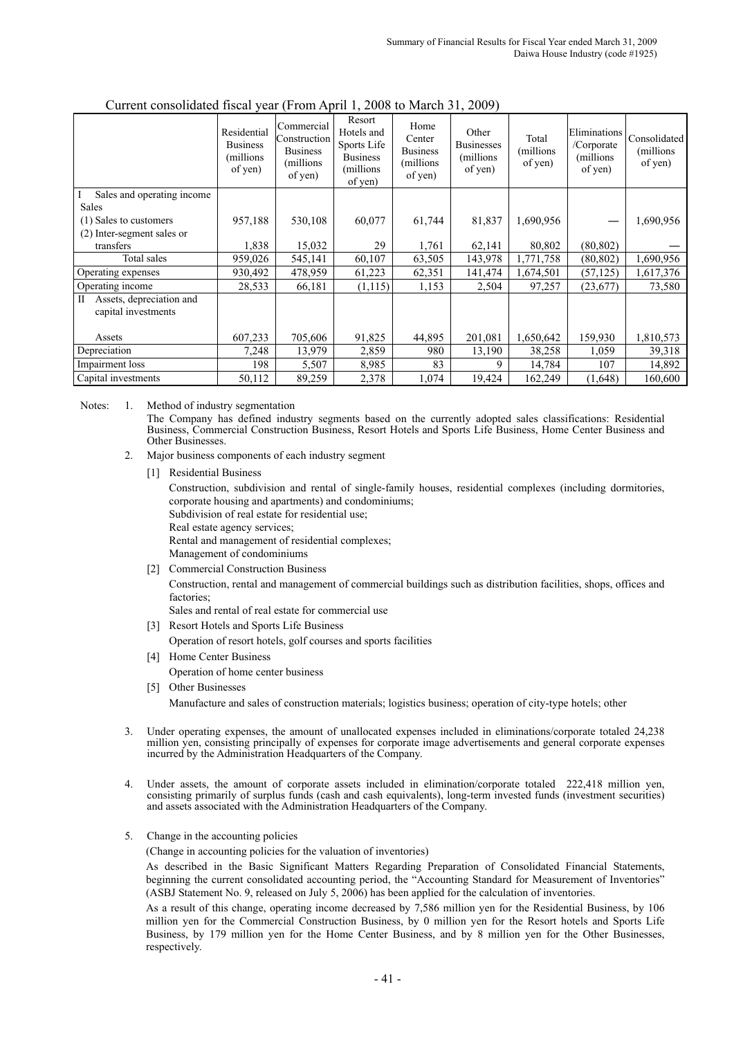Current consolidated fiscal year (From April 1, 2008 to March 31, 2009)

| | Residential Business (millions of yen) | Commercial Construction Business (millions of yen) | Resort Hotels and Sports Life Business (millions of yen) | Home Center Business (millions of yen) | Other Businesses (millions of yen) | Total (millions of yen) | Eliminations /Corporate (millions of yen) | Consolidated (millions of yen) |
|---|---|---|---|---|---|---|---|---|
| I Sales and operating income | | | | | | | | |
| Sales | | | | | | | | |
| (1) Sales to customers | 957,188 | 530,108 | 60,077 | 61,744 | 81,837 | 1,690,956 | — | 1,690,956 |
| (2) Inter-segment sales or transfers | 1,838 | 15,032 | 29 | 1,761 | 62,141 | 80,802 | (80,802) | — |
| Total sales | 959,026 | 545,141 | 60,107 | 63,505 | 143,978 | 1,771,758 | (80,802) | 1,690,956 |
| Operating expenses | 930,492 | 478,959 | 61,223 | 62,351 | 141,474 | 1,674,501 | (57,125) | 1,617,376 |
| Operating income | 28,533 | 66,181 | (1,115) | 1,153 | 2,504 | 97,257 | (23,677) | 73,580 |
| II Assets, depreciation and capital investments | | | | | | | | |
| Assets | 607,233 | 705,606 | 91,825 | 44,895 | 201,081 | 1,650,642 | 159,930 | 1,810,573 |
| Depreciation | 7,248 | 13,979 | 2,859 | 980 | 13,190 | 38,258 | 1,059 | 39,318 |
| Impairment loss | 198 | 5,507 | 8,985 | 83 | 9 | 14,784 | 107 | 14,892 |
| Capital investments | 50,112 | 89,259 | 2,378 | 1,074 | 19,424 | 162,249 | (1,648) | 160,600 |

Notes:

1. Method of industry segmentation

   The Company has defined industry segments based on the currently adopted sales classifications: Residential Business, Commercial Construction Business, Resort Hotels and Sports Life Business, Home Center Business and Other Businesses.

2. Major business components of each industry segment

   [1] Residential Business

   Construction, subdivision and rental of single-family houses, residential complexes (including dormitories, corporate housing and apartments) and condominiums;
   Subdivision of real estate for residential use;
   Real estate agency services;
   Rental and management of residential complexes;
   Management of condominiums

   [2] Commercial Construction Business

   Construction, rental and management of commercial buildings such as distribution facilities, shops, offices and factories;
   Sales and rental of real estate for commercial use

   [3] Resort Hotels and Sports Life Business

   Operation of resort hotels, golf courses and sports facilities

   [4] Home Center Business

   Operation of home center business

   [5] Other Businesses

   Manufacture and sales of construction materials; logistics business; operation of city-type hotels; other

3. Under operating expenses, the amount of unallocated expenses included in eliminations/corporate totaled 24,238 million yen, consisting principally of expenses for corporate image advertisements and general corporate expenses incurred by the Administration Headquarters of the Company.

4. Under assets, the amount of corporate assets included in elimination/corporate totaled 222,418 million yen, consisting primarily of surplus funds (cash and cash equivalents), long-term invested funds (investment securities) and assets associated with the Administration Headquarters of the Company.

5. Change in the accounting policies

   (Change in accounting policies for the valuation of inventories)

   As described in the Basic Significant Matters Regarding Preparation of Consolidated Financial Statements, beginning the current consolidated accounting period, the "Accounting Standard for Measurement of Inventories" (ASBJ Statement No. 9, released on July 5, 2006) has been applied for the calculation of inventories.

   As a result of this change, operating income decreased by 7,586 million yen for the Residential Business, by 106 million yen for the Commercial Construction Business, by 0 million yen for the Resort hotels and Sports Life Business, by 179 million yen for the Home Center Business, and by 8 million yen for the Other Businesses, respectively.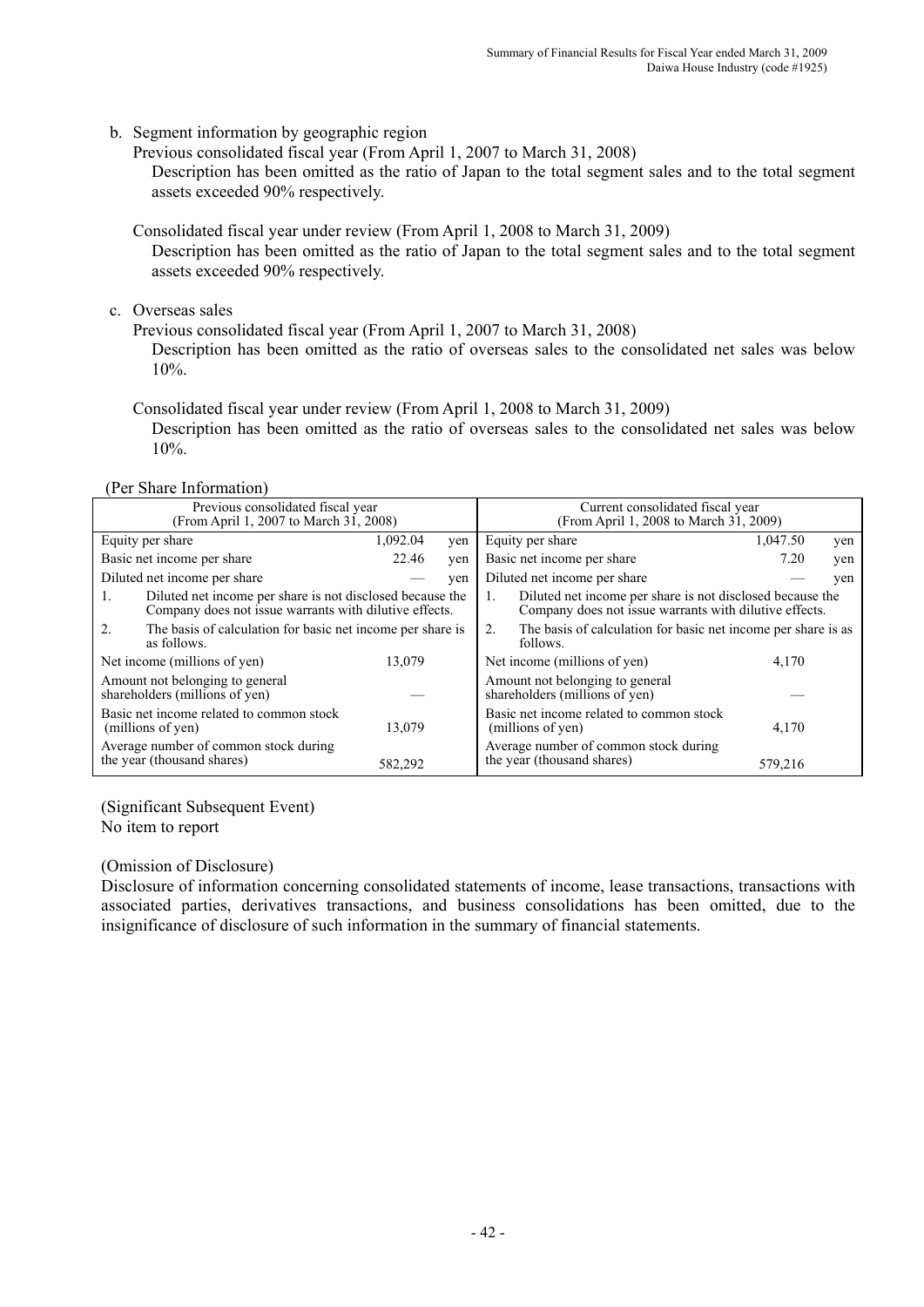b. Segment information by geographic region

Previous consolidated fiscal year (From April 1, 2007 to March 31, 2008)

Description has been omitted as the ratio of Japan to the total segment sales and to the total segment assets exceeded 90% respectively.

Consolidated fiscal year under review (From April 1, 2008 to March 31, 2009)

Description has been omitted as the ratio of Japan to the total segment sales and to the total segment assets exceeded 90% respectively.

c. Overseas sales

Previous consolidated fiscal year (From April 1, 2007 to March 31, 2008)

Description has been omitted as the ratio of overseas sales to the consolidated net sales was below 10%.

Consolidated fiscal year under review (From April 1, 2008 to March 31, 2009)

Description has been omitted as the ratio of overseas sales to the consolidated net sales was below 10%.

(Per Share Information)

| Previous consolidated fiscal year (From April 1, 2007 to March 31, 2008) | | | Current consolidated fiscal year (From April 1, 2008 to March 31, 2009) | | |
|---|---|---|---|---|---|
| Equity per share | 1,092.04 | yen | Equity per share | 1,047.50 | yen |
| Basic net income per share | 22.46 | yen | Basic net income per share | 7.20 | yen |
| Diluted net income per share | — | yen | Diluted net income per share | — | yen |
| 1. Diluted net income per share is not disclosed because the Company does not issue warrants with dilutive effects. | | | 1. Diluted net income per share is not disclosed because the Company does not issue warrants with dilutive effects. | | |
| 2. The basis of calculation for basic net income per share is as follows. | | | 2. The basis of calculation for basic net income per share is as follows. | | |
| Net income (millions of yen) | 13,079 | | Net income (millions of yen) | 4,170 | |
| Amount not belonging to general shareholders (millions of yen) | — | | Amount not belonging to general shareholders (millions of yen) | — | |
| Basic net income related to common stock (millions of yen) | 13,079 | | Basic net income related to common stock (millions of yen) | 4,170 | |
| Average number of common stock during the year (thousand shares) | 582,292 | | Average number of common stock during the year (thousand shares) | 579,216 | |

(Significant Subsequent Event)

No item to report

(Omission of Disclosure)

Disclosure of information concerning consolidated statements of income, lease transactions, transactions with associated parties, derivatives transactions, and business consolidations has been omitted, due to the insignificance of disclosure of such information in the summary of financial statements.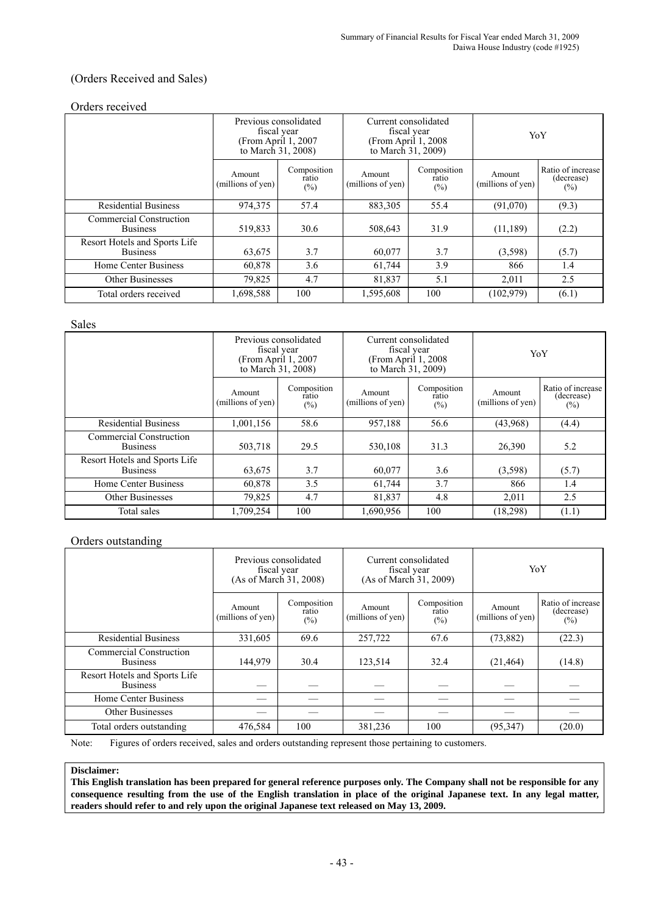## (Orders Received and Sales)

### Orders received

| | Previous consolidated fiscal year (From April 1, 2007 to March 31, 2008) | | Current consolidated fiscal year (From April 1, 2008 to March 31, 2009) | | YoY | |
|---|---|---|---|---|---|---|
| | Amount (millions of yen) | Composition ratio (%) | Amount (millions of yen) | Composition ratio (%) | Amount (millions of yen) | Ratio of increase (decrease) (%) |
| Residential Business | 974,375 | 57.4 | 883,305 | 55.4 | (91,070) | (9.3) |
| Commercial Construction Business | 519,833 | 30.6 | 508,643 | 31.9 | (11,189) | (2.2) |
| Resort Hotels and Sports Life Business | 63,675 | 3.7 | 60,077 | 3.7 | (3,598) | (5.7) |
| Home Center Business | 60,878 | 3.6 | 61,744 | 3.9 | 866 | 1.4 |
| Other Businesses | 79,825 | 4.7 | 81,837 | 5.1 | 2,011 | 2.5 |
| Total orders received | 1,698,588 | 100 | 1,595,608 | 100 | (102,979) | (6.1) |

### Sales

| | Previous consolidated fiscal year (From April 1, 2007 to March 31, 2008) | | Current consolidated fiscal year (From April 1, 2008 to March 31, 2009) | | YoY | |
|---|---|---|---|---|---|---|
| | Amount (millions of yen) | Composition ratio (%) | Amount (millions of yen) | Composition ratio (%) | Amount (millions of yen) | Ratio of increase (decrease) (%) |
| Residential Business | 1,001,156 | 58.6 | 957,188 | 56.6 | (43,968) | (4.4) |
| Commercial Construction Business | 503,718 | 29.5 | 530,108 | 31.3 | 26,390 | 5.2 |
| Resort Hotels and Sports Life Business | 63,675 | 3.7 | 60,077 | 3.6 | (3,598) | (5.7) |
| Home Center Business | 60,878 | 3.5 | 61,744 | 3.7 | 866 | 1.4 |
| Other Businesses | 79,825 | 4.7 | 81,837 | 4.8 | 2,011 | 2.5 |
| Total sales | 1,709,254 | 100 | 1,690,956 | 100 | (18,298) | (1.1) |

### Orders outstanding

| | Previous consolidated fiscal year (As of March 31, 2008) | | Current consolidated fiscal year (As of March 31, 2009) | | YoY | |
|---|---|---|---|---|---|---|
| | Amount (millions of yen) | Composition ratio (%) | Amount (millions of yen) | Composition ratio (%) | Amount (millions of yen) | Ratio of increase (decrease) (%) |
| Residential Business | 331,605 | 69.6 | 257,722 | 67.6 | (73,882) | (22.3) |
| Commercial Construction Business | 144,979 | 30.4 | 123,514 | 32.4 | (21,464) | (14.8) |
| Resort Hotels and Sports Life Business | — | — | — | — | — | — |
| Home Center Business | — | — | — | — | — | — |
| Other Businesses | — | — | — | — | — | — |
| Total orders outstanding | 476,584 | 100 | 381,236 | 100 | (95,347) | (20.0) |

Note: Figures of orders received, sales and orders outstanding represent those pertaining to customers.

**Disclaimer:**
**This English translation has been prepared for general reference purposes only. The Company shall not be responsible for any consequence resulting from the use of the English translation in place of the original Japanese text. In any legal matter, readers should refer to and rely upon the original Japanese text released on May 13, 2009.**